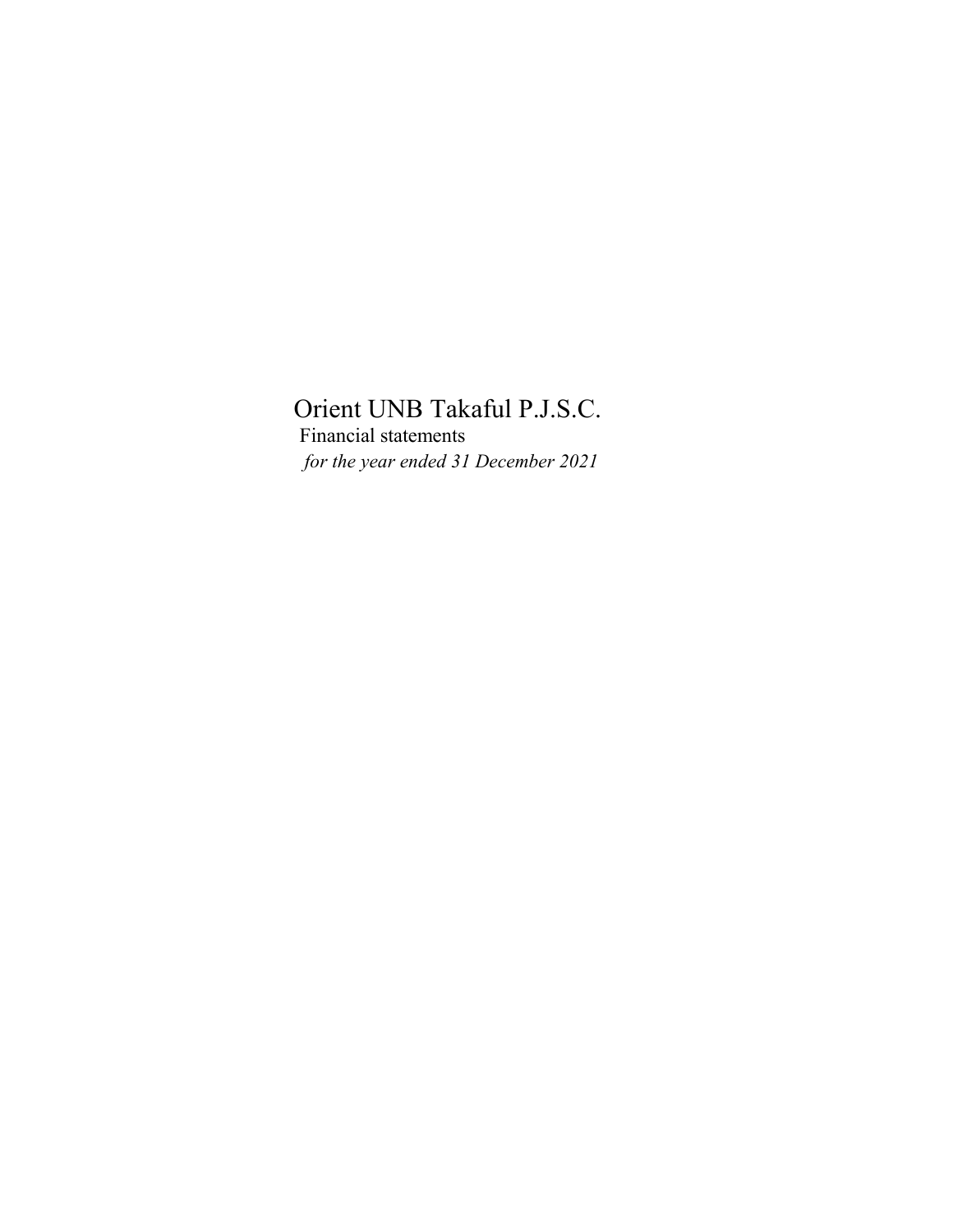# Orient UNB Takaful P.J.S.C.

Financial statements

*for the year ended 31 December 2021*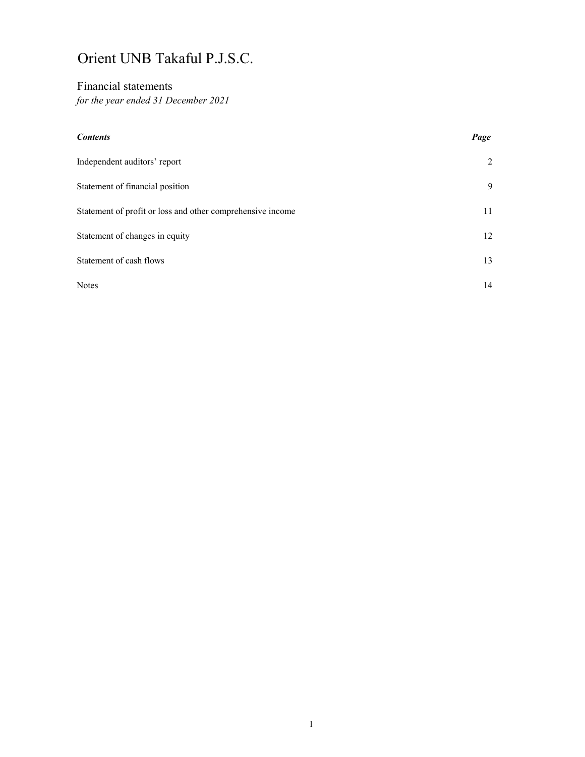# Orient UNB Takaful P.J.S.C.

## Financial statements

*for the year ended 31 December 2021*

| ***Contents*** | ***Page*** |
|---|---|
| Independent auditors' report | 2 |
| Statement of financial position | 9 |
| Statement of profit or loss and other comprehensive income | 11 |
| Statement of changes in equity | 12 |
| Statement of cash flows | 13 |
| Notes | 14 |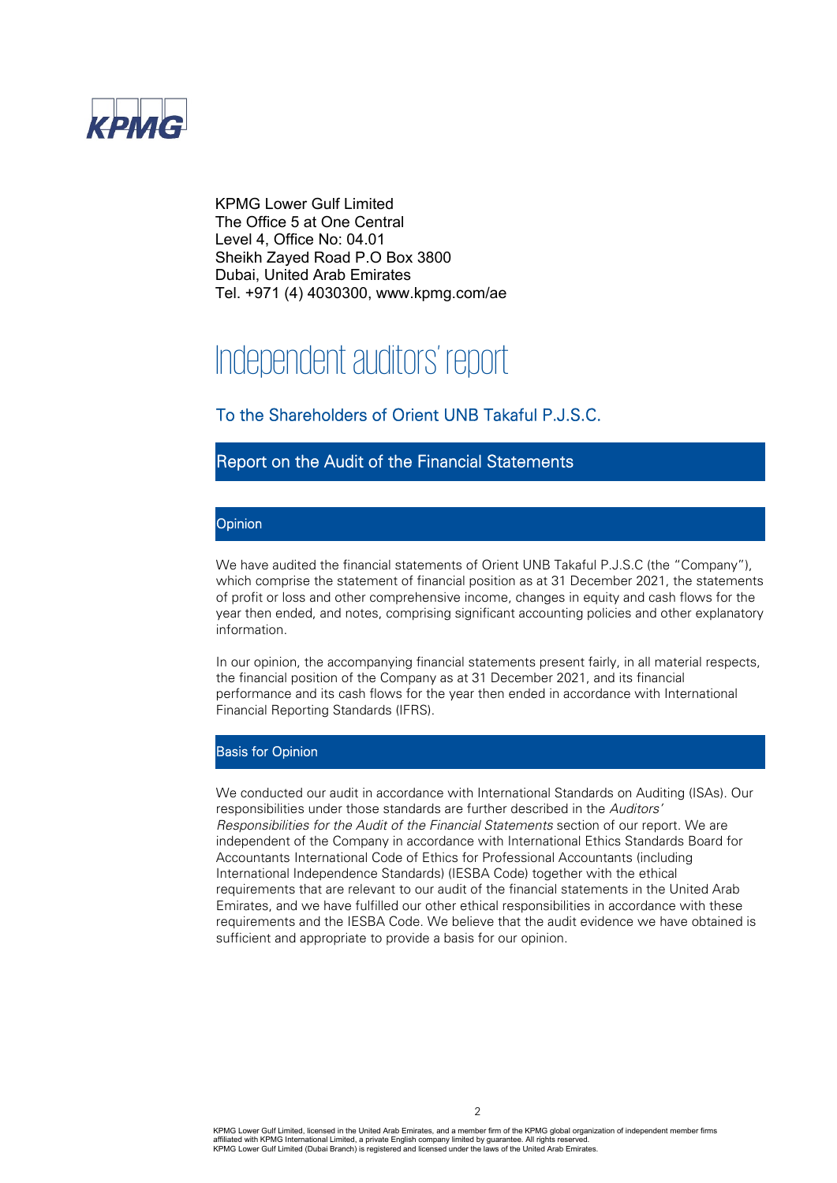KPMG

KPMG Lower Gulf Limited
The Office 5 at One Central
Level 4, Office No: 04.01
Sheikh Zayed Road P.O Box 3800
Dubai, United Arab Emirates
Tel. +971 (4) 4030300, www.kpmg.com/ae

# Independent auditors' report

## To the Shareholders of Orient UNB Takaful P.J.S.C.

## Report on the Audit of the Financial Statements

### Opinion

We have audited the financial statements of Orient UNB Takaful P.J.S.C (the "Company"), which comprise the statement of financial position as at 31 December 2021, the statements of profit or loss and other comprehensive income, changes in equity and cash flows for the year then ended, and notes, comprising significant accounting policies and other explanatory information.

In our opinion, the accompanying financial statements present fairly, in all material respects, the financial position of the Company as at 31 December 2021, and its financial performance and its cash flows for the year then ended in accordance with International Financial Reporting Standards (IFRS).

### Basis for Opinion

We conducted our audit in accordance with International Standards on Auditing (ISAs). Our responsibilities under those standards are further described in the *Auditors' Responsibilities for the Audit of the Financial Statements* section of our report. We are independent of the Company in accordance with International Ethics Standards Board for Accountants International Code of Ethics for Professional Accountants (including International Independence Standards) (IESBA Code) together with the ethical requirements that are relevant to our audit of the financial statements in the United Arab Emirates, and we have fulfilled our other ethical responsibilities in accordance with these requirements and the IESBA Code. We believe that the audit evidence we have obtained is sufficient and appropriate to provide a basis for our opinion.

KPMG Lower Gulf Limited, licensed in the United Arab Emirates, and a member firm of the KPMG global organization of independent member firms affiliated with KPMG International Limited, a private English company limited by guarantee. All rights reserved.
KPMG Lower Gulf Limited (Dubai Branch) is registered and licensed under the laws of the United Arab Emirates.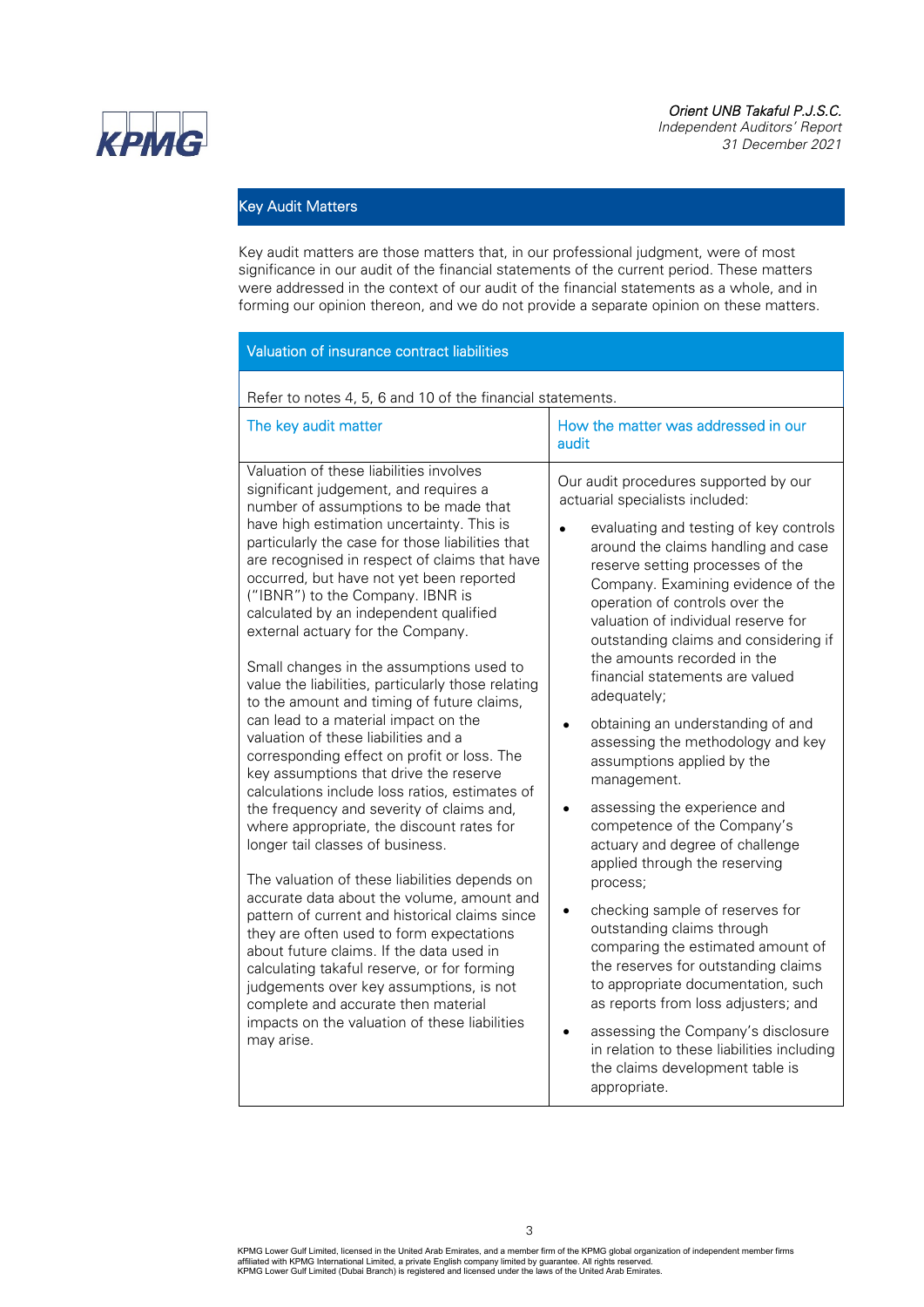## Key Audit Matters

Key audit matters are those matters that, in our professional judgment, were of most significance in our audit of the financial statements of the current period. These matters were addressed in the context of our audit of the financial statements as a whole, and in forming our opinion thereon, and we do not provide a separate opinion on these matters.

### Valuation of insurance contract liabilities

Refer to notes 4, 5, 6 and 10 of the financial statements.

| The key audit matter | How the matter was addressed in our audit |
|---|---|
| Valuation of these liabilities involves significant judgement, and requires a number of assumptions to be made that have high estimation uncertainty. This is particularly the case for those liabilities that are recognised in respect of claims that have occurred, but have not yet been reported ("IBNR") to the Company. IBNR is calculated by an independent qualified external actuary for the Company.<br><br>Small changes in the assumptions used to value the liabilities, particularly those relating to the amount and timing of future claims, can lead to a material impact on the valuation of these liabilities and a corresponding effect on profit or loss. The key assumptions that drive the reserve calculations include loss ratios, estimates of the frequency and severity of claims and, where appropriate, the discount rates for longer tail classes of business.<br><br>The valuation of these liabilities depends on accurate data about the volume, amount and pattern of current and historical claims since they are often used to form expectations about future claims. If the data used in calculating takaful reserve, or for forming judgements over key assumptions, is not complete and accurate then material impacts on the valuation of these liabilities may arise. | Our audit procedures supported by our actuarial specialists included:<br><br>• evaluating and testing of key controls around the claims handling and case reserve setting processes of the Company. Examining evidence of the operation of controls over the valuation of individual reserve for outstanding claims and considering if the amounts recorded in the financial statements are valued adequately;<br><br>• obtaining an understanding of and assessing the methodology and key assumptions applied by the management.<br><br>• assessing the experience and competence of the Company's actuary and degree of challenge applied through the reserving process;<br><br>• checking sample of reserves for outstanding claims through comparing the estimated amount of the reserves for outstanding claims to appropriate documentation, such as reports from loss adjusters; and<br><br>• assessing the Company's disclosure in relation to these liabilities including the claims development table is appropriate. |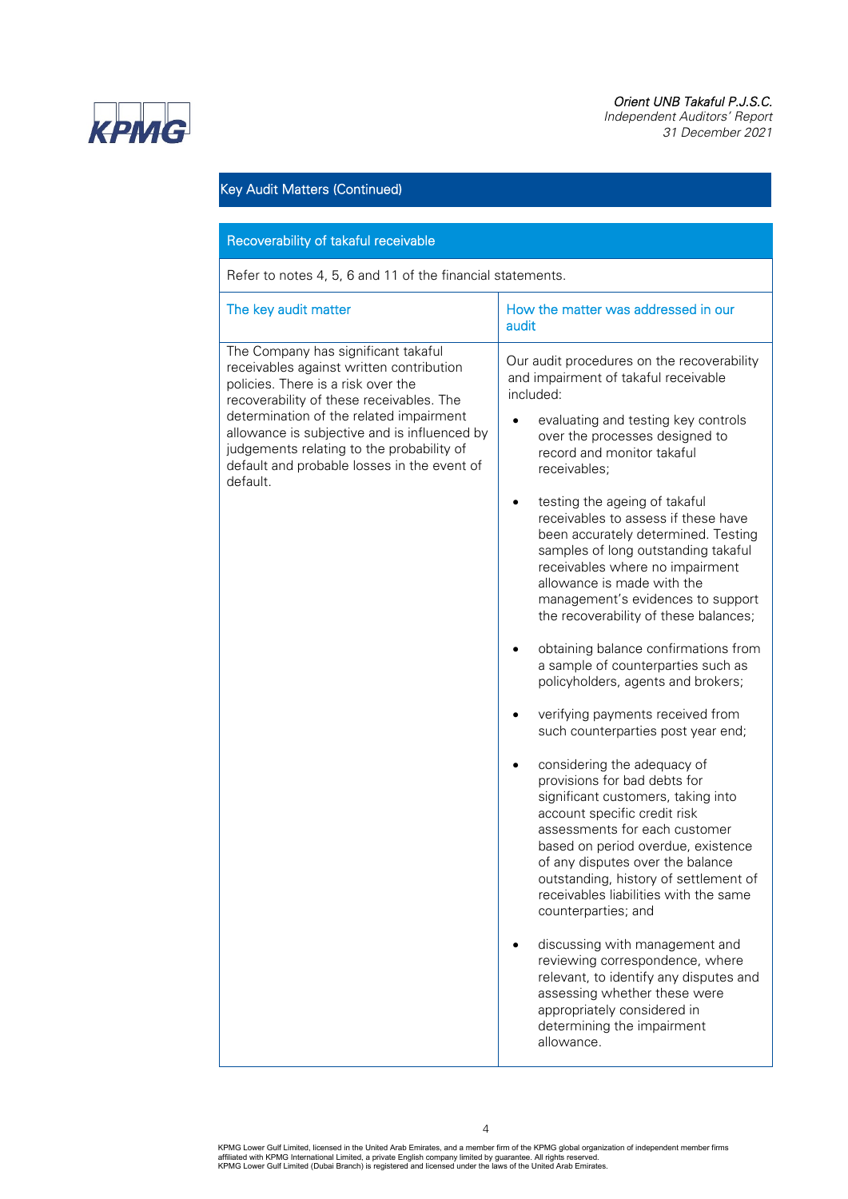## Key Audit Matters (Continued)

### Recoverability of takaful receivable

Refer to notes 4, 5, 6 and 11 of the financial statements.

| The key audit matter | How the matter was addressed in our audit |
|---|---|
| The Company has significant takaful receivables against written contribution policies. There is a risk over the recoverability of these receivables. The determination of the related impairment allowance is subjective and is influenced by judgements relating to the probability of default and probable losses in the event of default. | Our audit procedures on the recoverability and impairment of takaful receivable included:<br><br>• evaluating and testing key controls over the processes designed to record and monitor takaful receivables;<br><br>• testing the ageing of takaful receivables to assess if these have been accurately determined. Testing samples of long outstanding takaful receivables where no impairment allowance is made with the management's evidences to support the recoverability of these balances;<br><br>• obtaining balance confirmations from a sample of counterparties such as policyholders, agents and brokers;<br><br>• verifying payments received from such counterparties post year end;<br><br>• considering the adequacy of provisions for bad debts for significant customers, taking into account specific credit risk assessments for each customer based on period overdue, existence of any disputes over the balance outstanding, history of settlement of receivables liabilities with the same counterparties; and<br><br>• discussing with management and reviewing correspondence, where relevant, to identify any disputes and assessing whether these were appropriately considered in determining the impairment allowance. |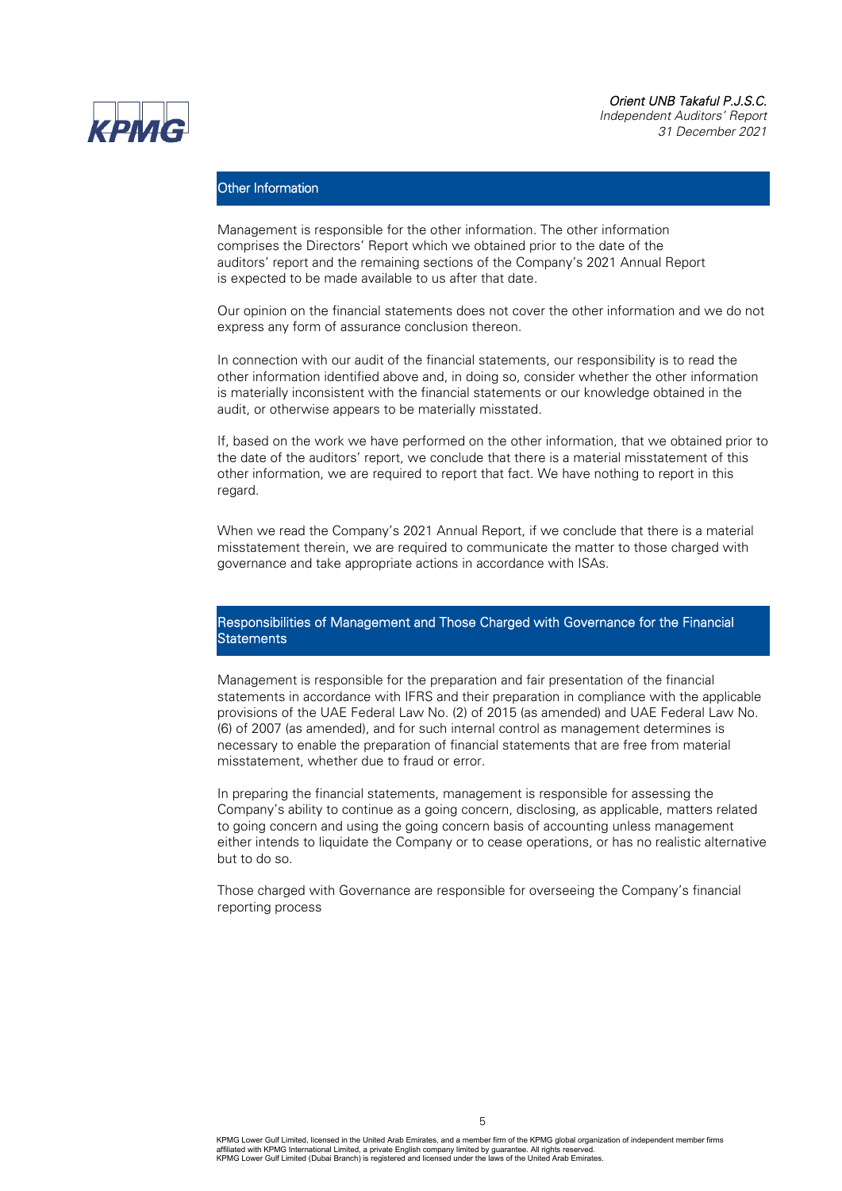## Other Information

Management is responsible for the other information. The other information comprises the Directors' Report which we obtained prior to the date of the auditors' report and the remaining sections of the Company's 2021 Annual Report is expected to be made available to us after that date.

Our opinion on the financial statements does not cover the other information and we do not express any form of assurance conclusion thereon.

In connection with our audit of the financial statements, our responsibility is to read the other information identified above and, in doing so, consider whether the other information is materially inconsistent with the financial statements or our knowledge obtained in the audit, or otherwise appears to be materially misstated.

If, based on the work we have performed on the other information, that we obtained prior to the date of the auditors' report, we conclude that there is a material misstatement of this other information, we are required to report that fact. We have nothing to report in this regard.

When we read the Company's 2021 Annual Report, if we conclude that there is a material misstatement therein, we are required to communicate the matter to those charged with governance and take appropriate actions in accordance with ISAs.

## Responsibilities of Management and Those Charged with Governance for the Financial Statements

Management is responsible for the preparation and fair presentation of the financial statements in accordance with IFRS and their preparation in compliance with the applicable provisions of the UAE Federal Law No. (2) of 2015 (as amended) and UAE Federal Law No. (6) of 2007 (as amended), and for such internal control as management determines is necessary to enable the preparation of financial statements that are free from material misstatement, whether due to fraud or error.

In preparing the financial statements, management is responsible for assessing the Company's ability to continue as a going concern, disclosing, as applicable, matters related to going concern and using the going concern basis of accounting unless management either intends to liquidate the Company or to cease operations, or has no realistic alternative but to do so.

Those charged with Governance are responsible for overseeing the Company's financial reporting process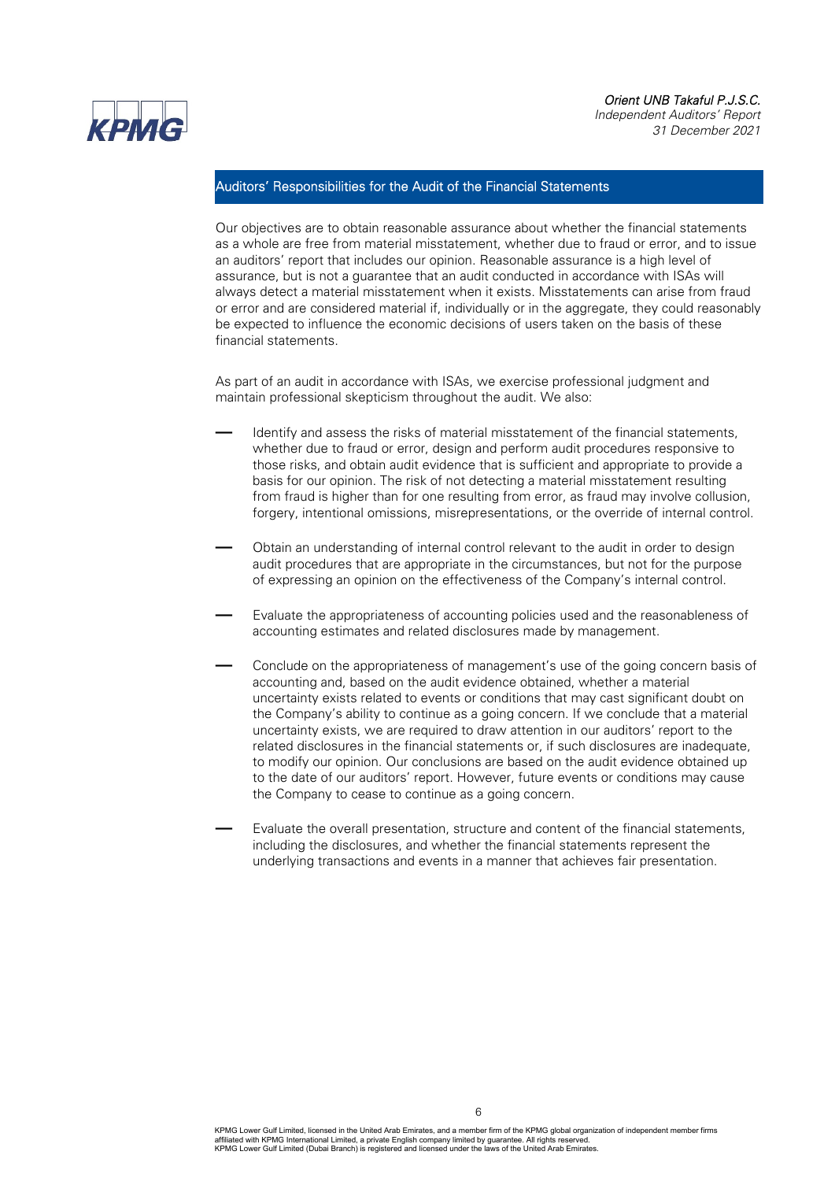## Auditors' Responsibilities for the Audit of the Financial Statements

Our objectives are to obtain reasonable assurance about whether the financial statements as a whole are free from material misstatement, whether due to fraud or error, and to issue an auditors' report that includes our opinion. Reasonable assurance is a high level of assurance, but is not a guarantee that an audit conducted in accordance with ISAs will always detect a material misstatement when it exists. Misstatements can arise from fraud or error and are considered material if, individually or in the aggregate, they could reasonably be expected to influence the economic decisions of users taken on the basis of these financial statements.

As part of an audit in accordance with ISAs, we exercise professional judgment and maintain professional skepticism throughout the audit. We also:

- Identify and assess the risks of material misstatement of the financial statements, whether due to fraud or error, design and perform audit procedures responsive to those risks, and obtain audit evidence that is sufficient and appropriate to provide a basis for our opinion. The risk of not detecting a material misstatement resulting from fraud is higher than for one resulting from error, as fraud may involve collusion, forgery, intentional omissions, misrepresentations, or the override of internal control.

- Obtain an understanding of internal control relevant to the audit in order to design audit procedures that are appropriate in the circumstances, but not for the purpose of expressing an opinion on the effectiveness of the Company's internal control.

- Evaluate the appropriateness of accounting policies used and the reasonableness of accounting estimates and related disclosures made by management.

- Conclude on the appropriateness of management's use of the going concern basis of accounting and, based on the audit evidence obtained, whether a material uncertainty exists related to events or conditions that may cast significant doubt on the Company's ability to continue as a going concern. If we conclude that a material uncertainty exists, we are required to draw attention in our auditors' report to the related disclosures in the financial statements or, if such disclosures are inadequate, to modify our opinion. Our conclusions are based on the audit evidence obtained up to the date of our auditors' report. However, future events or conditions may cause the Company to cease to continue as a going concern.

- Evaluate the overall presentation, structure and content of the financial statements, including the disclosures, and whether the financial statements represent the underlying transactions and events in a manner that achieves fair presentation.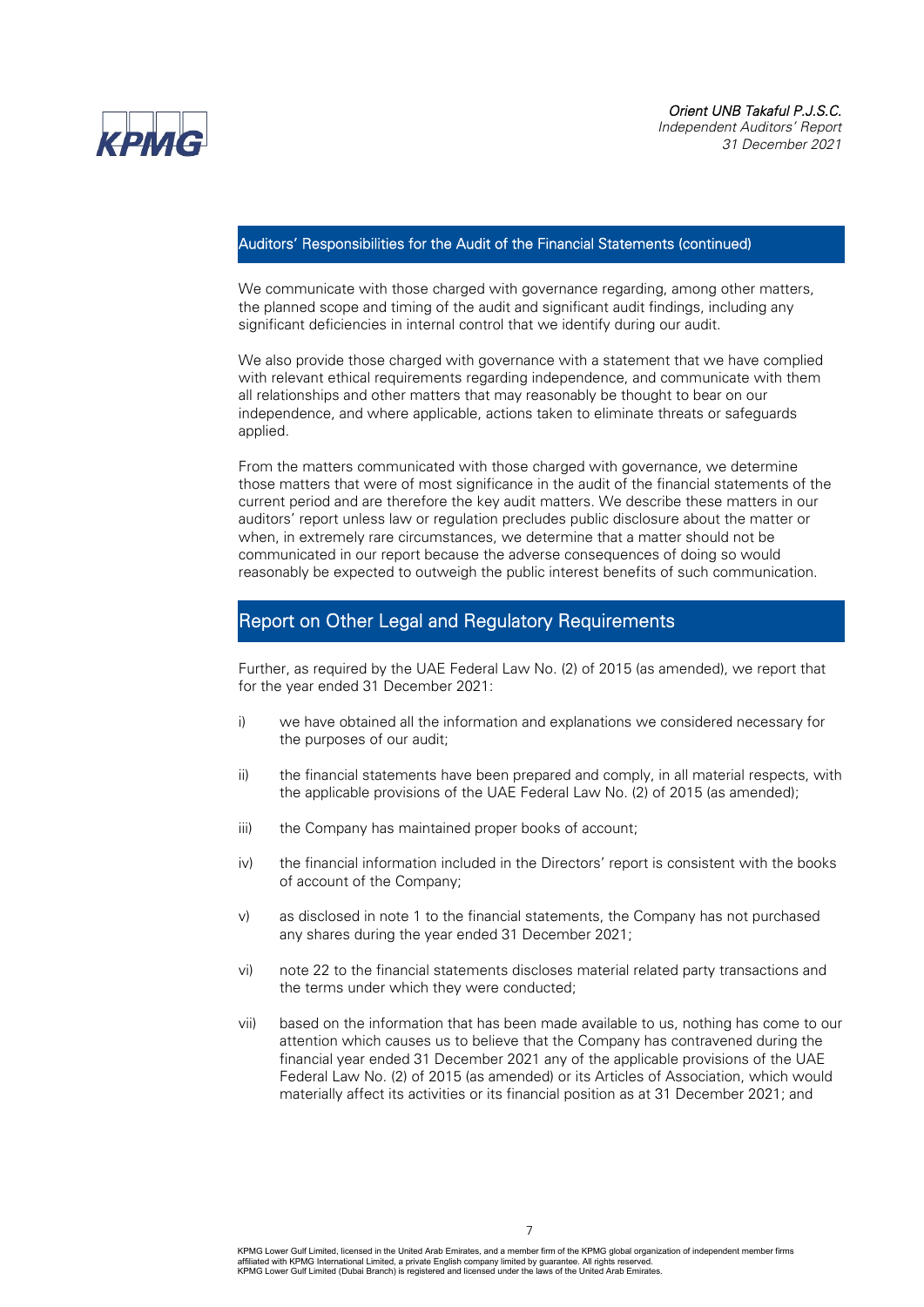## Auditors' Responsibilities for the Audit of the Financial Statements (continued)

We communicate with those charged with governance regarding, among other matters, the planned scope and timing of the audit and significant audit findings, including any significant deficiencies in internal control that we identify during our audit.

We also provide those charged with governance with a statement that we have complied with relevant ethical requirements regarding independence, and communicate with them all relationships and other matters that may reasonably be thought to bear on our independence, and where applicable, actions taken to eliminate threats or safeguards applied.

From the matters communicated with those charged with governance, we determine those matters that were of most significance in the audit of the financial statements of the current period and are therefore the key audit matters. We describe these matters in our auditors' report unless law or regulation precludes public disclosure about the matter or when, in extremely rare circumstances, we determine that a matter should not be communicated in our report because the adverse consequences of doing so would reasonably be expected to outweigh the public interest benefits of such communication.

## Report on Other Legal and Regulatory Requirements

Further, as required by the UAE Federal Law No. (2) of 2015 (as amended), we report that for the year ended 31 December 2021:

i) we have obtained all the information and explanations we considered necessary for the purposes of our audit;

ii) the financial statements have been prepared and comply, in all material respects, with the applicable provisions of the UAE Federal Law No. (2) of 2015 (as amended);

iii) the Company has maintained proper books of account;

iv) the financial information included in the Directors' report is consistent with the books of account of the Company;

v) as disclosed in note 1 to the financial statements, the Company has not purchased any shares during the year ended 31 December 2021;

vi) note 22 to the financial statements discloses material related party transactions and the terms under which they were conducted;

vii) based on the information that has been made available to us, nothing has come to our attention which causes us to believe that the Company has contravened during the financial year ended 31 December 2021 any of the applicable provisions of the UAE Federal Law No. (2) of 2015 (as amended) or its Articles of Association, which would materially affect its activities or its financial position as at 31 December 2021; and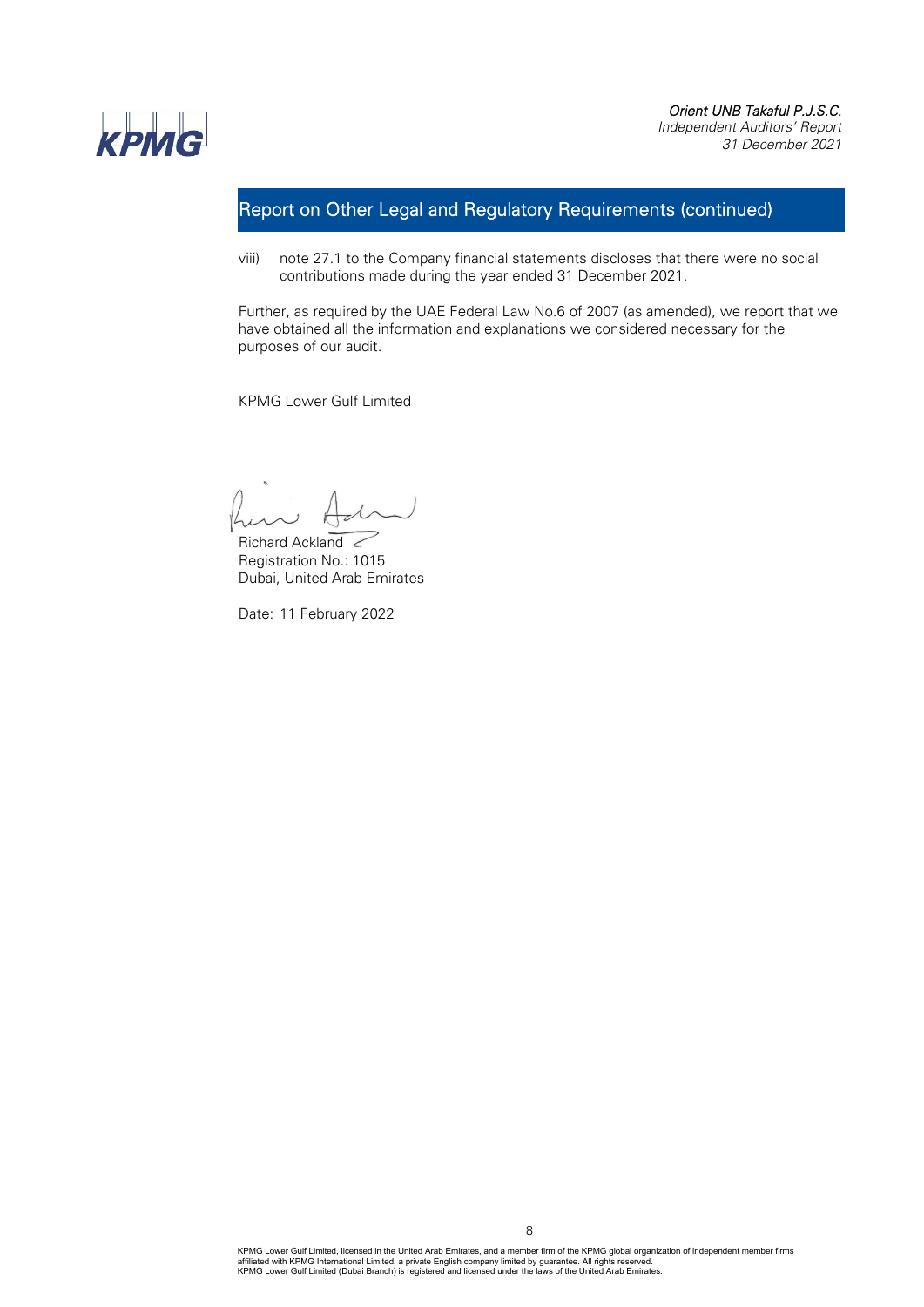## Report on Other Legal and Regulatory Requirements (continued)

viii) note 27.1 to the Company financial statements discloses that there were no social contributions made during the year ended 31 December 2021.

Further, as required by the UAE Federal Law No.6 of 2007 (as amended), we report that we have obtained all the information and explanations we considered necessary for the purposes of our audit.

KPMG Lower Gulf Limited

Richard Ackland
Registration No.: 1015
Dubai, United Arab Emirates

Date: 11 February 2022

KPMG Lower Gulf Limited, licensed in the United Arab Emirates, and a member firm of the KPMG global organization of independent member firms affiliated with KPMG International Limited, a private English company limited by guarantee. All rights reserved.
KPMG Lower Gulf Limited (Dubai Branch) is registered and licensed under the laws of the United Arab Emirates.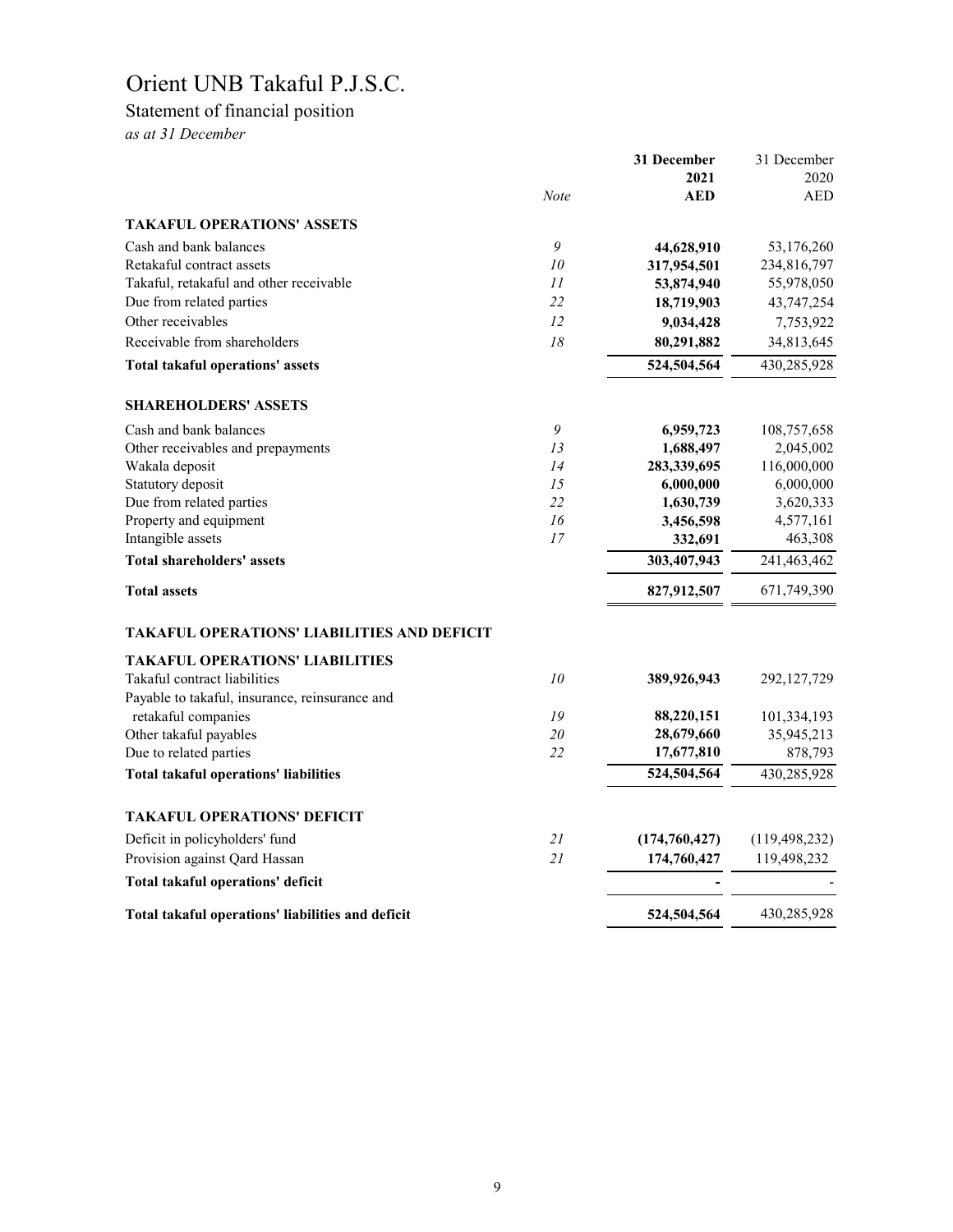# Orient UNB Takaful P.J.S.C.

## Statement of financial position

*as at 31 December*

| | Note | 31 December 2021 AED | 31 December 2020 AED |
|---|---|---|---|
| **TAKAFUL OPERATIONS' ASSETS** | | | |
| Cash and bank balances | 9 | **44,628,910** | 53,176,260 |
| Retakaful contract assets | 10 | **317,954,501** | 234,816,797 |
| Takaful, retakaful and other receivable | 11 | **53,874,940** | 55,978,050 |
| Due from related parties | 22 | **18,719,903** | 43,747,254 |
| Other receivables | 12 | **9,034,428** | 7,753,922 |
| Receivable from shareholders | 18 | **80,291,882** | 34,813,645 |
| **Total takaful operations' assets** | | **524,504,564** | 430,285,928 |
| **SHAREHOLDERS' ASSETS** | | | |
| Cash and bank balances | 9 | **6,959,723** | 108,757,658 |
| Other receivables and prepayments | 13 | **1,688,497** | 2,045,002 |
| Wakala deposit | 14 | **283,339,695** | 116,000,000 |
| Statutory deposit | 15 | **6,000,000** | 6,000,000 |
| Due from related parties | 22 | **1,630,739** | 3,620,333 |
| Property and equipment | 16 | **3,456,598** | 4,577,161 |
| Intangible assets | 17 | **332,691** | 463,308 |
| **Total shareholders' assets** | | **303,407,943** | 241,463,462 |
| **Total assets** | | **827,912,507** | 671,749,390 |
| **TAKAFUL OPERATIONS' LIABILITIES AND DEFICIT** | | | |
| **TAKAFUL OPERATIONS' LIABILITIES** | | | |
| Takaful contract liabilities | 10 | **389,926,943** | 292,127,729 |
| Payable to takaful, insurance, reinsurance and retakaful companies | 19 | **88,220,151** | 101,334,193 |
| Other takaful payables | 20 | **28,679,660** | 35,945,213 |
| Due to related parties | 22 | **17,677,810** | 878,793 |
| **Total takaful operations' liabilities** | | **524,504,564** | 430,285,928 |
| **TAKAFUL OPERATIONS' DEFICIT** | | | |
| Deficit in policyholders' fund | 21 | **(174,760,427)** | (119,498,232) |
| Provision against Qard Hassan | 21 | **174,760,427** | 119,498,232 |
| **Total takaful operations' deficit** | | **-** | - |
| **Total takaful operations' liabilities and deficit** | | **524,504,564** | 430,285,928 |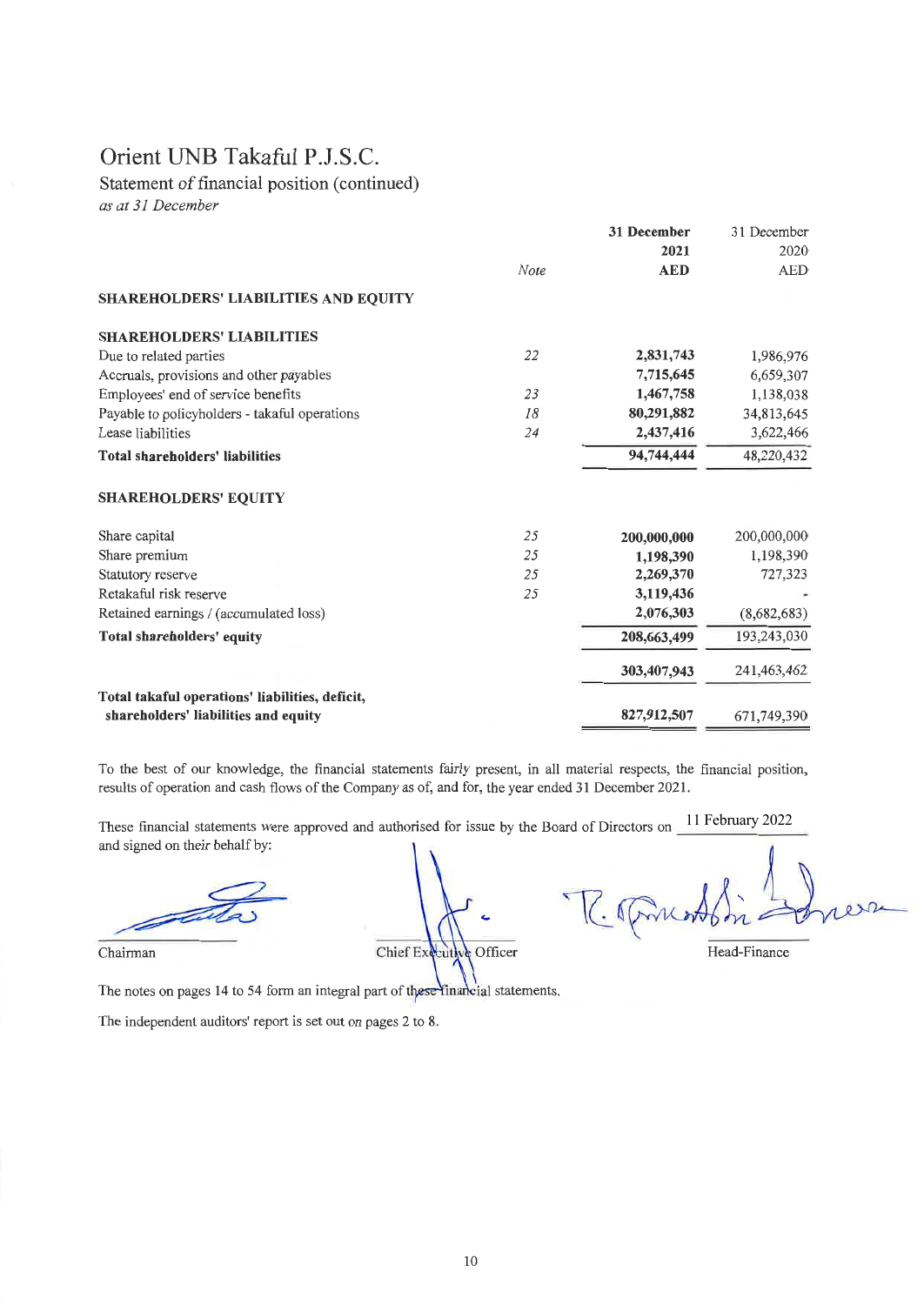# Orient UNB Takaful P.J.S.C.

## Statement of financial position (continued)

*as at 31 December*

| | Note | 31 December 2021 AED | 31 December 2020 AED |
|---|---|---|---|
| **SHAREHOLDERS' LIABILITIES AND EQUITY** | | | |
| **SHAREHOLDERS' LIABILITIES** | | | |
| Due to related parties | *22* | **2,831,743** | 1,986,976 |
| Accruals, provisions and other payables | | **7,715,645** | 6,659,307 |
| Employees' end of service benefits | *23* | **1,467,758** | 1,138,038 |
| Payable to policyholders - takaful operations | *18* | **80,291,882** | 34,813,645 |
| Lease liabilities | *24* | **2,437,416** | 3,622,466 |
| **Total shareholders' liabilities** | | **94,744,444** | 48,220,432 |
| **SHAREHOLDERS' EQUITY** | | | |
| Share capital | *25* | **200,000,000** | 200,000,000 |
| Share premium | *25* | **1,198,390** | 1,198,390 |
| Statutory reserve | *25* | **2,269,370** | 727,323 |
| Retakaful risk reserve | *25* | **3,119,436** | - |
| Retained earnings / (accumulated loss) | | **2,076,303** | (8,682,683) |
| **Total shareholders' equity** | | **208,663,499** | 193,243,030 |
| | | **303,407,943** | 241,463,462 |
| **Total takaful operations' liabilities, deficit, shareholders' liabilities and equity** | | **827,912,507** | 671,749,390 |

To the best of our knowledge, the financial statements fairly present, in all material respects, the financial position, results of operation and cash flows of the Company as of, and for, the year ended 31 December 2021.

These financial statements were approved and authorised for issue by the Board of Directors on 11 February 2022 and signed on their behalf by:

Chairman — Chief Executive Officer — Head-Finance

The notes on pages 14 to 54 form an integral part of these financial statements.

The independent auditors' report is set out on pages 2 to 8.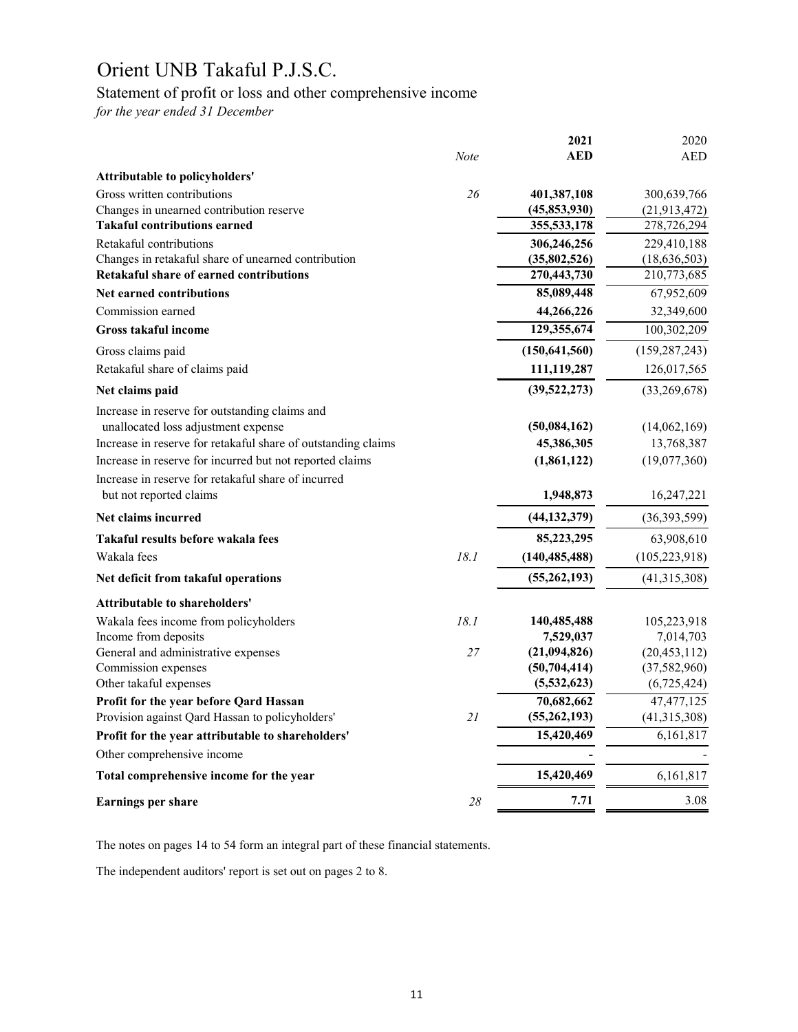# Orient UNB Takaful P.J.S.C.

## Statement of profit or loss and other comprehensive income

*for the year ended 31 December*

| | *Note* | **2021 AED** | 2020 AED |
|---|---|---|---|
| **Attributable to policyholders'** | | | |
| Gross written contributions | *26* | **401,387,108** | 300,639,766 |
| Changes in unearned contribution reserve | | **(45,853,930)** | (21,913,472) |
| **Takaful contributions earned** | | **355,533,178** | 278,726,294 |
| Retakaful contributions | | **306,246,256** | 229,410,188 |
| Changes in retakaful share of unearned contribution | | **(35,802,526)** | (18,636,503) |
| **Retakaful share of earned contributions** | | **270,443,730** | 210,773,685 |
| **Net earned contributions** | | **85,089,448** | 67,952,609 |
| Commission earned | | **44,266,226** | 32,349,600 |
| **Gross takaful income** | | **129,355,674** | 100,302,209 |
| Gross claims paid | | **(150,641,560)** | (159,287,243) |
| Retakaful share of claims paid | | **111,119,287** | 126,017,565 |
| **Net claims paid** | | **(39,522,273)** | (33,269,678) |
| Increase in reserve for outstanding claims and unallocated loss adjustment expense | | **(50,084,162)** | (14,062,169) |
| Increase in reserve for retakaful share of outstanding claims | | **45,386,305** | 13,768,387 |
| Increase in reserve for incurred but not reported claims | | **(1,861,122)** | (19,077,360) |
| Increase in reserve for retakaful share of incurred but not reported claims | | **1,948,873** | 16,247,221 |
| **Net claims incurred** | | **(44,132,379)** | (36,393,599) |
| **Takaful results before wakala fees** | | **85,223,295** | 63,908,610 |
| Wakala fees | *18.1* | **(140,485,488)** | (105,223,918) |
| **Net deficit from takaful operations** | | **(55,262,193)** | (41,315,308) |
| **Attributable to shareholders'** | | | |
| Wakala fees income from policyholders | *18.1* | **140,485,488** | 105,223,918 |
| Income from deposits | | **7,529,037** | 7,014,703 |
| General and administrative expenses | *27* | **(21,094,826)** | (20,453,112) |
| Commission expenses | | **(50,704,414)** | (37,582,960) |
| Other takaful expenses | | **(5,532,623)** | (6,725,424) |
| **Profit for the year before Qard Hassan** | | **70,682,662** | 47,477,125 |
| Provision against Qard Hassan to policyholders' | *21* | **(55,262,193)** | (41,315,308) |
| **Profit for the year attributable to shareholders'** | | **15,420,469** | 6,161,817 |
| Other comprehensive income | | **-** | - |
| **Total comprehensive income for the year** | | **15,420,469** | 6,161,817 |
| **Earnings per share** | *28* | **7.71** | 3.08 |

The notes on pages 14 to 54 form an integral part of these financial statements.

The independent auditors' report is set out on pages 2 to 8.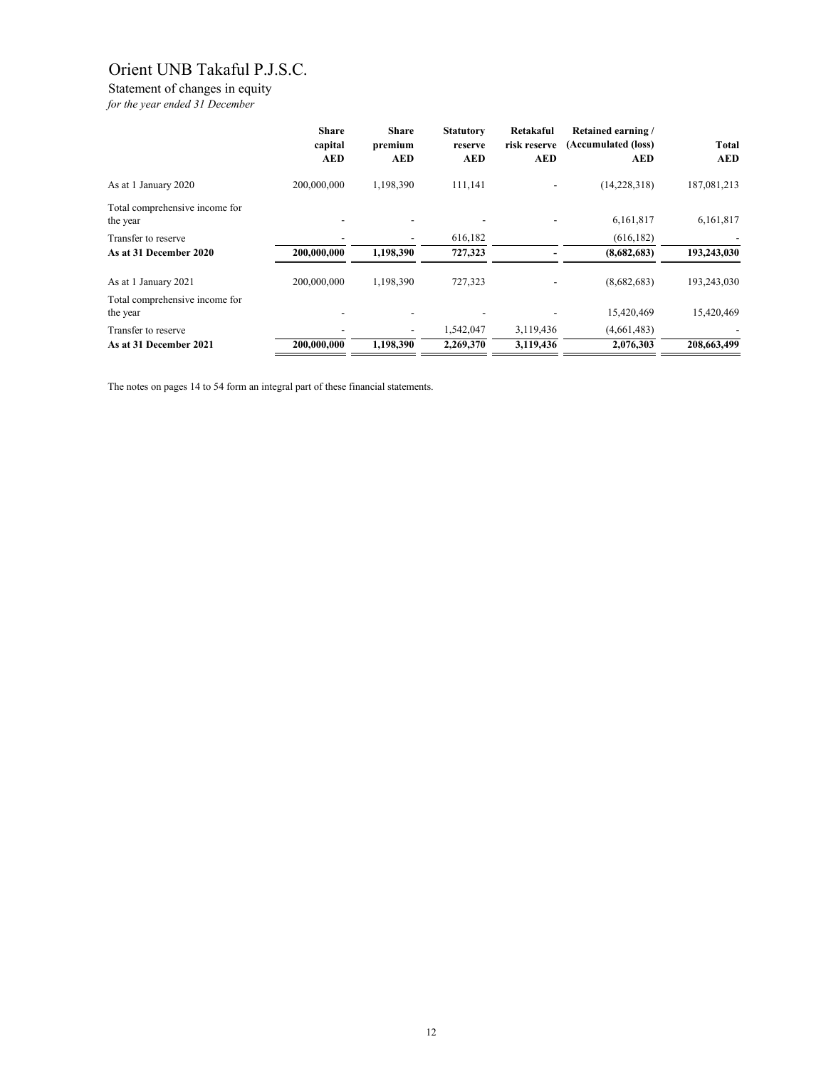# Orient UNB Takaful P.J.S.C.

Statement of changes in equity

*for the year ended 31 December*

| | Share capital AED | Share premium AED | Statutory reserve AED | Retakaful risk reserve AED | Retained earning / (Accumulated (loss) AED | Total AED |
|---|---|---|---|---|---|---|
| As at 1 January 2020 | 200,000,000 | 1,198,390 | 111,141 | - | (14,228,318) | 187,081,213 |
| Total comprehensive income for the year | - | - | - | - | 6,161,817 | 6,161,817 |
| Transfer to reserve | - | - | 616,182 | | (616,182) | - |
| **As at 31 December 2020** | **200,000,000** | **1,198,390** | **727,323** | **-** | **(8,682,683)** | **193,243,030** |
| As at 1 January 2021 | 200,000,000 | 1,198,390 | 727,323 | - | (8,682,683) | 193,243,030 |
| Total comprehensive income for the year | - | - | - | - | 15,420,469 | 15,420,469 |
| Transfer to reserve | - | - | 1,542,047 | 3,119,436 | (4,661,483) | - |
| **As at 31 December 2021** | **200,000,000** | **1,198,390** | **2,269,370** | **3,119,436** | **2,076,303** | **208,663,499** |

The notes on pages 14 to 54 form an integral part of these financial statements.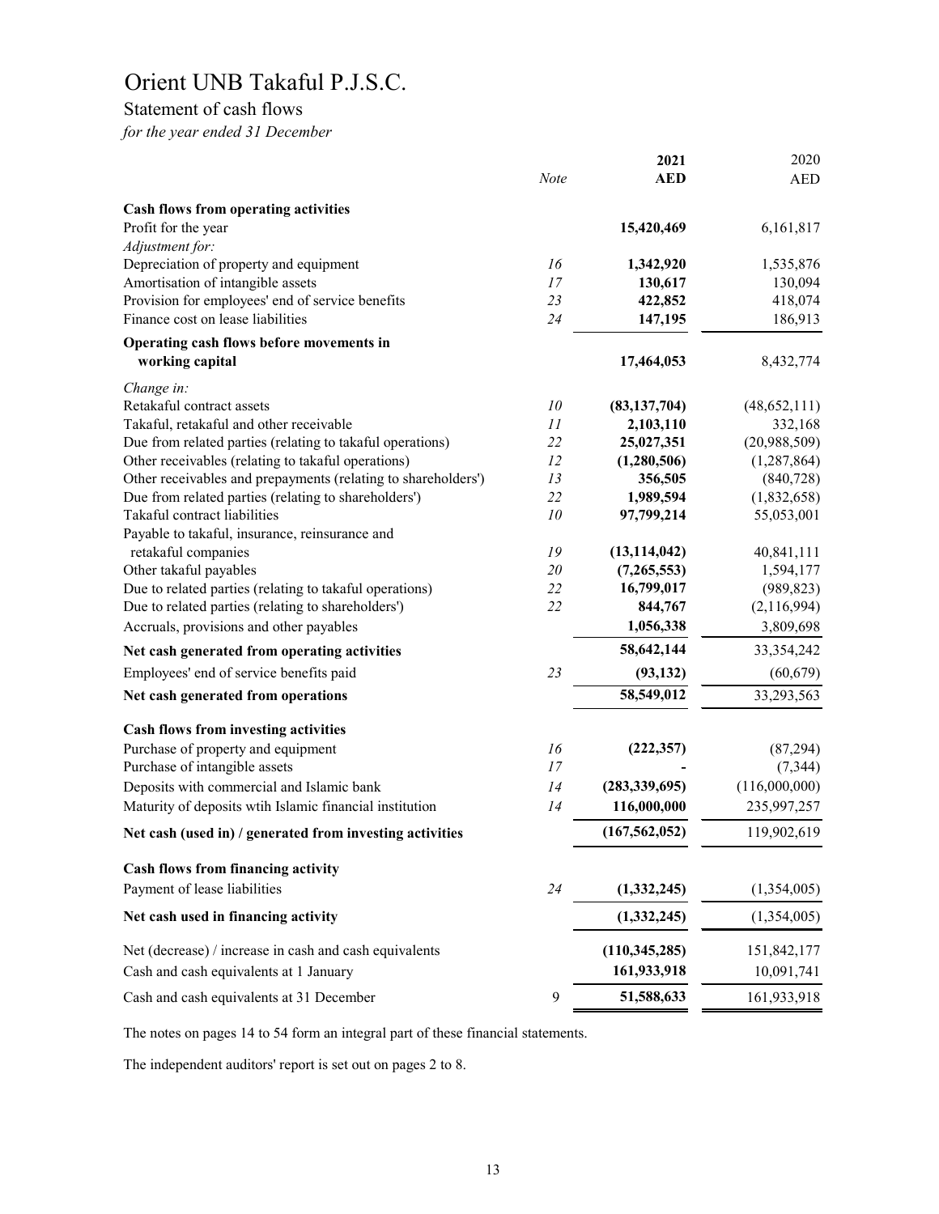# Orient UNB Takaful P.J.S.C.

## Statement of cash flows

*for the year ended 31 December*

| | *Note* | **2021 AED** | 2020 AED |
|---|---|---|---|
| **Cash flows from operating activities** | | | |
| Profit for the year | | **15,420,469** | 6,161,817 |
| *Adjustment for:* | | | |
| Depreciation of property and equipment | *16* | **1,342,920** | 1,535,876 |
| Amortisation of intangible assets | *17* | **130,617** | 130,094 |
| Provision for employees' end of service benefits | *23* | **422,852** | 418,074 |
| Finance cost on lease liabilities | *24* | **147,195** | 186,913 |
| **Operating cash flows before movements in working capital** | | **17,464,053** | 8,432,774 |
| *Change in:* | | | |
| Retakaful contract assets | *10* | **(83,137,704)** | (48,652,111) |
| Takaful, retakaful and other receivable | *11* | **2,103,110** | 332,168 |
| Due from related parties (relating to takaful operations) | *22* | **25,027,351** | (20,988,509) |
| Other receivables (relating to takaful operations) | *12* | **(1,280,506)** | (1,287,864) |
| Other receivables and prepayments (relating to shareholders') | *13* | **356,505** | (840,728) |
| Due from related parties (relating to shareholders') | *22* | **1,989,594** | (1,832,658) |
| Takaful contract liabilities | *10* | **97,799,214** | 55,053,001 |
| Payable to takaful, insurance, reinsurance and retakaful companies | *19* | **(13,114,042)** | 40,841,111 |
| Other takaful payables | *20* | **(7,265,553)** | 1,594,177 |
| Due to related parties (relating to takaful operations) | *22* | **16,799,017** | (989,823) |
| Due to related parties (relating to shareholders') | *22* | **844,767** | (2,116,994) |
| Accruals, provisions and other payables | | **1,056,338** | 3,809,698 |
| **Net cash generated from operating activities** | | **58,642,144** | 33,354,242 |
| Employees' end of service benefits paid | *23* | **(93,132)** | (60,679) |
| **Net cash generated from operations** | | **58,549,012** | 33,293,563 |
| **Cash flows from investing activities** | | | |
| Purchase of property and equipment | *16* | **(222,357)** | (87,294) |
| Purchase of intangible assets | *17* | **-** | (7,344) |
| Deposits with commercial and Islamic bank | *14* | **(283,339,695)** | (116,000,000) |
| Maturity of deposits wtih Islamic financial institution | *14* | **116,000,000** | 235,997,257 |
| **Net cash (used in) / generated from investing activities** | | **(167,562,052)** | 119,902,619 |
| **Cash flows from financing activity** | | | |
| Payment of lease liabilities | *24* | **(1,332,245)** | (1,354,005) |
| **Net cash used in financing activity** | | **(1,332,245)** | (1,354,005) |
| Net (decrease) / increase in cash and cash equivalents | | **(110,345,285)** | 151,842,177 |
| Cash and cash equivalents at 1 January | | **161,933,918** | 10,091,741 |
| Cash and cash equivalents at 31 December | 9 | **51,588,633** | 161,933,918 |

The notes on pages 14 to 54 form an integral part of these financial statements.

The independent auditors' report is set out on pages 2 to 8.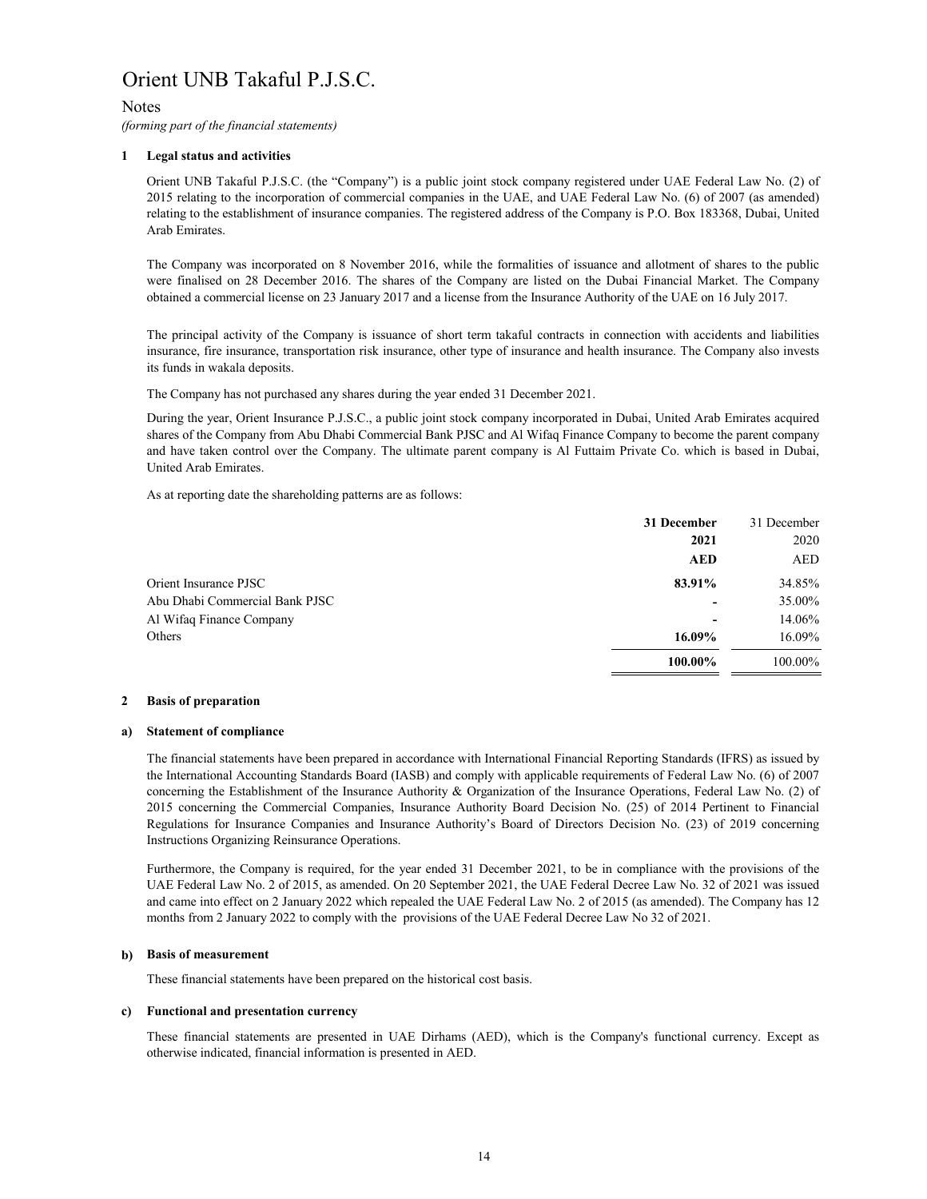# Orient UNB Takaful P.J.S.C.

Notes

*(forming part of the financial statements)*

## 1 Legal status and activities

Orient UNB Takaful P.J.S.C. (the "Company") is a public joint stock company registered under UAE Federal Law No. (2) of 2015 relating to the incorporation of commercial companies in the UAE, and UAE Federal Law No. (6) of 2007 (as amended) relating to the establishment of insurance companies. The registered address of the Company is P.O. Box 183368, Dubai, United Arab Emirates.

The Company was incorporated on 8 November 2016, while the formalities of issuance and allotment of shares to the public were finalised on 28 December 2016. The shares of the Company are listed on the Dubai Financial Market. The Company obtained a commercial license on 23 January 2017 and a license from the Insurance Authority of the UAE on 16 July 2017.

The principal activity of the Company is issuance of short term takaful contracts in connection with accidents and liabilities insurance, fire insurance, transportation risk insurance, other type of insurance and health insurance. The Company also invests its funds in wakala deposits.

The Company has not purchased any shares during the year ended 31 December 2021.

During the year, Orient Insurance P.J.S.C., a public joint stock company incorporated in Dubai, United Arab Emirates acquired shares of the Company from Abu Dhabi Commercial Bank PJSC and Al Wifaq Finance Company to become the parent company and have taken control over the Company. The ultimate parent company is Al Futtaim Private Co. which is based in Dubai, United Arab Emirates.

As at reporting date the shareholding patterns are as follows:

| | **31 December 2021 AED** | 31 December 2020 AED |
|---|---|---|
| Orient Insurance PJSC | **83.91%** | 34.85% |
| Abu Dhabi Commercial Bank PJSC | **-** | 35.00% |
| Al Wifaq Finance Company | **-** | 14.06% |
| Others | **16.09%** | 16.09% |
| | **100.00%** | 100.00% |

## 2 Basis of preparation

### a) Statement of compliance

The financial statements have been prepared in accordance with International Financial Reporting Standards (IFRS) as issued by the International Accounting Standards Board (IASB) and comply with applicable requirements of Federal Law No. (6) of 2007 concerning the Establishment of the Insurance Authority & Organization of the Insurance Operations, Federal Law No. (2) of 2015 concerning the Commercial Companies, Insurance Authority Board Decision No. (25) of 2014 Pertinent to Financial Regulations for Insurance Companies and Insurance Authority's Board of Directors Decision No. (23) of 2019 concerning Instructions Organizing Reinsurance Operations.

Furthermore, the Company is required, for the year ended 31 December 2021, to be in compliance with the provisions of the UAE Federal Law No. 2 of 2015, as amended. On 20 September 2021, the UAE Federal Decree Law No. 32 of 2021 was issued and came into effect on 2 January 2022 which repealed the UAE Federal Law No. 2 of 2015 (as amended). The Company has 12 months from 2 January 2022 to comply with the provisions of the UAE Federal Decree Law No 32 of 2021.

### b) Basis of measurement

These financial statements have been prepared on the historical cost basis.

### c) Functional and presentation currency

These financial statements are presented in UAE Dirhams (AED), which is the Company's functional currency. Except as otherwise indicated, financial information is presented in AED.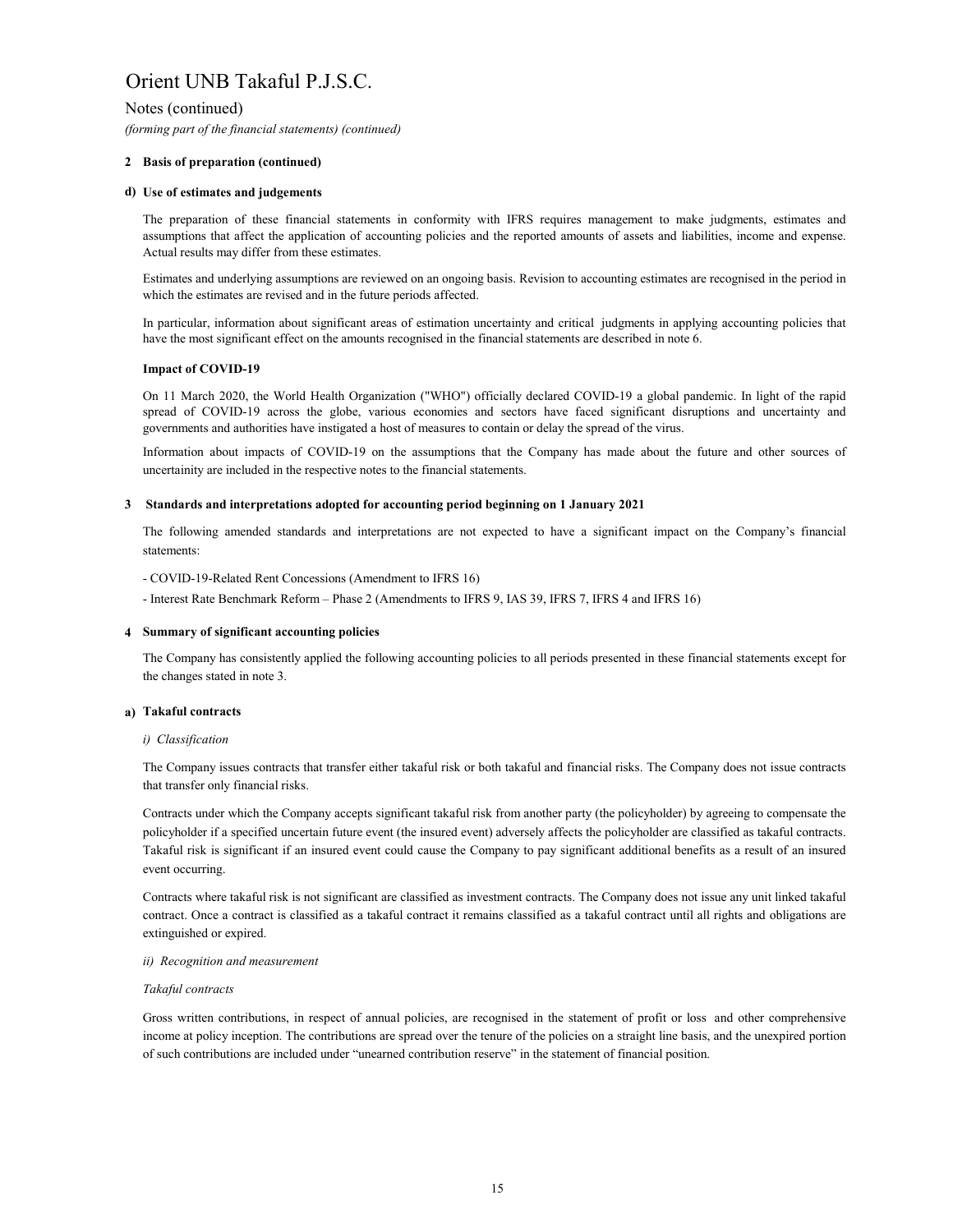# Orient UNB Takaful P.J.S.C.

Notes (continued)

*(forming part of the financial statements) (continued)*

**2 Basis of preparation (continued)**

**d) Use of estimates and judgements**

The preparation of these financial statements in conformity with IFRS requires management to make judgments, estimates and assumptions that affect the application of accounting policies and the reported amounts of assets and liabilities, income and expense. Actual results may differ from these estimates.

Estimates and underlying assumptions are reviewed on an ongoing basis. Revision to accounting estimates are recognised in the period in which the estimates are revised and in the future periods affected.

In particular, information about significant areas of estimation uncertainty and critical judgments in applying accounting policies that have the most significant effect on the amounts recognised in the financial statements are described in note 6.

**Impact of COVID-19**

On 11 March 2020, the World Health Organization ("WHO") officially declared COVID-19 a global pandemic. In light of the rapid spread of COVID-19 across the globe, various economies and sectors have faced significant disruptions and uncertainty and governments and authorities have instigated a host of measures to contain or delay the spread of the virus.

Information about impacts of COVID-19 on the assumptions that the Company has made about the future and other sources of uncertainity are included in the respective notes to the financial statements.

**3 Standards and interpretations adopted for accounting period beginning on 1 January 2021**

The following amended standards and interpretations are not expected to have a significant impact on the Company's financial statements:

- COVID-19-Related Rent Concessions (Amendment to IFRS 16)

- Interest Rate Benchmark Reform – Phase 2 (Amendments to IFRS 9, IAS 39, IFRS 7, IFRS 4 and IFRS 16)

**4 Summary of significant accounting policies**

The Company has consistently applied the following accounting policies to all periods presented in these financial statements except for the changes stated in note 3.

**a) Takaful contracts**

*i) Classification*

The Company issues contracts that transfer either takaful risk or both takaful and financial risks. The Company does not issue contracts that transfer only financial risks.

Contracts under which the Company accepts significant takaful risk from another party (the policyholder) by agreeing to compensate the policyholder if a specified uncertain future event (the insured event) adversely affects the policyholder are classified as takaful contracts. Takaful risk is significant if an insured event could cause the Company to pay significant additional benefits as a result of an insured event occurring.

Contracts where takaful risk is not significant are classified as investment contracts. The Company does not issue any unit linked takaful contract. Once a contract is classified as a takaful contract it remains classified as a takaful contract until all rights and obligations are extinguished or expired.

*ii) Recognition and measurement*

*Takaful contracts*

Gross written contributions, in respect of annual policies, are recognised in the statement of profit or loss and other comprehensive income at policy inception. The contributions are spread over the tenure of the policies on a straight line basis, and the unexpired portion of such contributions are included under "unearned contribution reserve" in the statement of financial position.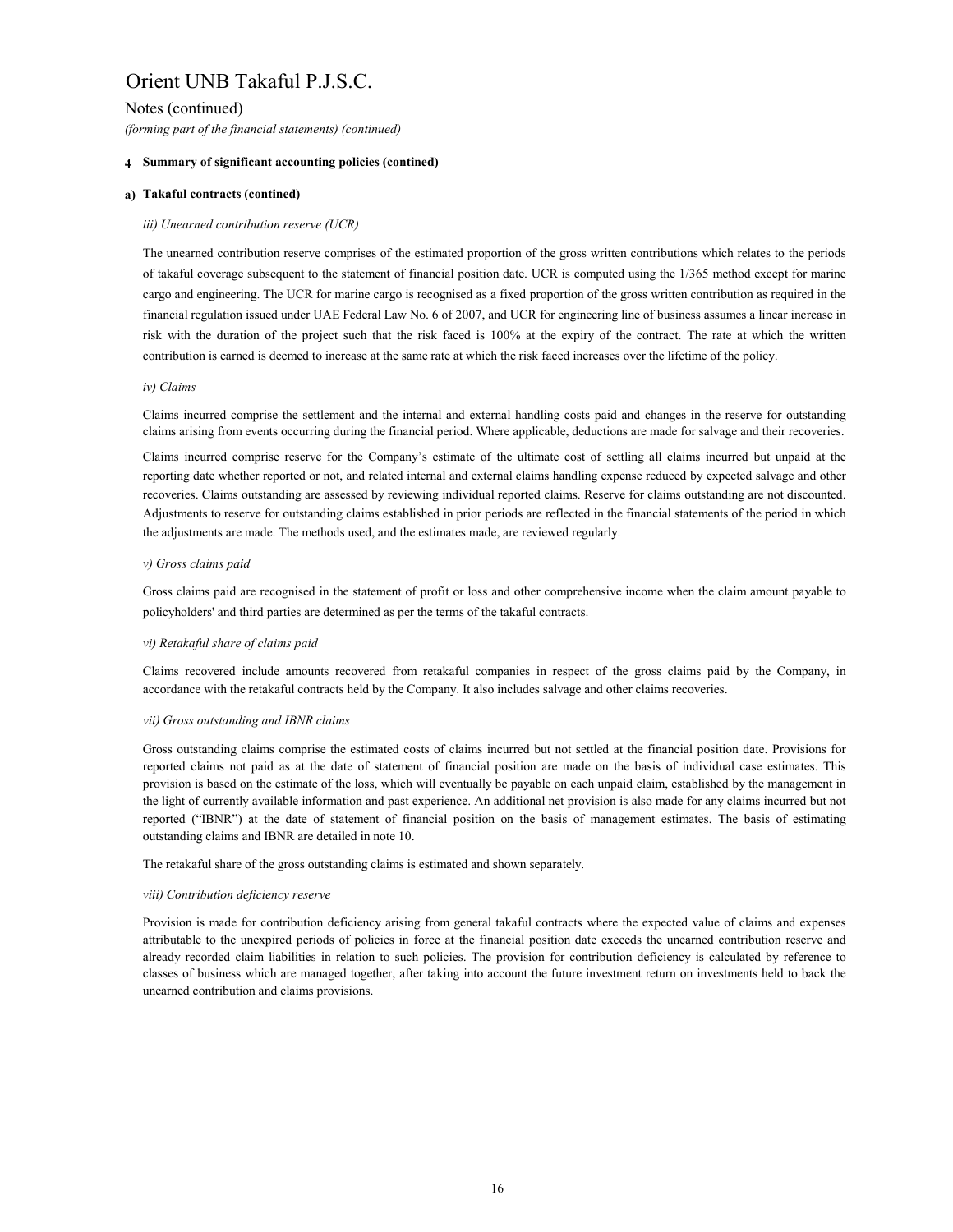# Orient UNB Takaful P.J.S.C.

Notes (continued)

*(forming part of the financial statements) (continued)*

**4 Summary of significant accounting policies (contined)**

**a) Takaful contracts (contined)**

*iii) Unearned contribution reserve (UCR)*

The unearned contribution reserve comprises of the estimated proportion of the gross written contributions which relates to the periods of takaful coverage subsequent to the statement of financial position date. UCR is computed using the 1/365 method except for marine cargo and engineering. The UCR for marine cargo is recognised as a fixed proportion of the gross written contribution as required in the financial regulation issued under UAE Federal Law No. 6 of 2007, and UCR for engineering line of business assumes a linear increase in risk with the duration of the project such that the risk faced is 100% at the expiry of the contract. The rate at which the written contribution is earned is deemed to increase at the same rate at which the risk faced increases over the lifetime of the policy.

*iv) Claims*

Claims incurred comprise the settlement and the internal and external handling costs paid and changes in the reserve for outstanding claims arising from events occurring during the financial period. Where applicable, deductions are made for salvage and their recoveries.

Claims incurred comprise reserve for the Company's estimate of the ultimate cost of settling all claims incurred but unpaid at the reporting date whether reported or not, and related internal and external claims handling expense reduced by expected salvage and other recoveries. Claims outstanding are assessed by reviewing individual reported claims. Reserve for claims outstanding are not discounted. Adjustments to reserve for outstanding claims established in prior periods are reflected in the financial statements of the period in which the adjustments are made. The methods used, and the estimates made, are reviewed regularly.

*v) Gross claims paid*

Gross claims paid are recognised in the statement of profit or loss and other comprehensive income when the claim amount payable to policyholders' and third parties are determined as per the terms of the takaful contracts.

*vi) Retakaful share of claims paid*

Claims recovered include amounts recovered from retakaful companies in respect of the gross claims paid by the Company, in accordance with the retakaful contracts held by the Company. It also includes salvage and other claims recoveries.

*vii) Gross outstanding and IBNR claims*

Gross outstanding claims comprise the estimated costs of claims incurred but not settled at the financial position date. Provisions for reported claims not paid as at the date of statement of financial position are made on the basis of individual case estimates. This provision is based on the estimate of the loss, which will eventually be payable on each unpaid claim, established by the management in the light of currently available information and past experience. An additional net provision is also made for any claims incurred but not reported ("IBNR") at the date of statement of financial position on the basis of management estimates. The basis of estimating outstanding claims and IBNR are detailed in note 10.

The retakaful share of the gross outstanding claims is estimated and shown separately.

*viii) Contribution deficiency reserve*

Provision is made for contribution deficiency arising from general takaful contracts where the expected value of claims and expenses attributable to the unexpired periods of policies in force at the financial position date exceeds the unearned contribution reserve and already recorded claim liabilities in relation to such policies. The provision for contribution deficiency is calculated by reference to classes of business which are managed together, after taking into account the future investment return on investments held to back the unearned contribution and claims provisions.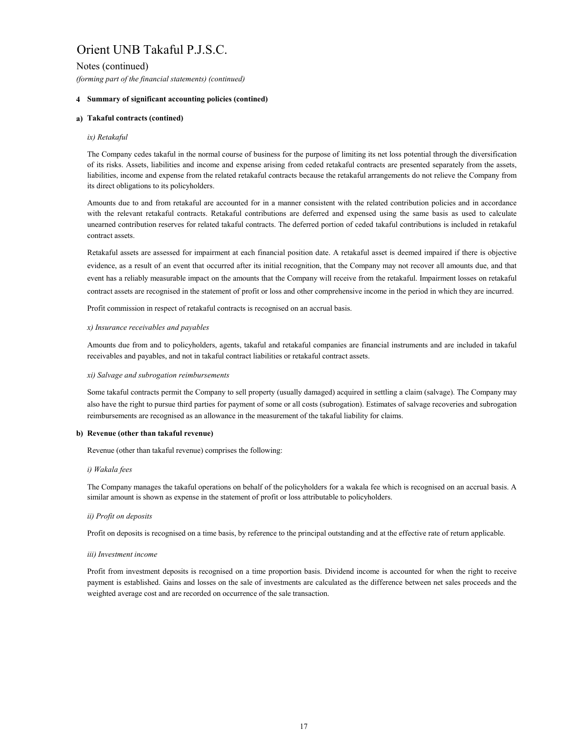# Orient UNB Takaful P.J.S.C.

Notes (continued)

*(forming part of the financial statements) (continued)*

**4 Summary of significant accounting policies (contined)**

**a) Takaful contracts (contined)**

*ix) Retakaful*

The Company cedes takaful in the normal course of business for the purpose of limiting its net loss potential through the diversification of its risks. Assets, liabilities and income and expense arising from ceded retakaful contracts are presented separately from the assets, liabilities, income and expense from the related retakaful contracts because the retakaful arrangements do not relieve the Company from its direct obligations to its policyholders.

Amounts due to and from retakaful are accounted for in a manner consistent with the related contribution policies and in accordance with the relevant retakaful contracts. Retakaful contributions are deferred and expensed using the same basis as used to calculate unearned contribution reserves for related takaful contracts. The deferred portion of ceded takaful contributions is included in retakaful contract assets.

Retakaful assets are assessed for impairment at each financial position date. A retakaful asset is deemed impaired if there is objective evidence, as a result of an event that occurred after its initial recognition, that the Company may not recover all amounts due, and that event has a reliably measurable impact on the amounts that the Company will receive from the retakaful. Impairment losses on retakaful contract assets are recognised in the statement of profit or loss and other comprehensive income in the period in which they are incurred.

Profit commission in respect of retakaful contracts is recognised on an accrual basis.

*x) Insurance receivables and payables*

Amounts due from and to policyholders, agents, takaful and retakaful companies are financial instruments and are included in takaful receivables and payables, and not in takaful contract liabilities or retakaful contract assets.

*xi) Salvage and subrogation reimbursements*

Some takaful contracts permit the Company to sell property (usually damaged) acquired in settling a claim (salvage). The Company may also have the right to pursue third parties for payment of some or all costs (subrogation). Estimates of salvage recoveries and subrogation reimbursements are recognised as an allowance in the measurement of the takaful liability for claims.

**b) Revenue (other than takaful revenue)**

Revenue (other than takaful revenue) comprises the following:

*i) Wakala fees*

The Company manages the takaful operations on behalf of the policyholders for a wakala fee which is recognised on an accrual basis. A similar amount is shown as expense in the statement of profit or loss attributable to policyholders.

*ii) Profit on deposits*

Profit on deposits is recognised on a time basis, by reference to the principal outstanding and at the effective rate of return applicable.

*iii) Investment income*

Profit from investment deposits is recognised on a time proportion basis. Dividend income is accounted for when the right to receive payment is established. Gains and losses on the sale of investments are calculated as the difference between net sales proceeds and the weighted average cost and are recorded on occurrence of the sale transaction.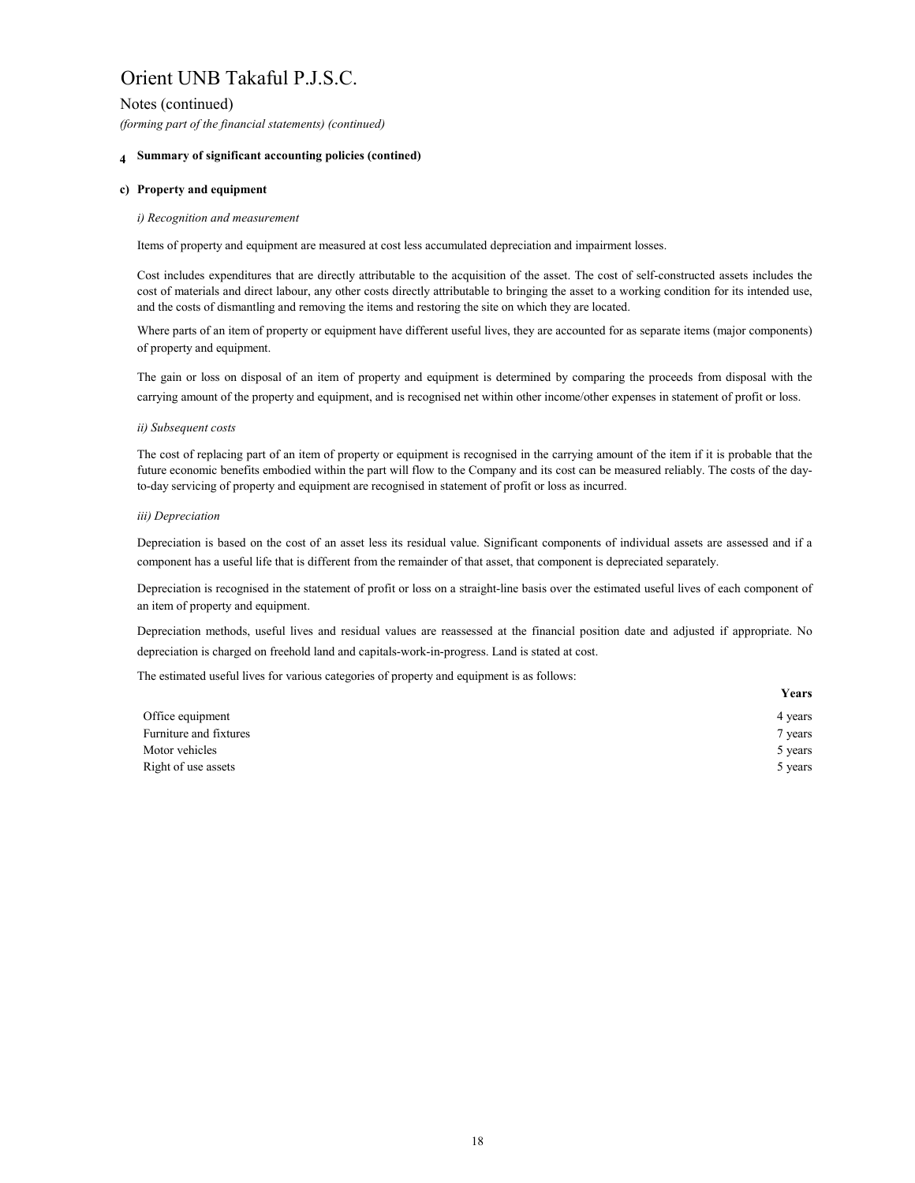# Orient UNB Takaful P.J.S.C.

Notes (continued)

*(forming part of the financial statements) (continued)*

## 4 Summary of significant accounting policies (contined)

### c) Property and equipment

*i) Recognition and measurement*

Items of property and equipment are measured at cost less accumulated depreciation and impairment losses.

Cost includes expenditures that are directly attributable to the acquisition of the asset. The cost of self-constructed assets includes the cost of materials and direct labour, any other costs directly attributable to bringing the asset to a working condition for its intended use, and the costs of dismantling and removing the items and restoring the site on which they are located.

Where parts of an item of property or equipment have different useful lives, they are accounted for as separate items (major components) of property and equipment.

The gain or loss on disposal of an item of property and equipment is determined by comparing the proceeds from disposal with the carrying amount of the property and equipment, and is recognised net within other income/other expenses in statement of profit or loss.

*ii) Subsequent costs*

The cost of replacing part of an item of property or equipment is recognised in the carrying amount of the item if it is probable that the future economic benefits embodied within the part will flow to the Company and its cost can be measured reliably. The costs of the day-to-day servicing of property and equipment are recognised in statement of profit or loss as incurred.

*iii) Depreciation*

Depreciation is based on the cost of an asset less its residual value. Significant components of individual assets are assessed and if a component has a useful life that is different from the remainder of that asset, that component is depreciated separately.

Depreciation is recognised in the statement of profit or loss on a straight-line basis over the estimated useful lives of each component of an item of property and equipment.

Depreciation methods, useful lives and residual values are reassessed at the financial position date and adjusted if appropriate. No depreciation is charged on freehold land and capitals-work-in-progress. Land is stated at cost.

The estimated useful lives for various categories of property and equipment is as follows:

| | **Years** |
|---|---|
| Office equipment | 4 years |
| Furniture and fixtures | 7 years |
| Motor vehicles | 5 years |
| Right of use assets | 5 years |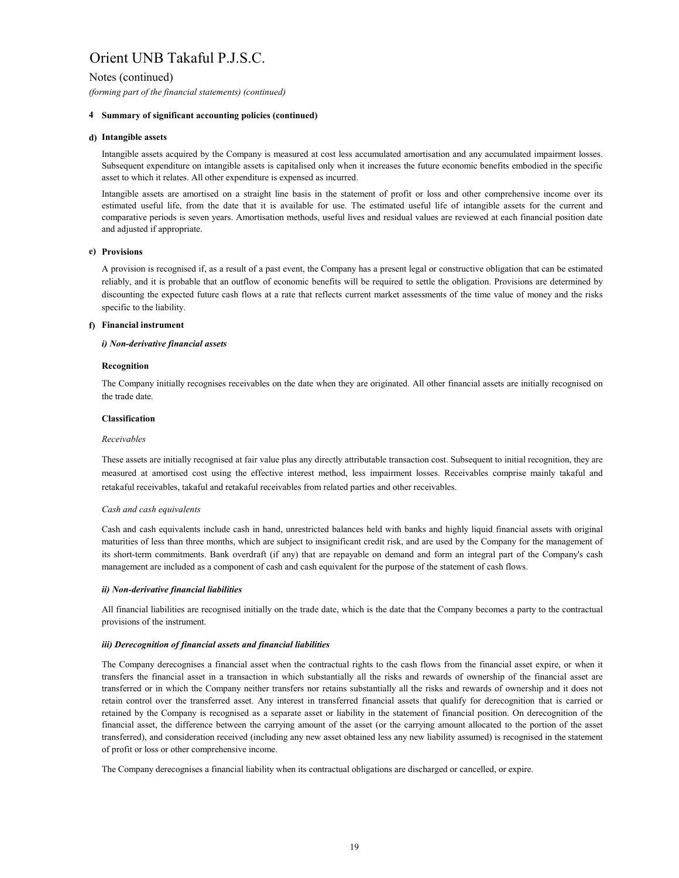# Orient UNB Takaful P.J.S.C.

Notes (continued)

*(forming part of the financial statements) (continued)*

## 4 Summary of significant accounting policies (continued)

### d) Intangible assets

Intangible assets acquired by the Company is measured at cost less accumulated amortisation and any accumulated impairment losses. Subsequent expenditure on intangible assets is capitalised only when it increases the future economic benefits embodied in the specific asset to which it relates. All other expenditure is expensed as incurred.

Intangible assets are amortised on a straight line basis in the statement of profit or loss and other comprehensive income over its estimated useful life, from the date that it is available for use. The estimated useful life of intangible assets for the current and comparative periods is seven years. Amortisation methods, useful lives and residual values are reviewed at each financial position date and adjusted if appropriate.

### e) Provisions

A provision is recognised if, as a result of a past event, the Company has a present legal or constructive obligation that can be estimated reliably, and it is probable that an outflow of economic benefits will be required to settle the obligation. Provisions are determined by discounting the expected future cash flows at a rate that reflects current market assessments of the time value of money and the risks specific to the liability.

### f) Financial instrument

***i) Non-derivative financial assets***

**Recognition**

The Company initially recognises receivables on the date when they are originated. All other financial assets are initially recognised on the trade date.

**Classification**

*Receivables*

These assets are initially recognised at fair value plus any directly attributable transaction cost. Subsequent to initial recognition, they are measured at amortised cost using the effective interest method, less impairment losses. Receivables comprise mainly takaful and retakaful receivables, takaful and retakaful receivables from related parties and other receivables.

*Cash and cash equivalents*

Cash and cash equivalents include cash in hand, unrestricted balances held with banks and highly liquid financial assets with original maturities of less than three months, which are subject to insignificant credit risk, and are used by the Company for the management of its short-term commitments. Bank overdraft (if any) that are repayable on demand and form an integral part of the Company's cash management are included as a component of cash and cash equivalent for the purpose of the statement of cash flows.

***ii) Non-derivative financial liabilities***

All financial liabilities are recognised initially on the trade date, which is the date that the Company becomes a party to the contractual provisions of the instrument.

***iii) Derecognition of financial assets and financial liabilities***

The Company derecognises a financial asset when the contractual rights to the cash flows from the financial asset expire, or when it transfers the financial asset in a transaction in which substantially all the risks and rewards of ownership of the financial asset are transferred or in which the Company neither transfers nor retains substantially all the risks and rewards of ownership and it does not retain control over the transferred asset. Any interest in transferred financial assets that qualify for derecognition that is carried or retained by the Company is recognised as a separate asset or liability in the statement of financial position. On derecognition of the financial asset, the difference between the carrying amount of the asset (or the carrying amount allocated to the portion of the asset transferred), and consideration received (including any new asset obtained less any new liability assumed) is recognised in the statement of profit or loss or other comprehensive income.

The Company derecognises a financial liability when its contractual obligations are discharged or cancelled, or expire.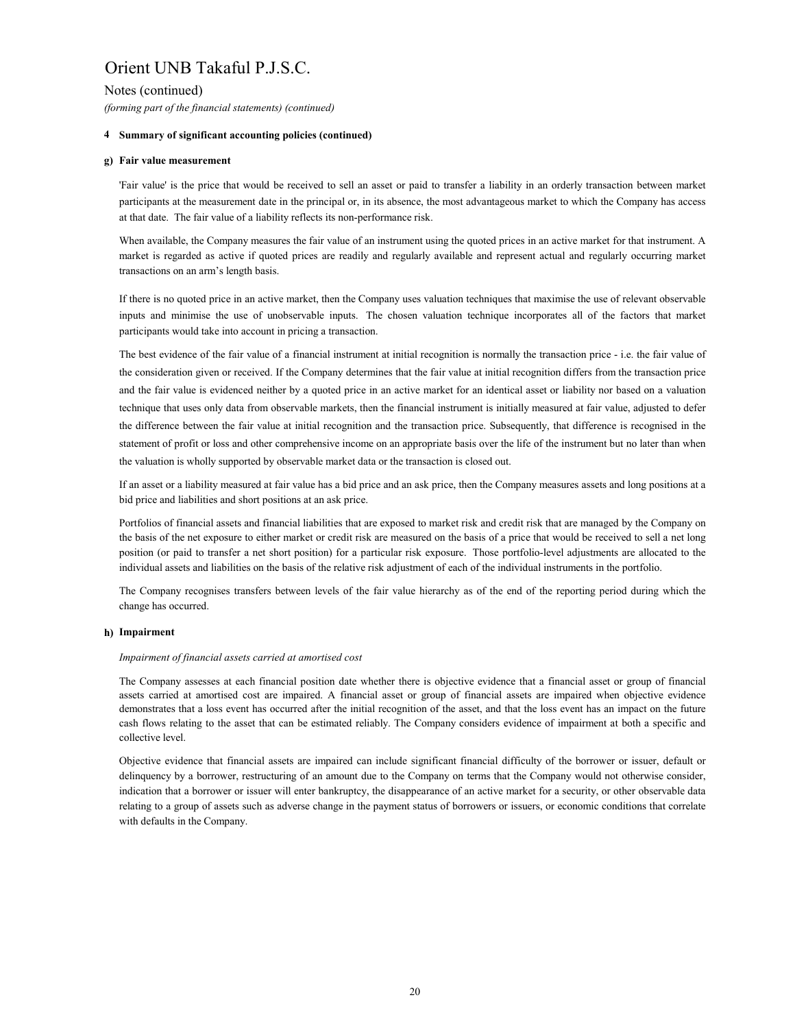# Orient UNB Takaful P.J.S.C.

Notes (continued)

*(forming part of the financial statements) (continued)*

**4 Summary of significant accounting policies (continued)**

**g) Fair value measurement**

'Fair value' is the price that would be received to sell an asset or paid to transfer a liability in an orderly transaction between market participants at the measurement date in the principal or, in its absence, the most advantageous market to which the Company has access at that date. The fair value of a liability reflects its non-performance risk.

When available, the Company measures the fair value of an instrument using the quoted prices in an active market for that instrument. A market is regarded as active if quoted prices are readily and regularly available and represent actual and regularly occurring market transactions on an arm's length basis.

If there is no quoted price in an active market, then the Company uses valuation techniques that maximise the use of relevant observable inputs and minimise the use of unobservable inputs. The chosen valuation technique incorporates all of the factors that market participants would take into account in pricing a transaction.

The best evidence of the fair value of a financial instrument at initial recognition is normally the transaction price - i.e. the fair value of the consideration given or received. If the Company determines that the fair value at initial recognition differs from the transaction price and the fair value is evidenced neither by a quoted price in an active market for an identical asset or liability nor based on a valuation technique that uses only data from observable markets, then the financial instrument is initially measured at fair value, adjusted to defer the difference between the fair value at initial recognition and the transaction price. Subsequently, that difference is recognised in the statement of profit or loss and other comprehensive income on an appropriate basis over the life of the instrument but no later than when the valuation is wholly supported by observable market data or the transaction is closed out.

If an asset or a liability measured at fair value has a bid price and an ask price, then the Company measures assets and long positions at a bid price and liabilities and short positions at an ask price.

Portfolios of financial assets and financial liabilities that are exposed to market risk and credit risk that are managed by the Company on the basis of the net exposure to either market or credit risk are measured on the basis of a price that would be received to sell a net long position (or paid to transfer a net short position) for a particular risk exposure. Those portfolio-level adjustments are allocated to the individual assets and liabilities on the basis of the relative risk adjustment of each of the individual instruments in the portfolio.

The Company recognises transfers between levels of the fair value hierarchy as of the end of the reporting period during which the change has occurred.

**h) Impairment**

*Impairment of financial assets carried at amortised cost*

The Company assesses at each financial position date whether there is objective evidence that a financial asset or group of financial assets carried at amortised cost are impaired. A financial asset or group of financial assets are impaired when objective evidence demonstrates that a loss event has occurred after the initial recognition of the asset, and that the loss event has an impact on the future cash flows relating to the asset that can be estimated reliably. The Company considers evidence of impairment at both a specific and collective level.

Objective evidence that financial assets are impaired can include significant financial difficulty of the borrower or issuer, default or delinquency by a borrower, restructuring of an amount due to the Company on terms that the Company would not otherwise consider, indication that a borrower or issuer will enter bankruptcy, the disappearance of an active market for a security, or other observable data relating to a group of assets such as adverse change in the payment status of borrowers or issuers, or economic conditions that correlate with defaults in the Company.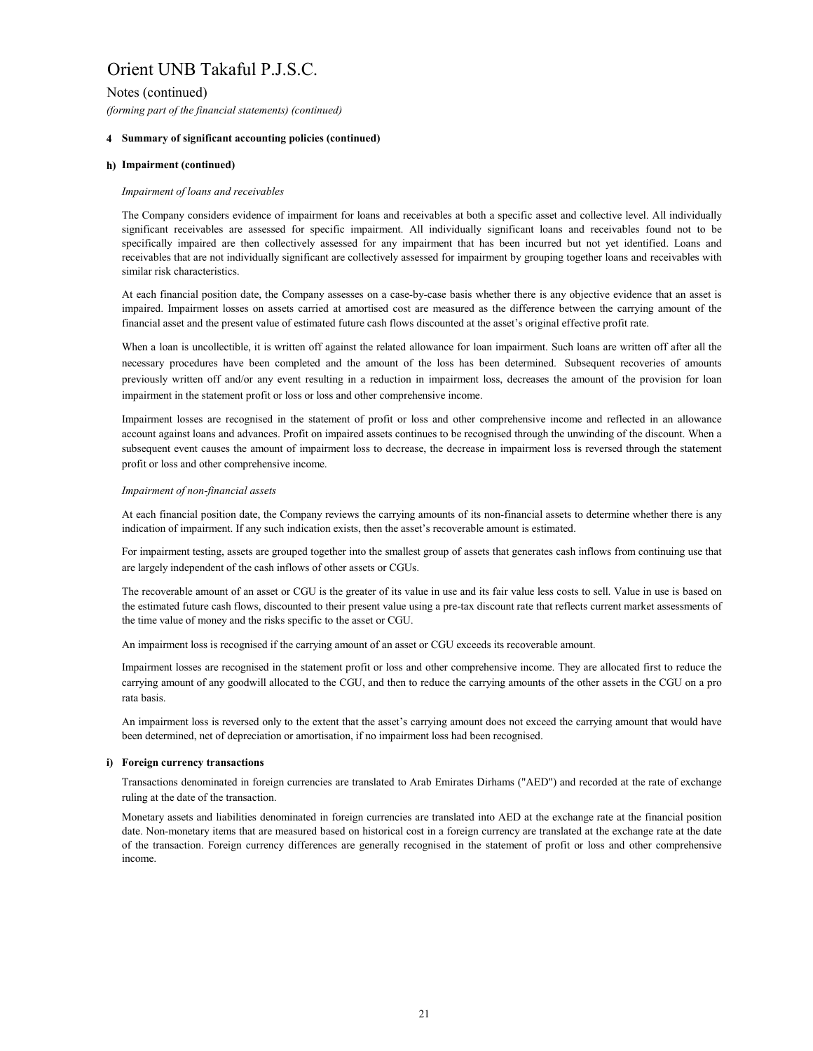# Orient UNB Takaful P.J.S.C.

Notes (continued)

*(forming part of the financial statements) (continued)*

## 4 Summary of significant accounting policies (continued)

### h) Impairment (continued)

*Impairment of loans and receivables*

The Company considers evidence of impairment for loans and receivables at both a specific asset and collective level. All individually significant receivables are assessed for specific impairment. All individually significant loans and receivables found not to be specifically impaired are then collectively assessed for any impairment that has been incurred but not yet identified. Loans and receivables that are not individually significant are collectively assessed for impairment by grouping together loans and receivables with similar risk characteristics.

At each financial position date, the Company assesses on a case-by-case basis whether there is any objective evidence that an asset is impaired. Impairment losses on assets carried at amortised cost are measured as the difference between the carrying amount of the financial asset and the present value of estimated future cash flows discounted at the asset's original effective profit rate.

When a loan is uncollectible, it is written off against the related allowance for loan impairment. Such loans are written off after all the necessary procedures have been completed and the amount of the loss has been determined. Subsequent recoveries of amounts previously written off and/or any event resulting in a reduction in impairment loss, decreases the amount of the provision for loan impairment in the statement profit or loss and other comprehensive income.

Impairment losses are recognised in the statement of profit or loss and other comprehensive income and reflected in an allowance account against loans and advances. Profit on impaired assets continues to be recognised through the unwinding of the discount. When a subsequent event causes the amount of impairment loss to decrease, the decrease in impairment loss is reversed through the statement profit or loss and other comprehensive income.

*Impairment of non-financial assets*

At each financial position date, the Company reviews the carrying amounts of its non-financial assets to determine whether there is any indication of impairment. If any such indication exists, then the asset's recoverable amount is estimated.

For impairment testing, assets are grouped together into the smallest group of assets that generates cash inflows from continuing use that are largely independent of the cash inflows of other assets or CGUs.

The recoverable amount of an asset or CGU is the greater of its value in use and its fair value less costs to sell. Value in use is based on the estimated future cash flows, discounted to their present value using a pre-tax discount rate that reflects current market assessments of the time value of money and the risks specific to the asset or CGU.

An impairment loss is recognised if the carrying amount of an asset or CGU exceeds its recoverable amount.

Impairment losses are recognised in the statement profit or loss and other comprehensive income. They are allocated first to reduce the carrying amount of any goodwill allocated to the CGU, and then to reduce the carrying amounts of the other assets in the CGU on a pro rata basis.

An impairment loss is reversed only to the extent that the asset's carrying amount does not exceed the carrying amount that would have been determined, net of depreciation or amortisation, if no impairment loss had been recognised.

### i) Foreign currency transactions

Transactions denominated in foreign currencies are translated to Arab Emirates Dirhams ("AED") and recorded at the rate of exchange ruling at the date of the transaction.

Monetary assets and liabilities denominated in foreign currencies are translated into AED at the exchange rate at the financial position date. Non-monetary items that are measured based on historical cost in a foreign currency are translated at the exchange rate at the date of the transaction. Foreign currency differences are generally recognised in the statement of profit or loss and other comprehensive income.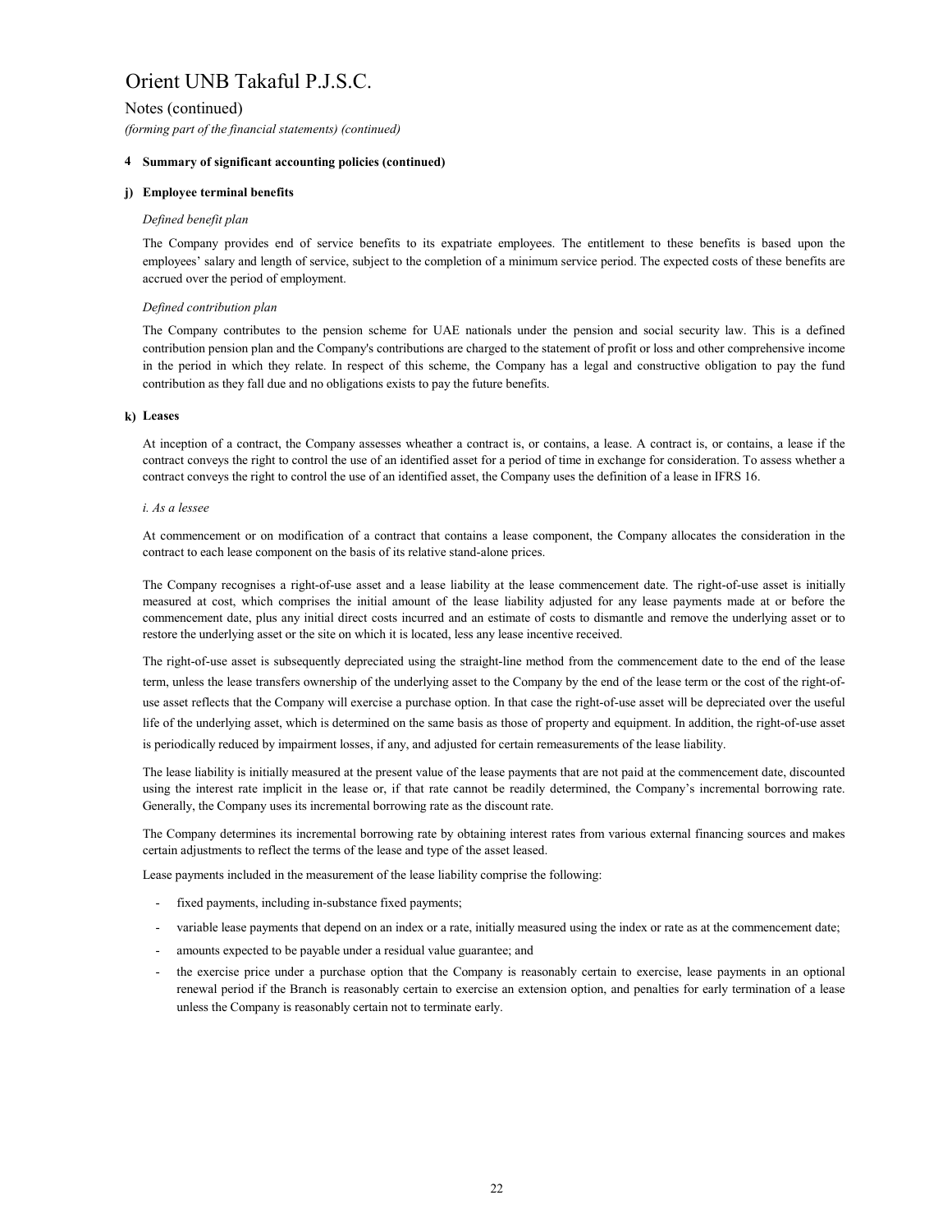# Orient UNB Takaful P.J.S.C.

Notes (continued)

*(forming part of the financial statements) (continued)*

**4 Summary of significant accounting policies (continued)**

**j) Employee terminal benefits**

*Defined benefit plan*

The Company provides end of service benefits to its expatriate employees. The entitlement to these benefits is based upon the employees' salary and length of service, subject to the completion of a minimum service period. The expected costs of these benefits are accrued over the period of employment.

*Defined contribution plan*

The Company contributes to the pension scheme for UAE nationals under the pension and social security law. This is a defined contribution pension plan and the Company's contributions are charged to the statement of profit or loss and other comprehensive income in the period in which they relate. In respect of this scheme, the Company has a legal and constructive obligation to pay the fund contribution as they fall due and no obligations exists to pay the future benefits.

**k) Leases**

At inception of a contract, the Company assesses wheather a contract is, or contains, a lease. A contract is, or contains, a lease if the contract conveys the right to control the use of an identified asset for a period of time in exchange for consideration. To assess whether a contract conveys the right to control the use of an identified asset, the Company uses the definition of a lease in IFRS 16.

*i. As a lessee*

At commencement or on modification of a contract that contains a lease component, the Company allocates the consideration in the contract to each lease component on the basis of its relative stand-alone prices.

The Company recognises a right-of-use asset and a lease liability at the lease commencement date. The right-of-use asset is initially measured at cost, which comprises the initial amount of the lease liability adjusted for any lease payments made at or before the commencement date, plus any initial direct costs incurred and an estimate of costs to dismantle and remove the underlying asset or to restore the underlying asset or the site on which it is located, less any lease incentive received.

The right-of-use asset is subsequently depreciated using the straight-line method from the commencement date to the end of the lease term, unless the lease transfers ownership of the underlying asset to the Company by the end of the lease term or the cost of the right-of-use asset reflects that the Company will exercise a purchase option. In that case the right-of-use asset will be depreciated over the useful life of the underlying asset, which is determined on the same basis as those of property and equipment. In addition, the right-of-use asset is periodically reduced by impairment losses, if any, and adjusted for certain remeasurements of the lease liability.

The lease liability is initially measured at the present value of the lease payments that are not paid at the commencement date, discounted using the interest rate implicit in the lease or, if that rate cannot be readily determined, the Company's incremental borrowing rate. Generally, the Company uses its incremental borrowing rate as the discount rate.

The Company determines its incremental borrowing rate by obtaining interest rates from various external financing sources and makes certain adjustments to reflect the terms of the lease and type of the asset leased.

Lease payments included in the measurement of the lease liability comprise the following:

- fixed payments, including in-substance fixed payments;
- variable lease payments that depend on an index or a rate, initially measured using the index or rate as at the commencement date;
- amounts expected to be payable under a residual value guarantee; and
- the exercise price under a purchase option that the Company is reasonably certain to exercise, lease payments in an optional renewal period if the Branch is reasonably certain to exercise an extension option, and penalties for early termination of a lease unless the Company is reasonably certain not to terminate early.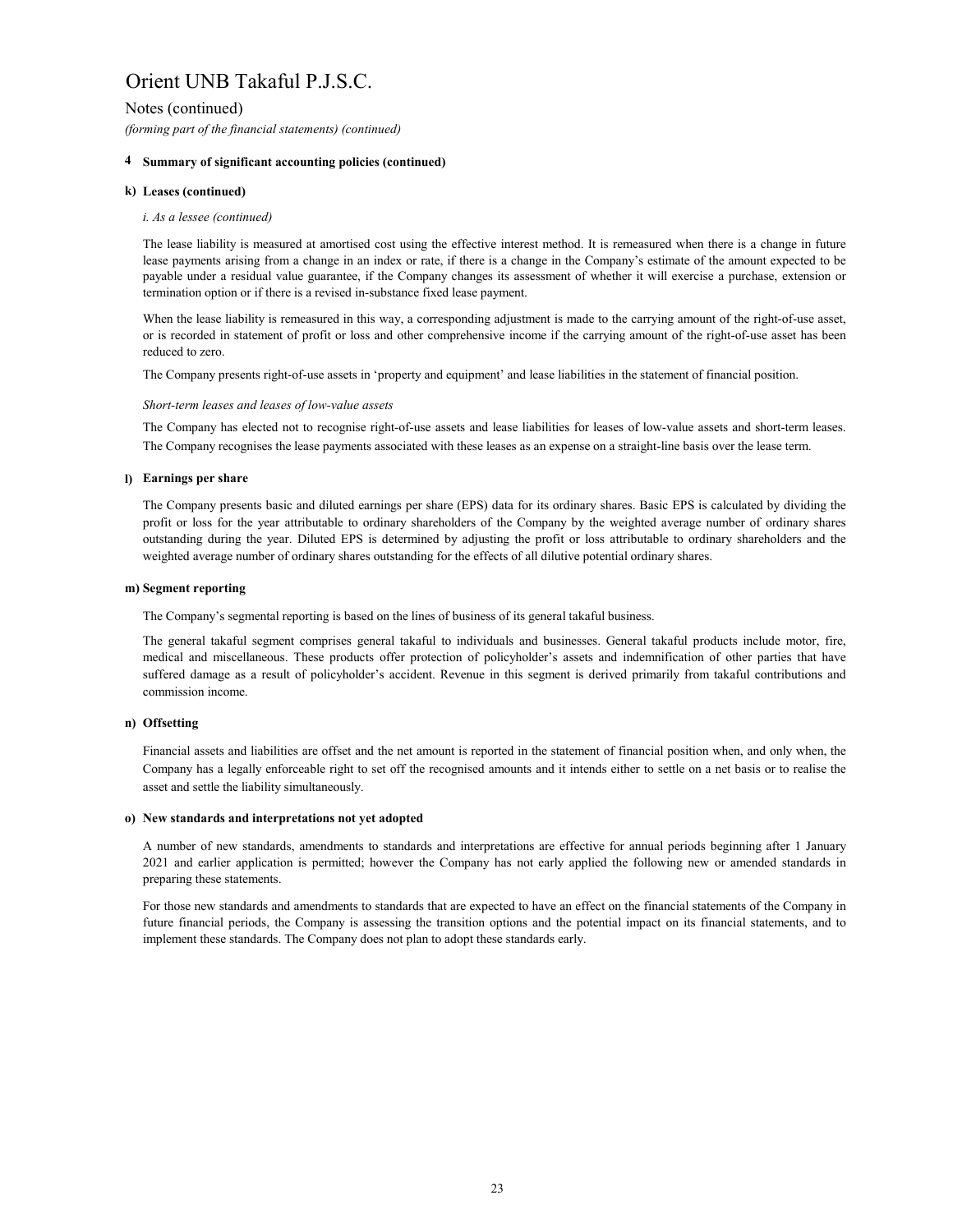# Orient UNB Takaful P.J.S.C.

Notes (continued)

*(forming part of the financial statements) (continued)*

**4 Summary of significant accounting policies (continued)**

**k) Leases (continued)**

*i. As a lessee (continued)*

The lease liability is measured at amortised cost using the effective interest method. It is remeasured when there is a change in future lease payments arising from a change in an index or rate, if there is a change in the Company's estimate of the amount expected to be payable under a residual value guarantee, if the Company changes its assessment of whether it will exercise a purchase, extension or termination option or if there is a revised in-substance fixed lease payment.

When the lease liability is remeasured in this way, a corresponding adjustment is made to the carrying amount of the right-of-use asset, or is recorded in statement of profit or loss and other comprehensive income if the carrying amount of the right-of-use asset has been reduced to zero.

The Company presents right-of-use assets in 'property and equipment' and lease liabilities in the statement of financial position.

*Short-term leases and leases of low-value assets*

The Company has elected not to recognise right-of-use assets and lease liabilities for leases of low-value assets and short-term leases. The Company recognises the lease payments associated with these leases as an expense on a straight-line basis over the lease term.

**l) Earnings per share**

The Company presents basic and diluted earnings per share (EPS) data for its ordinary shares. Basic EPS is calculated by dividing the profit or loss for the year attributable to ordinary shareholders of the Company by the weighted average number of ordinary shares outstanding during the year. Diluted EPS is determined by adjusting the profit or loss attributable to ordinary shareholders and the weighted average number of ordinary shares outstanding for the effects of all dilutive potential ordinary shares.

**m) Segment reporting**

The Company's segmental reporting is based on the lines of business of its general takaful business.

The general takaful segment comprises general takaful to individuals and businesses. General takaful products include motor, fire, medical and miscellaneous. These products offer protection of policyholder's assets and indemnification of other parties that have suffered damage as a result of policyholder's accident. Revenue in this segment is derived primarily from takaful contributions and commission income.

**n) Offsetting**

Financial assets and liabilities are offset and the net amount is reported in the statement of financial position when, and only when, the Company has a legally enforceable right to set off the recognised amounts and it intends either to settle on a net basis or to realise the asset and settle the liability simultaneously.

**o) New standards and interpretations not yet adopted**

A number of new standards, amendments to standards and interpretations are effective for annual periods beginning after 1 January 2021 and earlier application is permitted; however the Company has not early applied the following new or amended standards in preparing these statements.

For those new standards and amendments to standards that are expected to have an effect on the financial statements of the Company in future financial periods, the Company is assessing the transition options and the potential impact on its financial statements, and to implement these standards. The Company does not plan to adopt these standards early.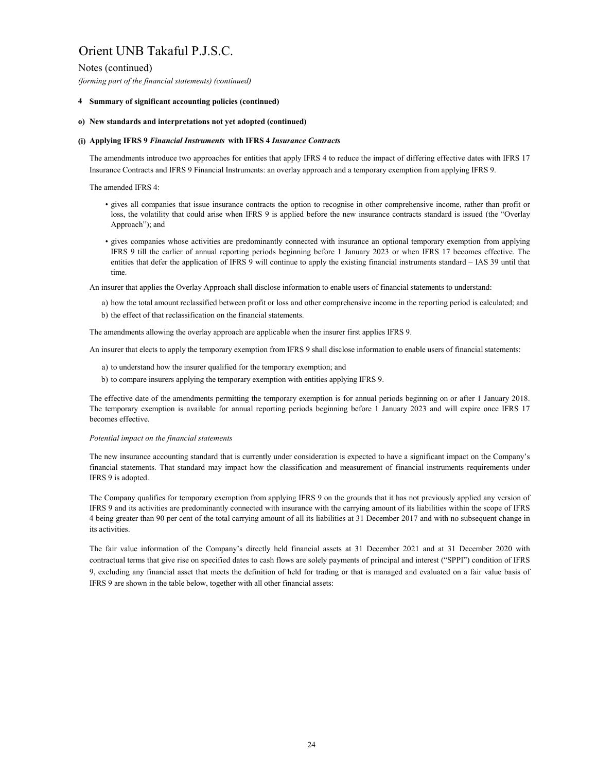# Orient UNB Takaful P.J.S.C.

Notes (continued)

*(forming part of the financial statements) (continued)*

**4 Summary of significant accounting policies (continued)**

**o) New standards and interpretations not yet adopted (continued)**

**(i) Applying IFRS 9 *Financial Instruments* with IFRS 4 *Insurance Contracts***

The amendments introduce two approaches for entities that apply IFRS 4 to reduce the impact of differing effective dates with IFRS 17 Insurance Contracts and IFRS 9 Financial Instruments: an overlay approach and a temporary exemption from applying IFRS 9.

The amended IFRS 4:

- gives all companies that issue insurance contracts the option to recognise in other comprehensive income, rather than profit or loss, the volatility that could arise when IFRS 9 is applied before the new insurance contracts standard is issued (the "Overlay Approach"); and
- gives companies whose activities are predominantly connected with insurance an optional temporary exemption from applying IFRS 9 till the earlier of annual reporting periods beginning before 1 January 2023 or when IFRS 17 becomes effective. The entities that defer the application of IFRS 9 will continue to apply the existing financial instruments standard – IAS 39 until that time.

An insurer that applies the Overlay Approach shall disclose information to enable users of financial statements to understand:

a) how the total amount reclassified between profit or loss and other comprehensive income in the reporting period is calculated; and

b) the effect of that reclassification on the financial statements.

The amendments allowing the overlay approach are applicable when the insurer first applies IFRS 9.

An insurer that elects to apply the temporary exemption from IFRS 9 shall disclose information to enable users of financial statements:

a) to understand how the insurer qualified for the temporary exemption; and

b) to compare insurers applying the temporary exemption with entities applying IFRS 9.

The effective date of the amendments permitting the temporary exemption is for annual periods beginning on or after 1 January 2018. The temporary exemption is available for annual reporting periods beginning before 1 January 2023 and will expire once IFRS 17 becomes effective.

*Potential impact on the financial statements*

The new insurance accounting standard that is currently under consideration is expected to have a significant impact on the Company's financial statements. That standard may impact how the classification and measurement of financial instruments requirements under IFRS 9 is adopted.

The Company qualifies for temporary exemption from applying IFRS 9 on the grounds that it has not previously applied any version of IFRS 9 and its activities are predominantly connected with insurance with the carrying amount of its liabilities within the scope of IFRS 4 being greater than 90 per cent of the total carrying amount of all its liabilities at 31 December 2017 and with no subsequent change in its activities.

The fair value information of the Company's directly held financial assets at 31 December 2021 and at 31 December 2020 with contractual terms that give rise on specified dates to cash flows are solely payments of principal and interest ("SPPI") condition of IFRS 9, excluding any financial asset that meets the definition of held for trading or that is managed and evaluated on a fair value basis of IFRS 9 are shown in the table below, together with all other financial assets: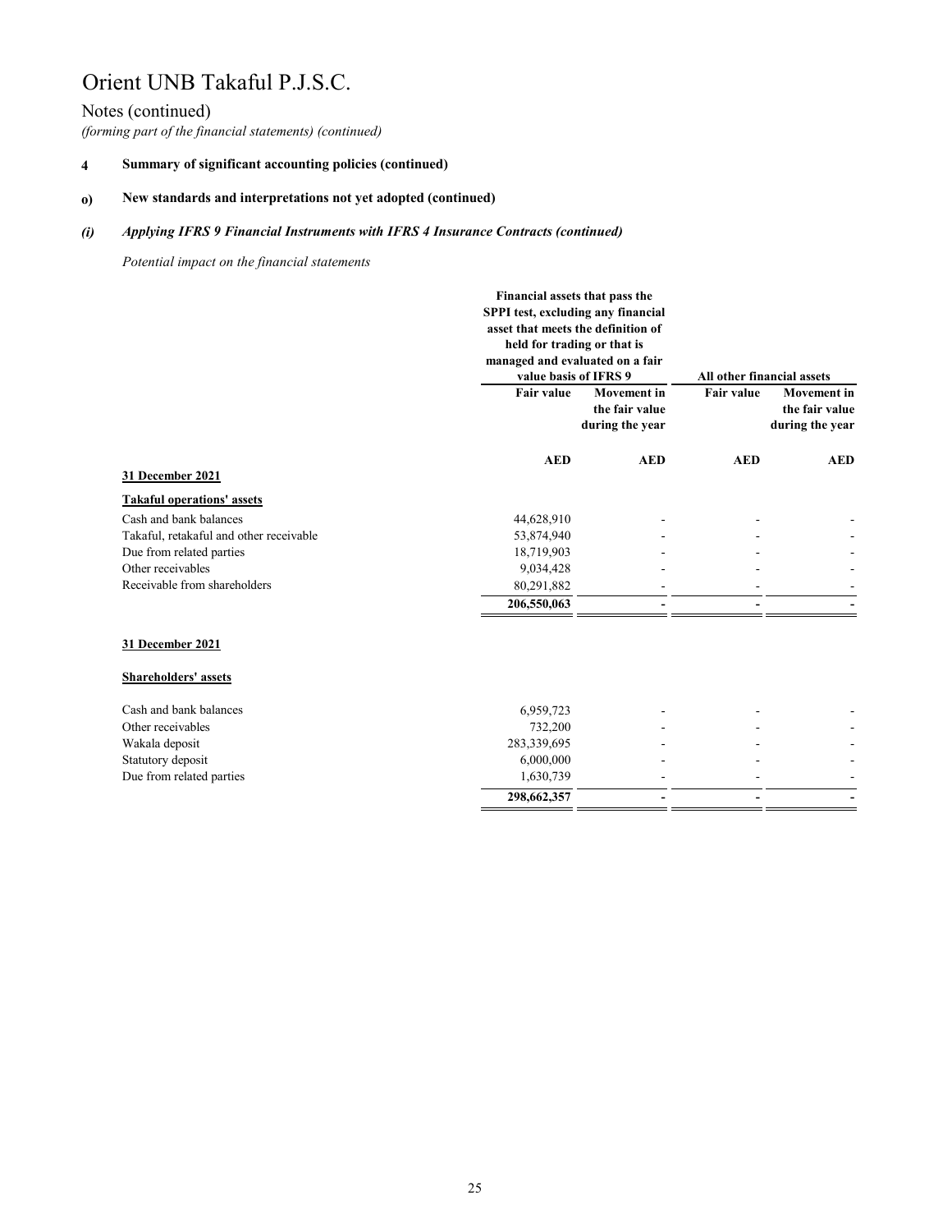# Orient UNB Takaful P.J.S.C.

## Notes (continued)

*(forming part of the financial statements) (continued)*

**4 Summary of significant accounting policies (continued)**

**o) New standards and interpretations not yet adopted (continued)**

***(i) Applying IFRS 9 Financial Instruments with IFRS 4 Insurance Contracts (continued)***

*Potential impact on the financial statements*

| | Financial assets that pass the SPPI test, excluding any financial asset that meets the definition of held for trading or that is managed and evaluated on a fair value basis of IFRS 9 | | All other financial assets | |
|---|---|---|---|---|
| | Fair value | Movement in the fair value during the year | Fair value | Movement in the fair value during the year |
| | AED | AED | AED | AED |
| **31 December 2021** | | | | |
| **Takaful operations' assets** | | | | |
| Cash and bank balances | 44,628,910 | - | - | - |
| Takaful, retakaful and other receivable | 53,874,940 | - | - | - |
| Due from related parties | 18,719,903 | - | - | - |
| Other receivables | 9,034,428 | - | - | - |
| Receivable from shareholders | 80,291,882 | - | - | - |
| | **206,550,063** | **-** | **-** | **-** |
| **31 December 2021** | | | | |
| **Shareholders' assets** | | | | |
| Cash and bank balances | 6,959,723 | - | - | - |
| Other receivables | 732,200 | - | - | - |
| Wakala deposit | 283,339,695 | - | - | - |
| Statutory deposit | 6,000,000 | - | - | - |
| Due from related parties | 1,630,739 | - | - | - |
| | **298,662,357** | **-** | **-** | **-** |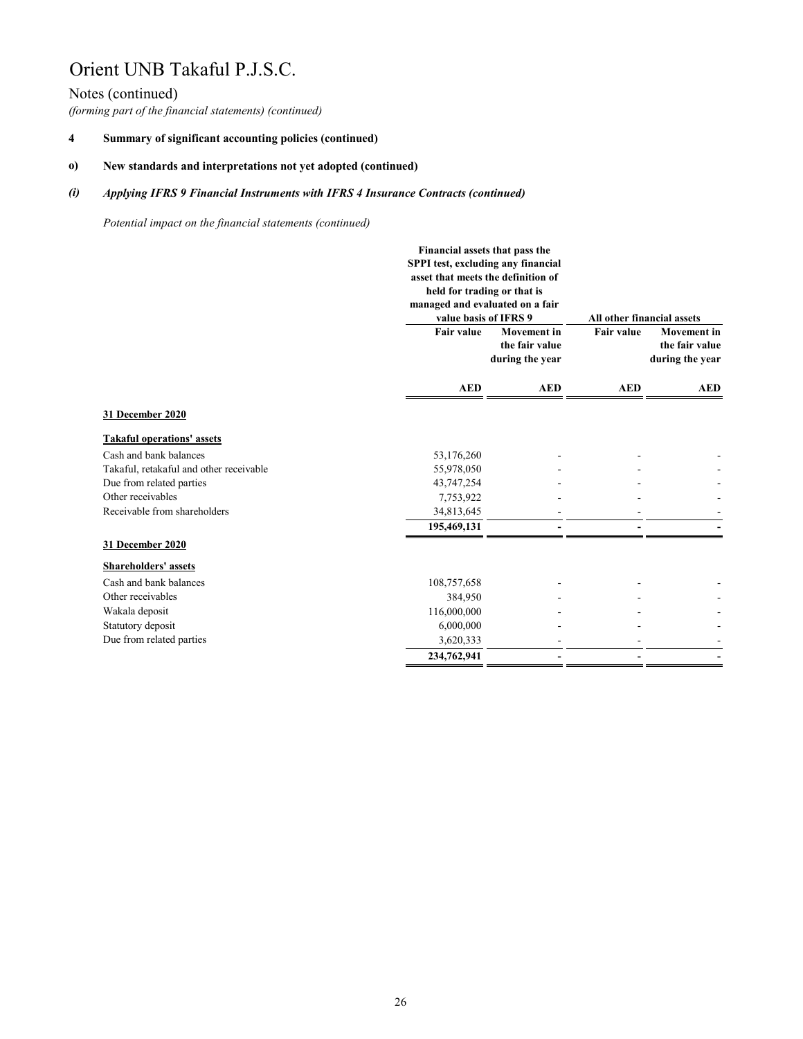# Orient UNB Takaful P.J.S.C.

## Notes (continued)

*(forming part of the financial statements) (continued)*

**4 Summary of significant accounting policies (continued)**

**o) New standards and interpretations not yet adopted (continued)**

***(i) Applying IFRS 9 Financial Instruments with IFRS 4 Insurance Contracts (continued)***

*Potential impact on the financial statements (continued)*

| | Financial assets that pass the SPPI test, excluding any financial asset that meets the definition of held for trading or that is managed and evaluated on a fair value basis of IFRS 9 | | All other financial assets | |
|---|---|---|---|---|
| | Fair value | Movement in the fair value during the year | Fair value | Movement in the fair value during the year |
| | AED | AED | AED | AED |
| **31 December 2020** | | | | |
| **Takaful operations' assets** | | | | |
| Cash and bank balances | 53,176,260 | - | - | - |
| Takaful, retakaful and other receivable | 55,978,050 | - | - | - |
| Due from related parties | 43,747,254 | - | - | - |
| Other receivables | 7,753,922 | - | - | - |
| Receivable from shareholders | 34,813,645 | - | - | - |
| | **195,469,131** | **-** | **-** | **-** |
| **31 December 2020** | | | | |
| **Shareholders' assets** | | | | |
| Cash and bank balances | 108,757,658 | - | - | - |
| Other receivables | 384,950 | - | - | - |
| Wakala deposit | 116,000,000 | - | - | - |
| Statutory deposit | 6,000,000 | - | - | - |
| Due from related parties | 3,620,333 | - | - | - |
| | **234,762,941** | **-** | **-** | **-** |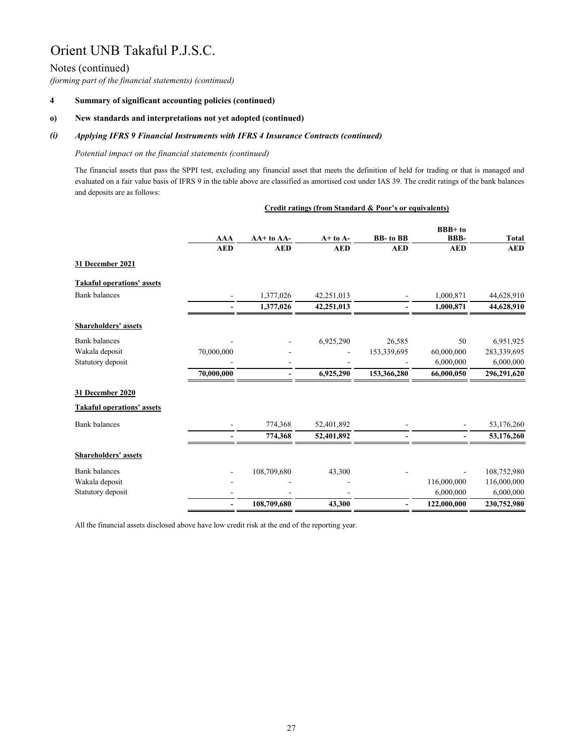# Orient UNB Takaful P.J.S.C.

## Notes (continued)

*(forming part of the financial statements) (continued)*

**4 Summary of significant accounting policies (continued)**

**o) New standards and interpretations not yet adopted (continued)**

***(i) Applying IFRS 9 Financial Instruments with IFRS 4 Insurance Contracts (continued)***

*Potential impact on the financial statements (continued)*

The financial assets that pass the SPPI test, excluding any financial asset that meets the definition of held for trading or that is managed and evaluated on a fair value basis of IFRS 9 in the table above are classified as amortised cost under IAS 39. The credit ratings of the bank balances and deposits are as follows:

**Credit ratings (from Standard & Poor's or equivalents)**

| | AAA | AA+ to AA- | A+ to A- | BB- to BB | BBB+ to BBB- | Total |
|---|---|---|---|---|---|---|
| | AED | AED | AED | AED | AED | AED |
| **31 December 2021** | | | | | | |
| **Takaful operations' assets** | | | | | | |
| Bank balances | - | 1,377,026 | 42,251,013 | - | 1,000,871 | 44,628,910 |
| | **-** | **1,377,026** | **42,251,013** | **-** | **1,000,871** | **44,628,910** |
| **Shareholders' assets** | | | | | | |
| Bank balances | - | - | 6,925,290 | 26,585 | 50 | 6,951,925 |
| Wakala deposit | 70,000,000 | - | - | 153,339,695 | 60,000,000 | 283,339,695 |
| Statutory deposit | - | - | - | - | 6,000,000 | 6,000,000 |
| | **70,000,000** | **-** | **6,925,290** | **153,366,280** | **66,000,050** | **296,291,620** |
| **31 December 2020** | | | | | | |
| **Takaful operations' assets** | | | | | | |
| Bank balances | - | 774,368 | 52,401,892 | - | - | 53,176,260 |
| | **-** | **774,368** | **52,401,892** | **-** | **-** | **53,176,260** |
| **Shareholders' assets** | | | | | | |
| Bank balances | - | 108,709,680 | 43,300 | - | - | 108,752,980 |
| Wakala deposit | - | - | - | | 116,000,000 | 116,000,000 |
| Statutory deposit | - | - | - | | 6,000,000 | 6,000,000 |
| | **-** | **108,709,680** | **43,300** | **-** | **122,000,000** | **230,752,980** |

All the financial assets disclosed above have low credit risk at the end of the reporting year.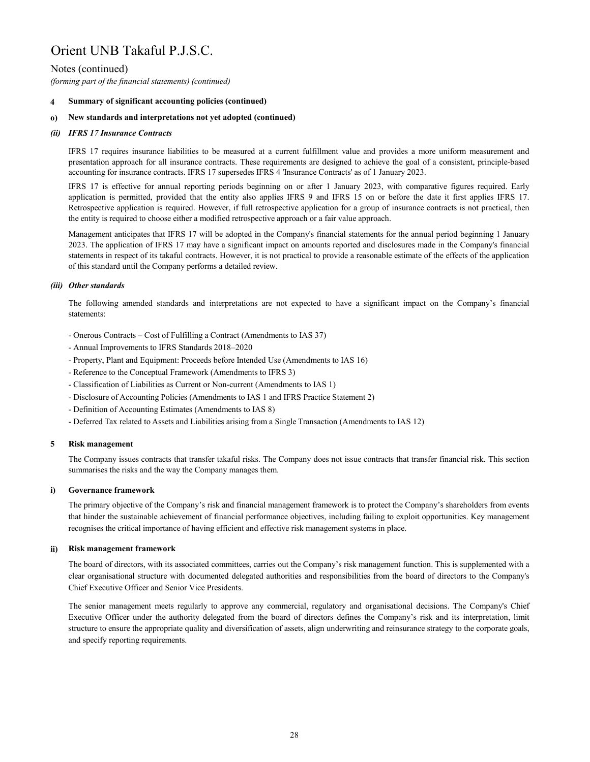# Orient UNB Takaful P.J.S.C.

Notes (continued)

*(forming part of the financial statements) (continued)*

**4 Summary of significant accounting policies (continued)**

**o) New standards and interpretations not yet adopted (continued)**

***(ii) IFRS 17 Insurance Contracts***

IFRS 17 requires insurance liabilities to be measured at a current fulfillment value and provides a more uniform measurement and presentation approach for all insurance contracts. These requirements are designed to achieve the goal of a consistent, principle-based accounting for insurance contracts. IFRS 17 supersedes IFRS 4 'Insurance Contracts' as of 1 January 2023.

IFRS 17 is effective for annual reporting periods beginning on or after 1 January 2023, with comparative figures required. Early application is permitted, provided that the entity also applies IFRS 9 and IFRS 15 on or before the date it first applies IFRS 17. Retrospective application is required. However, if full retrospective application for a group of insurance contracts is not practical, then the entity is required to choose either a modified retrospective approach or a fair value approach.

Management anticipates that IFRS 17 will be adopted in the Company's financial statements for the annual period beginning 1 January 2023. The application of IFRS 17 may have a significant impact on amounts reported and disclosures made in the Company's financial statements in respect of its takaful contracts. However, it is not practical to provide a reasonable estimate of the effects of the application of this standard until the Company performs a detailed review.

***(iii) Other standards***

The following amended standards and interpretations are not expected to have a significant impact on the Company's financial statements:

- Onerous Contracts – Cost of Fulfilling a Contract (Amendments to IAS 37)
- Annual Improvements to IFRS Standards 2018–2020
- Property, Plant and Equipment: Proceeds before Intended Use (Amendments to IAS 16)
- Reference to the Conceptual Framework (Amendments to IFRS 3)
- Classification of Liabilities as Current or Non-current (Amendments to IAS 1)
- Disclosure of Accounting Policies (Amendments to IAS 1 and IFRS Practice Statement 2)
- Definition of Accounting Estimates (Amendments to IAS 8)
- Deferred Tax related to Assets and Liabilities arising from a Single Transaction (Amendments to IAS 12)

**5 Risk management**

The Company issues contracts that transfer takaful risks. The Company does not issue contracts that transfer financial risk. This section summarises the risks and the way the Company manages them.

**i) Governance framework**

The primary objective of the Company's risk and financial management framework is to protect the Company's shareholders from events that hinder the sustainable achievement of financial performance objectives, including failing to exploit opportunities. Key management recognises the critical importance of having efficient and effective risk management systems in place.

**ii) Risk management framework**

The board of directors, with its associated committees, carries out the Company's risk management function. This is supplemented with a clear organisational structure with documented delegated authorities and responsibilities from the board of directors to the Company's Chief Executive Officer and Senior Vice Presidents.

The senior management meets regularly to approve any commercial, regulatory and organisational decisions. The Company's Chief Executive Officer under the authority delegated from the board of directors defines the Company's risk and its interpretation, limit structure to ensure the appropriate quality and diversification of assets, align underwriting and reinsurance strategy to the corporate goals, and specify reporting requirements.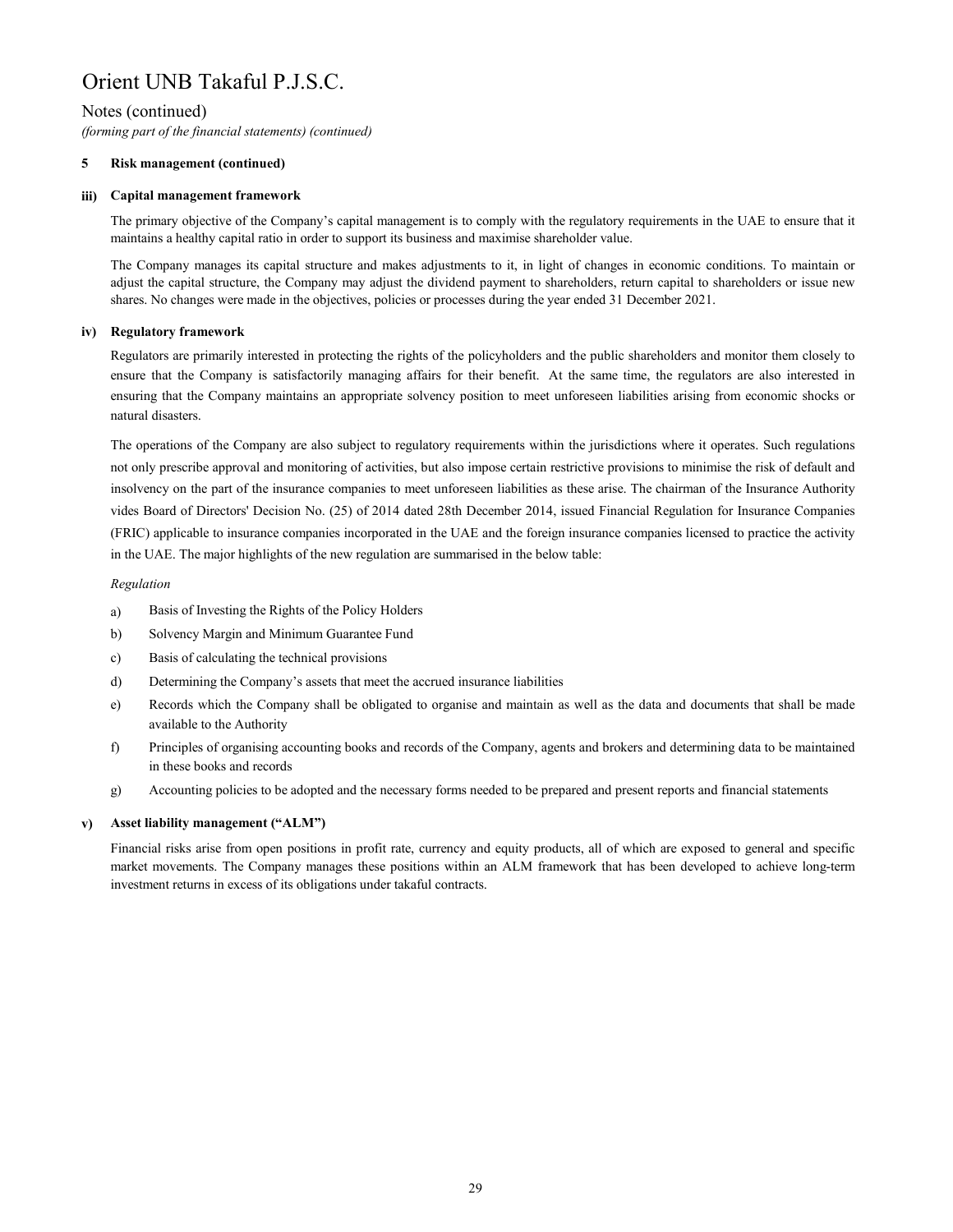# Orient UNB Takaful P.J.S.C.

## Notes (continued)

*(forming part of the financial statements) (continued)*

### 5 Risk management (continued)

#### iii) Capital management framework

The primary objective of the Company's capital management is to comply with the regulatory requirements in the UAE to ensure that it maintains a healthy capital ratio in order to support its business and maximise shareholder value.

The Company manages its capital structure and makes adjustments to it, in light of changes in economic conditions. To maintain or adjust the capital structure, the Company may adjust the dividend payment to shareholders, return capital to shareholders or issue new shares. No changes were made in the objectives, policies or processes during the year ended 31 December 2021.

#### iv) Regulatory framework

Regulators are primarily interested in protecting the rights of the policyholders and the public shareholders and monitor them closely to ensure that the Company is satisfactorily managing affairs for their benefit. At the same time, the regulators are also interested in ensuring that the Company maintains an appropriate solvency position to meet unforeseen liabilities arising from economic shocks or natural disasters.

The operations of the Company are also subject to regulatory requirements within the jurisdictions where it operates. Such regulations not only prescribe approval and monitoring of activities, but also impose certain restrictive provisions to minimise the risk of default and insolvency on the part of the insurance companies to meet unforeseen liabilities as these arise. The chairman of the Insurance Authority vides Board of Directors' Decision No. (25) of 2014 dated 28th December 2014, issued Financial Regulation for Insurance Companies (FRIC) applicable to insurance companies incorporated in the UAE and the foreign insurance companies licensed to practice the activity in the UAE. The major highlights of the new regulation are summarised in the below table:

*Regulation*

a) Basis of Investing the Rights of the Policy Holders

b) Solvency Margin and Minimum Guarantee Fund

c) Basis of calculating the technical provisions

d) Determining the Company's assets that meet the accrued insurance liabilities

e) Records which the Company shall be obligated to organise and maintain as well as the data and documents that shall be made available to the Authority

f) Principles of organising accounting books and records of the Company, agents and brokers and determining data to be maintained in these books and records

g) Accounting policies to be adopted and the necessary forms needed to be prepared and present reports and financial statements

#### v) Asset liability management ("ALM")

Financial risks arise from open positions in profit rate, currency and equity products, all of which are exposed to general and specific market movements. The Company manages these positions within an ALM framework that has been developed to achieve long-term investment returns in excess of its obligations under takaful contracts.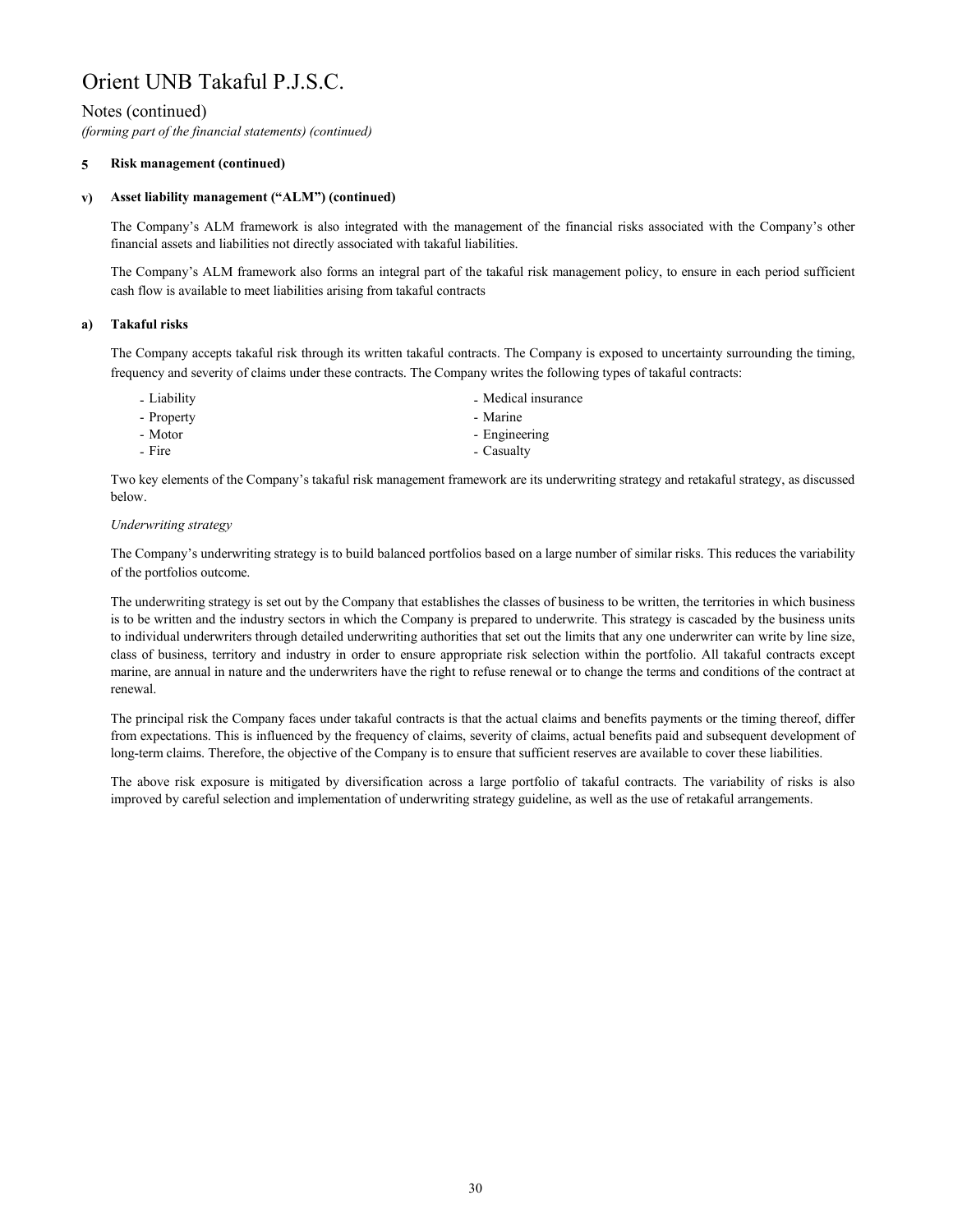# Orient UNB Takaful P.J.S.C.

## Notes (continued)

*(forming part of the financial statements) (continued)*

### 5 Risk management (continued)

#### v) Asset liability management ("ALM") (continued)

The Company's ALM framework is also integrated with the management of the financial risks associated with the Company's other financial assets and liabilities not directly associated with takaful liabilities.

The Company's ALM framework also forms an integral part of the takaful risk management policy, to ensure in each period sufficient cash flow is available to meet liabilities arising from takaful contracts

#### a) Takaful risks

The Company accepts takaful risk through its written takaful contracts. The Company is exposed to uncertainty surrounding the timing, frequency and severity of claims under these contracts. The Company writes the following types of takaful contracts:

- Liability
- Property
- Motor
- Fire
- Medical insurance
- Marine
- Engineering
- Casualty

Two key elements of the Company's takaful risk management framework are its underwriting strategy and retakaful strategy, as discussed below.

*Underwriting strategy*

The Company's underwriting strategy is to build balanced portfolios based on a large number of similar risks. This reduces the variability of the portfolios outcome.

The underwriting strategy is set out by the Company that establishes the classes of business to be written, the territories in which business is to be written and the industry sectors in which the Company is prepared to underwrite. This strategy is cascaded by the business units to individual underwriters through detailed underwriting authorities that set out the limits that any one underwriter can write by line size, class of business, territory and industry in order to ensure appropriate risk selection within the portfolio. All takaful contracts except marine, are annual in nature and the underwriters have the right to refuse renewal or to change the terms and conditions of the contract at renewal.

The principal risk the Company faces under takaful contracts is that the actual claims and benefits payments or the timing thereof, differ from expectations. This is influenced by the frequency of claims, severity of claims, actual benefits paid and subsequent development of long-term claims. Therefore, the objective of the Company is to ensure that sufficient reserves are available to cover these liabilities.

The above risk exposure is mitigated by diversification across a large portfolio of takaful contracts. The variability of risks is also improved by careful selection and implementation of underwriting strategy guideline, as well as the use of retakaful arrangements.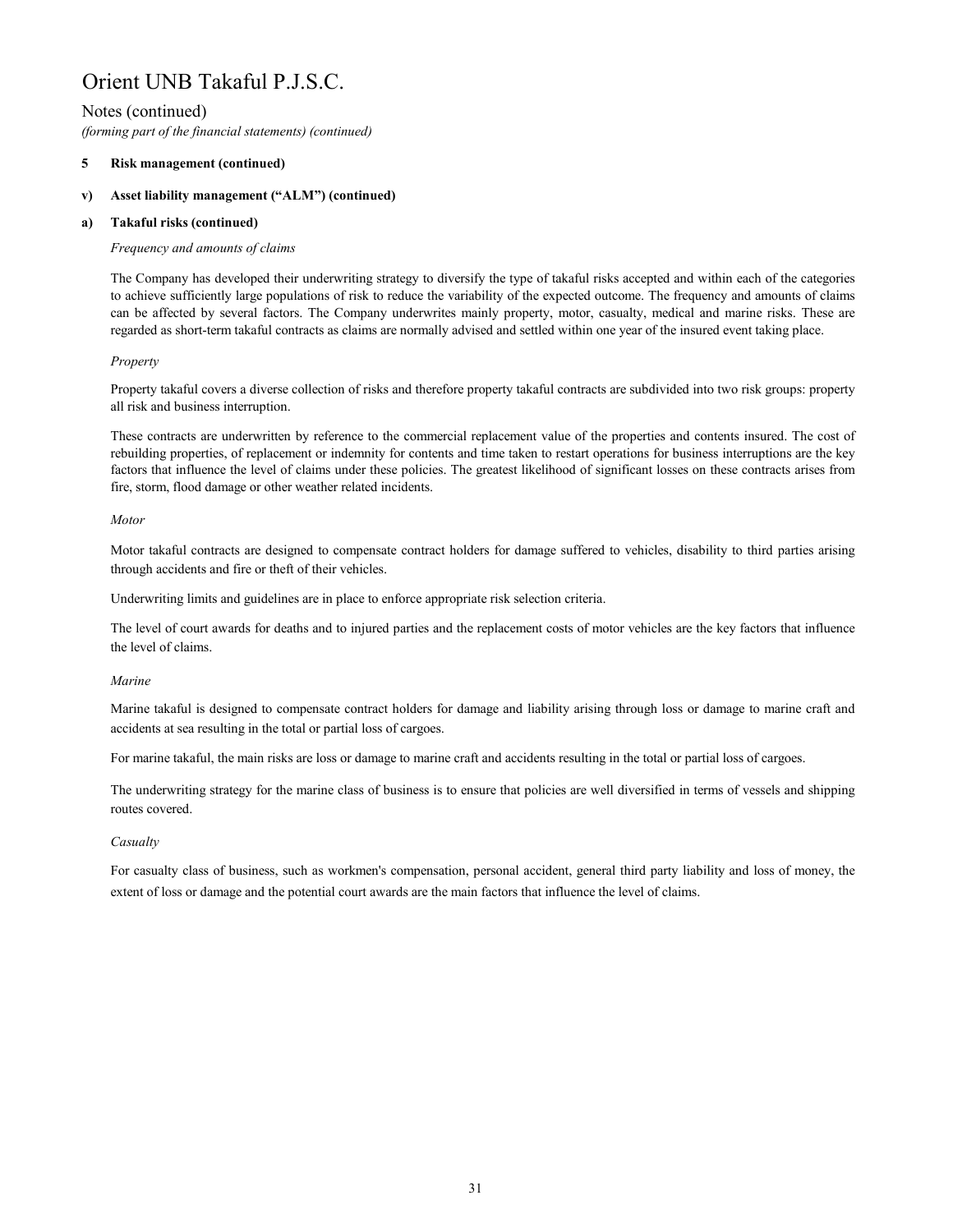# Orient UNB Takaful P.J.S.C.

Notes (continued)

*(forming part of the financial statements) (continued)*

**5 Risk management (continued)**

**v) Asset liability management ("ALM") (continued)**

**a) Takaful risks (continued)**

*Frequency and amounts of claims*

The Company has developed their underwriting strategy to diversify the type of takaful risks accepted and within each of the categories to achieve sufficiently large populations of risk to reduce the variability of the expected outcome. The frequency and amounts of claims can be affected by several factors. The Company underwrites mainly property, motor, casualty, medical and marine risks. These are regarded as short-term takaful contracts as claims are normally advised and settled within one year of the insured event taking place.

*Property*

Property takaful covers a diverse collection of risks and therefore property takaful contracts are subdivided into two risk groups: property all risk and business interruption.

These contracts are underwritten by reference to the commercial replacement value of the properties and contents insured. The cost of rebuilding properties, of replacement or indemnity for contents and time taken to restart operations for business interruptions are the key factors that influence the level of claims under these policies. The greatest likelihood of significant losses on these contracts arises from fire, storm, flood damage or other weather related incidents.

*Motor*

Motor takaful contracts are designed to compensate contract holders for damage suffered to vehicles, disability to third parties arising through accidents and fire or theft of their vehicles.

Underwriting limits and guidelines are in place to enforce appropriate risk selection criteria.

The level of court awards for deaths and to injured parties and the replacement costs of motor vehicles are the key factors that influence the level of claims.

*Marine*

Marine takaful is designed to compensate contract holders for damage and liability arising through loss or damage to marine craft and accidents at sea resulting in the total or partial loss of cargoes.

For marine takaful, the main risks are loss or damage to marine craft and accidents resulting in the total or partial loss of cargoes.

The underwriting strategy for the marine class of business is to ensure that policies are well diversified in terms of vessels and shipping routes covered.

*Casualty*

For casualty class of business, such as workmen's compensation, personal accident, general third party liability and loss of money, the extent of loss or damage and the potential court awards are the main factors that influence the level of claims.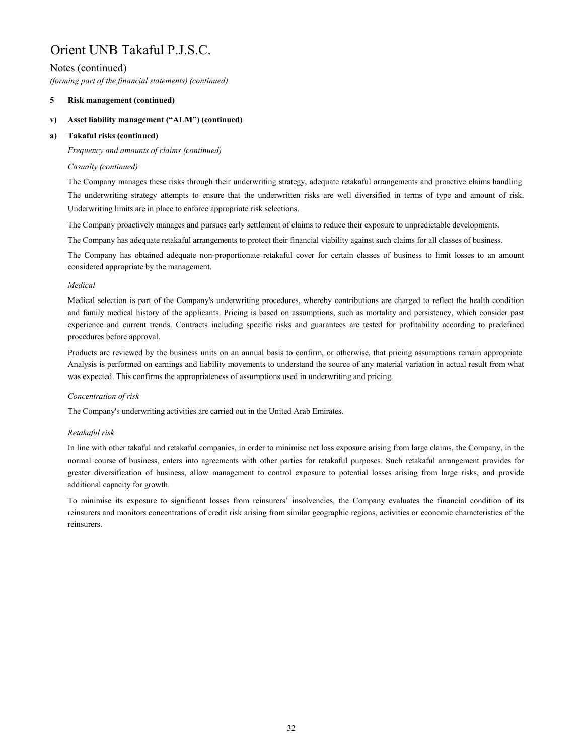# Orient UNB Takaful P.J.S.C.

Notes (continued)

*(forming part of the financial statements) (continued)*

**5 Risk management (continued)**

**v) Asset liability management ("ALM") (continued)**

**a) Takaful risks (continued)**

*Frequency and amounts of claims (continued)*

*Casualty (continued)*

The Company manages these risks through their underwriting strategy, adequate retakaful arrangements and proactive claims handling. The underwriting strategy attempts to ensure that the underwritten risks are well diversified in terms of type and amount of risk. Underwriting limits are in place to enforce appropriate risk selections.

The Company proactively manages and pursues early settlement of claims to reduce their exposure to unpredictable developments.

The Company has adequate retakaful arrangements to protect their financial viability against such claims for all classes of business.

The Company has obtained adequate non-proportionate retakaful cover for certain classes of business to limit losses to an amount considered appropriate by the management.

*Medical*

Medical selection is part of the Company's underwriting procedures, whereby contributions are charged to reflect the health condition and family medical history of the applicants. Pricing is based on assumptions, such as mortality and persistency, which consider past experience and current trends. Contracts including specific risks and guarantees are tested for profitability according to predefined procedures before approval.

Products are reviewed by the business units on an annual basis to confirm, or otherwise, that pricing assumptions remain appropriate. Analysis is performed on earnings and liability movements to understand the source of any material variation in actual result from what was expected. This confirms the appropriateness of assumptions used in underwriting and pricing.

*Concentration of risk*

The Company's underwriting activities are carried out in the United Arab Emirates.

*Retakaful risk*

In line with other takaful and retakaful companies, in order to minimise net loss exposure arising from large claims, the Company, in the normal course of business, enters into agreements with other parties for retakaful purposes. Such retakaful arrangement provides for greater diversification of business, allow management to control exposure to potential losses arising from large risks, and provide additional capacity for growth.

To minimise its exposure to significant losses from reinsurers' insolvencies, the Company evaluates the financial condition of its reinsurers and monitors concentrations of credit risk arising from similar geographic regions, activities or economic characteristics of the reinsurers.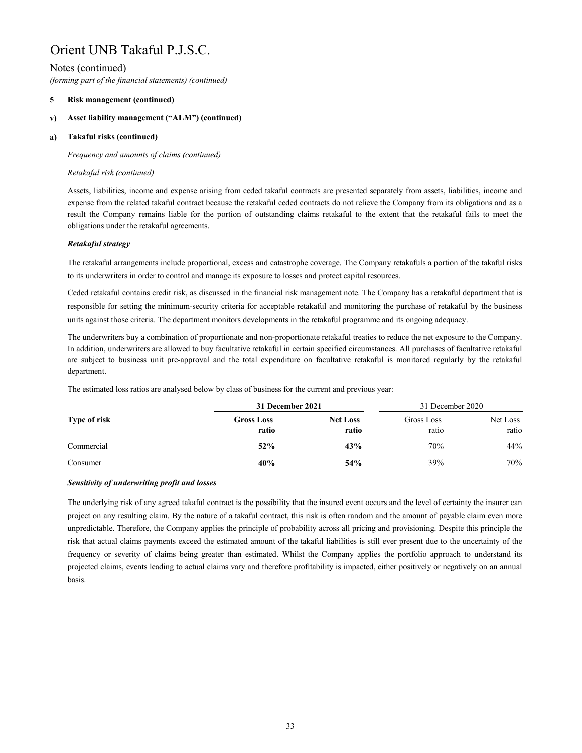# Orient UNB Takaful P.J.S.C.

Notes (continued)

*(forming part of the financial statements) (continued)*

**5 Risk management (continued)**

**v) Asset liability management ("ALM") (continued)**

**a) Takaful risks (continued)**

*Frequency and amounts of claims (continued)*

*Retakaful risk (continued)*

Assets, liabilities, income and expense arising from ceded takaful contracts are presented separately from assets, liabilities, income and expense from the related takaful contract because the retakaful ceded contracts do not relieve the Company from its obligations and as a result the Company remains liable for the portion of outstanding claims retakaful to the extent that the retakaful fails to meet the obligations under the retakaful agreements.

***Retakaful strategy***

The retakaful arrangements include proportional, excess and catastrophe coverage. The Company retakafuls a portion of the takaful risks to its underwriters in order to control and manage its exposure to losses and protect capital resources.

Ceded retakaful contains credit risk, as discussed in the financial risk management note. The Company has a retakaful department that is responsible for setting the minimum-security criteria for acceptable retakaful and monitoring the purchase of retakaful by the business units against those criteria. The department monitors developments in the retakaful programme and its ongoing adequacy.

The underwriters buy a combination of proportionate and non-proportionate retakaful treaties to reduce the net exposure to the Company. In addition, underwriters are allowed to buy facultative retakaful in certain specified circumstances. All purchases of facultative retakaful are subject to business unit pre-approval and the total expenditure on facultative retakaful is monitored regularly by the retakaful department.

The estimated loss ratios are analysed below by class of business for the current and previous year:

| | **31 December 2021** | | 31 December 2020 | |
|---|---|---|---|---|
| **Type of risk** | **Gross Loss ratio** | **Net Loss ratio** | Gross Loss ratio | Net Loss ratio |
| Commercial | **52%** | **43%** | 70% | 44% |
| Consumer | **40%** | **54%** | 39% | 70% |

***Sensitivity of underwriting profit and losses***

The underlying risk of any agreed takaful contract is the possibility that the insured event occurs and the level of certainty the insurer can project on any resulting claim. By the nature of a takaful contract, this risk is often random and the amount of payable claim even more unpredictable. Therefore, the Company applies the principle of probability across all pricing and provisioning. Despite this principle the risk that actual claims payments exceed the estimated amount of the takaful liabilities is still ever present due to the uncertainty of the frequency or severity of claims being greater than estimated. Whilst the Company applies the portfolio approach to understand its projected claims, events leading to actual claims vary and therefore profitability is impacted, either positively or negatively on an annual basis.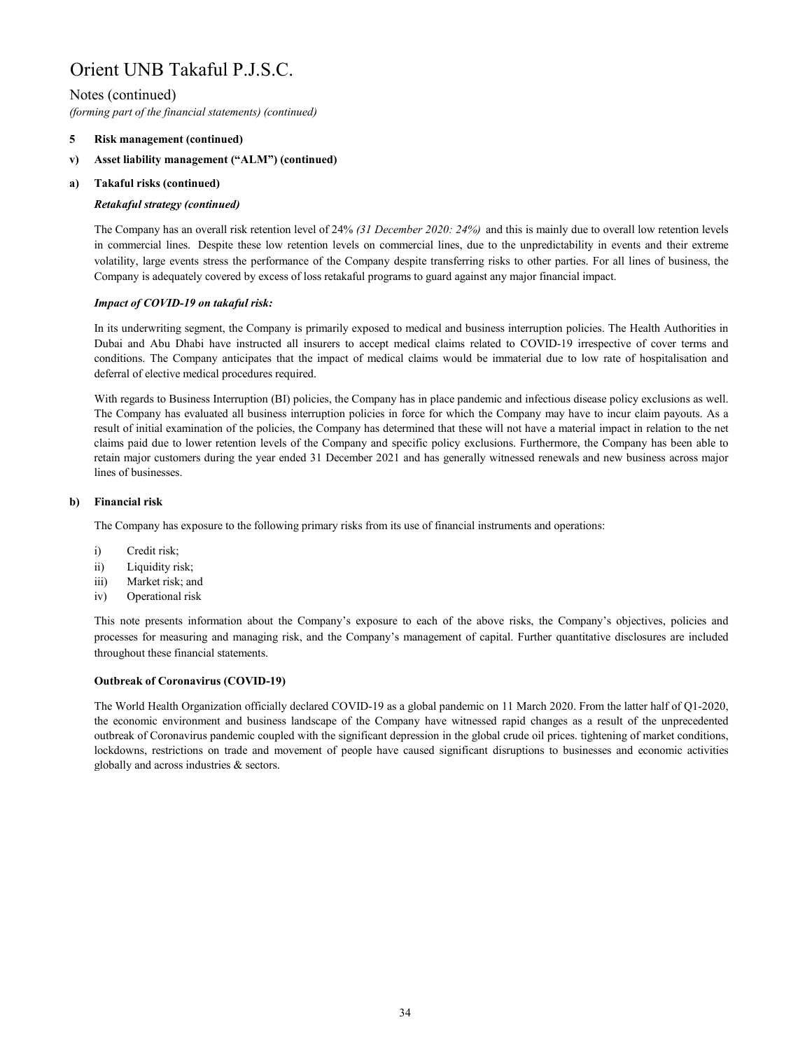# Orient UNB Takaful P.J.S.C.

Notes (continued)

*(forming part of the financial statements) (continued)*

**5 Risk management (continued)**

**v) Asset liability management ("ALM") (continued)**

**a) Takaful risks (continued)**

***Retakaful strategy (continued)***

The Company has an overall risk retention level of 24% *(31 December 2020: 24%)* and this is mainly due to overall low retention levels in commercial lines. Despite these low retention levels on commercial lines, due to the unpredictability in events and their extreme volatility, large events stress the performance of the Company despite transferring risks to other parties. For all lines of business, the Company is adequately covered by excess of loss retakaful programs to guard against any major financial impact.

***Impact of COVID-19 on takaful risk:***

In its underwriting segment, the Company is primarily exposed to medical and business interruption policies. The Health Authorities in Dubai and Abu Dhabi have instructed all insurers to accept medical claims related to COVID-19 irrespective of cover terms and conditions. The Company anticipates that the impact of medical claims would be immaterial due to low rate of hospitalisation and deferral of elective medical procedures required.

With regards to Business Interruption (BI) policies, the Company has in place pandemic and infectious disease policy exclusions as well. The Company has evaluated all business interruption policies in force for which the Company may have to incur claim payouts. As a result of initial examination of the policies, the Company has determined that these will not have a material impact in relation to the net claims paid due to lower retention levels of the Company and specific policy exclusions. Furthermore, the Company has been able to retain major customers during the year ended 31 December 2021 and has generally witnessed renewals and new business across major lines of businesses.

**b) Financial risk**

The Company has exposure to the following primary risks from its use of financial instruments and operations:

i) Credit risk;
ii) Liquidity risk;
iii) Market risk; and
iv) Operational risk

This note presents information about the Company's exposure to each of the above risks, the Company's objectives, policies and processes for measuring and managing risk, and the Company's management of capital. Further quantitative disclosures are included throughout these financial statements.

**Outbreak of Coronavirus (COVID-19)**

The World Health Organization officially declared COVID-19 as a global pandemic on 11 March 2020. From the latter half of Q1-2020, the economic environment and business landscape of the Company have witnessed rapid changes as a result of the unprecedented outbreak of Coronavirus pandemic coupled with the significant depression in the global crude oil prices. tightening of market conditions, lockdowns, restrictions on trade and movement of people have caused significant disruptions to businesses and economic activities globally and across industries & sectors.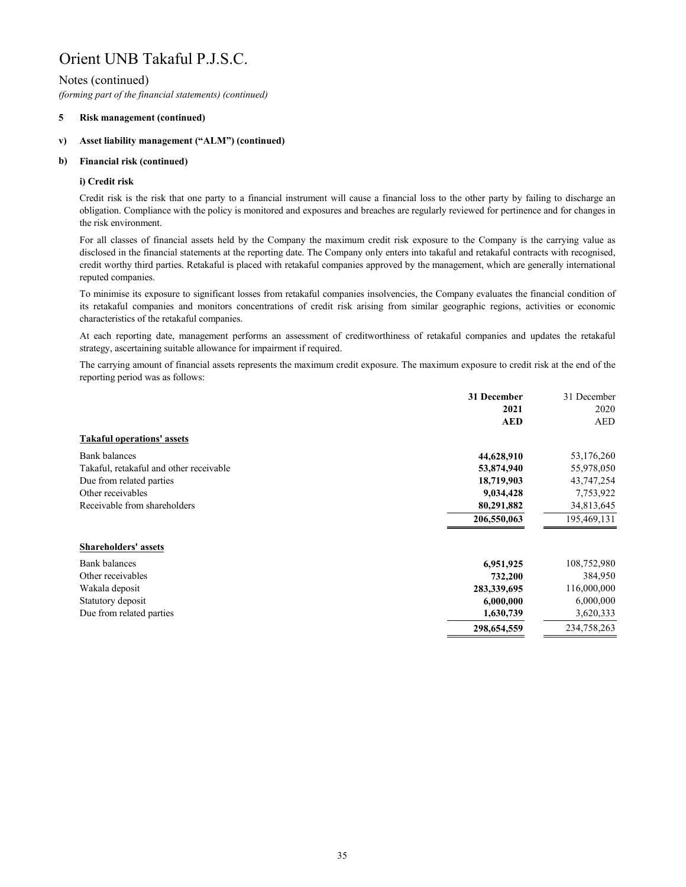# Orient UNB Takaful P.J.S.C.

Notes (continued)

*(forming part of the financial statements) (continued)*

**5 Risk management (continued)**

**v) Asset liability management ("ALM") (continued)**

**b) Financial risk (continued)**

**i) Credit risk**

Credit risk is the risk that one party to a financial instrument will cause a financial loss to the other party by failing to discharge an obligation. Compliance with the policy is monitored and exposures and breaches are regularly reviewed for pertinence and for changes in the risk environment.

For all classes of financial assets held by the Company the maximum credit risk exposure to the Company is the carrying value as disclosed in the financial statements at the reporting date. The Company only enters into takaful and retakaful contracts with recognised, credit worthy third parties. Retakaful is placed with retakaful companies approved by the management, which are generally international reputed companies.

To minimise its exposure to significant losses from retakaful companies insolvencies, the Company evaluates the financial condition of its retakaful companies and monitors concentrations of credit risk arising from similar geographic regions, activities or economic characteristics of the retakaful companies.

At each reporting date, management performs an assessment of creditworthiness of retakaful companies and updates the retakaful strategy, ascertaining suitable allowance for impairment if required.

The carrying amount of financial assets represents the maximum credit exposure. The maximum exposure to credit risk at the end of the reporting period was as follows:

| | **31 December 2021 AED** | 31 December 2020 AED |
|---|---|---|
| **Takaful operations' assets** | | |
| Bank balances | **44,628,910** | 53,176,260 |
| Takaful, retakaful and other receivable | **53,874,940** | 55,978,050 |
| Due from related parties | **18,719,903** | 43,747,254 |
| Other receivables | **9,034,428** | 7,753,922 |
| Receivable from shareholders | **80,291,882** | 34,813,645 |
| | **206,550,063** | 195,469,131 |
| **Shareholders' assets** | | |
| Bank balances | **6,951,925** | 108,752,980 |
| Other receivables | **732,200** | 384,950 |
| Wakala deposit | **283,339,695** | 116,000,000 |
| Statutory deposit | **6,000,000** | 6,000,000 |
| Due from related parties | **1,630,739** | 3,620,333 |
| | **298,654,559** | 234,758,263 |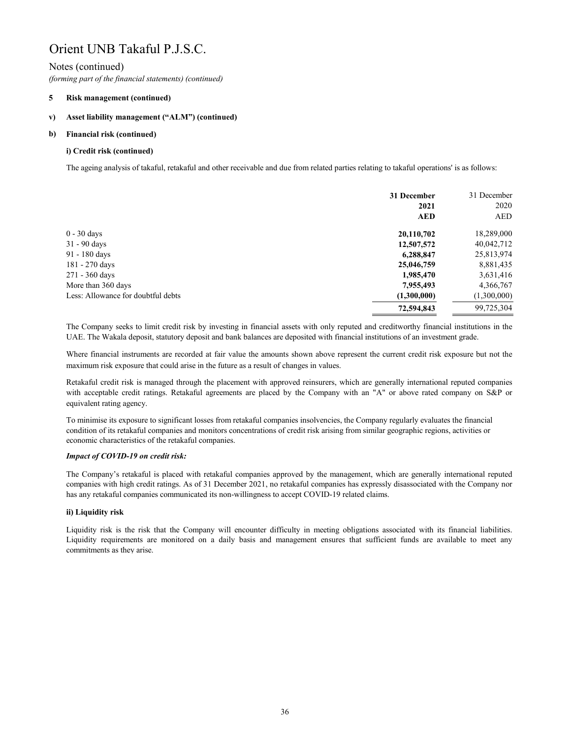# Orient UNB Takaful P.J.S.C.

## Notes (continued)

*(forming part of the financial statements) (continued)*

**5 Risk management (continued)**

**v) Asset liability management ("ALM") (continued)**

**b) Financial risk (continued)**

**i) Credit risk (continued)**

The ageing analysis of takaful, retakaful and other receivable and due from related parties relating to takaful operations' is as follows:

| | **31 December 2021 AED** | 31 December 2020 AED |
|---|---|---|
| 0 - 30 days | **20,110,702** | 18,289,000 |
| 31 - 90 days | **12,507,572** | 40,042,712 |
| 91 - 180 days | **6,288,847** | 25,813,974 |
| 181 - 270 days | **25,046,759** | 8,881,435 |
| 271 - 360 days | **1,985,470** | 3,631,416 |
| More than 360 days | **7,955,493** | 4,366,767 |
| Less: Allowance for doubtful debts | **(1,300,000)** | (1,300,000) |
| | **72,594,843** | 99,725,304 |

The Company seeks to limit credit risk by investing in financial assets with only reputed and creditworthy financial institutions in the UAE. The Wakala deposit, statutory deposit and bank balances are deposited with financial institutions of an investment grade.

Where financial instruments are recorded at fair value the amounts shown above represent the current credit risk exposure but not the maximum risk exposure that could arise in the future as a result of changes in values.

Retakaful credit risk is managed through the placement with approved reinsurers, which are generally international reputed companies with acceptable credit ratings. Retakaful agreements are placed by the Company with an "A" or above rated company on S&P or equivalent rating agency.

To minimise its exposure to significant losses from retakaful companies insolvencies, the Company regularly evaluates the financial condition of its retakaful companies and monitors concentrations of credit risk arising from similar geographic regions, activities or economic characteristics of the retakaful companies.

***Impact of COVID-19 on credit risk:***

The Company's retakaful is placed with retakaful companies approved by the management, which are generally international reputed companies with high credit ratings. As of 31 December 2021, no retakaful companies has expressly disassociated with the Company nor has any retakaful companies communicated its non-willingness to accept COVID-19 related claims.

**ii) Liquidity risk**

Liquidity risk is the risk that the Company will encounter difficulty in meeting obligations associated with its financial liabilities. Liquidity requirements are monitored on a daily basis and management ensures that sufficient funds are available to meet any commitments as they arise.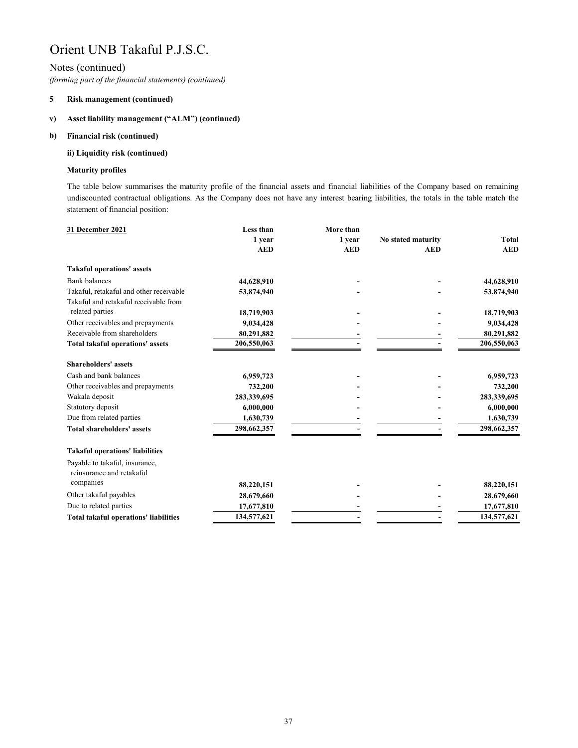# Orient UNB Takaful P.J.S.C.

## Notes (continued)

*(forming part of the financial statements) (continued)*

**5 Risk management (continued)**

**v) Asset liability management ("ALM") (continued)**

**b) Financial risk (continued)**

**ii) Liquidity risk (continued)**

**Maturity profiles**

The table below summarises the maturity profile of the financial assets and financial liabilities of the Company based on remaining undiscounted contractual obligations. As the Company does not have any interest bearing liabilities, the totals in the table match the statement of financial position:

| 31 December 2021 | Less than 1 year AED | More than 1 year AED | No stated maturity AED | Total AED |
|---|---|---|---|---|
| **Takaful operations' assets** | | | | |
| Bank balances | 44,628,910 | - | - | 44,628,910 |
| Takaful, retakaful and other receivable | 53,874,940 | - | - | 53,874,940 |
| Takaful and retakaful receivable from related parties | 18,719,903 | - | - | 18,719,903 |
| Other receivables and prepayments | 9,034,428 | - | - | 9,034,428 |
| Receivable from shareholders | 80,291,882 | - | - | 80,291,882 |
| **Total takaful operations' assets** | 206,550,063 | - | - | 206,550,063 |
| **Shareholders' assets** | | | | |
| Cash and bank balances | 6,959,723 | - | - | 6,959,723 |
| Other receivables and prepayments | 732,200 | - | - | 732,200 |
| Wakala deposit | 283,339,695 | - | - | 283,339,695 |
| Statutory deposit | 6,000,000 | - | - | 6,000,000 |
| Due from related parties | 1,630,739 | - | - | 1,630,739 |
| **Total shareholders' assets** | 298,662,357 | - | - | 298,662,357 |
| **Takaful operations' liabilities** | | | | |
| Payable to takaful, insurance, reinsurance and retakaful companies | 88,220,151 | - | - | 88,220,151 |
| Other takaful payables | 28,679,660 | - | - | 28,679,660 |
| Due to related parties | 17,677,810 | - | - | 17,677,810 |
| **Total takaful operations' liabilities** | 134,577,621 | - | - | 134,577,621 |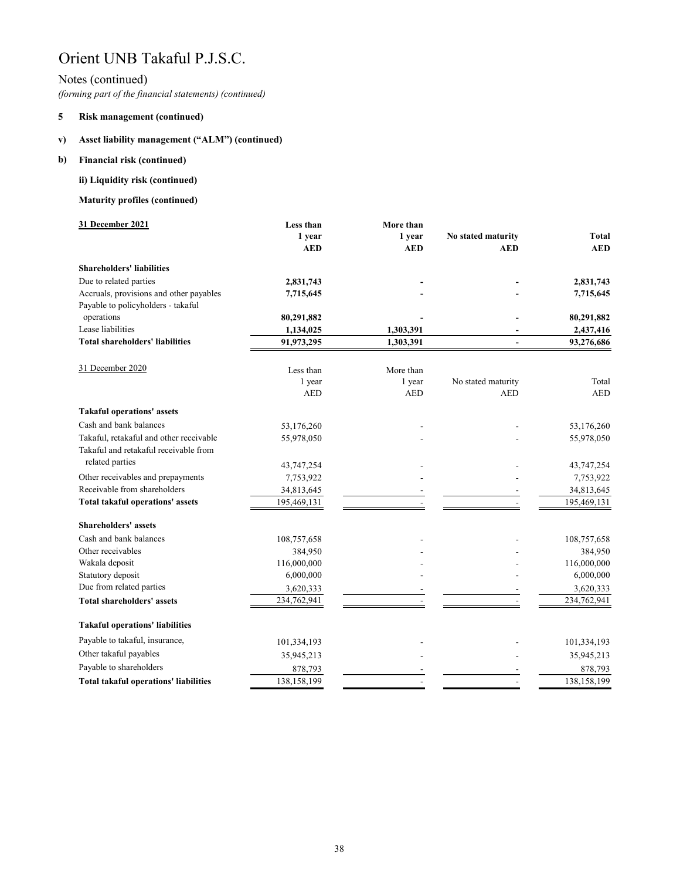# Orient UNB Takaful P.J.S.C.

Notes (continued)

*(forming part of the financial statements) (continued)*

**5 Risk management (continued)**

**v) Asset liability management ("ALM") (continued)**

**b) Financial risk (continued)**

**ii) Liquidity risk (continued)**

**Maturity profiles (continued)**

| **31 December 2021** | **Less than 1 year AED** | **More than 1 year AED** | **No stated maturity AED** | **Total AED** |
|---|---|---|---|---|
| **Shareholders' liabilities** | | | | |
| Due to related parties | **2,831,743** | **-** | **-** | **2,831,743** |
| Accruals, provisions and other payables | **7,715,645** | **-** | **-** | **7,715,645** |
| Payable to policyholders - takaful operations | **80,291,882** | **-** | **-** | **80,291,882** |
| Lease liabilities | **1,134,025** | **1,303,391** | **-** | **2,437,416** |
| **Total shareholders' liabilities** | **91,973,295** | **1,303,391** | **-** | **93,276,686** |

| 31 December 2020 | Less than 1 year AED | More than 1 year AED | No stated maturity AED | Total AED |
|---|---|---|---|---|
| **Takaful operations' assets** | | | | |
| Cash and bank balances | 53,176,260 | - | - | 53,176,260 |
| Takaful, retakaful and other receivable | 55,978,050 | - | - | 55,978,050 |
| Takaful and retakaful receivable from related parties | 43,747,254 | - | - | 43,747,254 |
| Other receivables and prepayments | 7,753,922 | - | - | 7,753,922 |
| Receivable from shareholders | 34,813,645 | - | - | 34,813,645 |
| **Total takaful operations' assets** | 195,469,131 | - | - | 195,469,131 |
| **Shareholders' assets** | | | | |
| Cash and bank balances | 108,757,658 | - | - | 108,757,658 |
| Other receivables | 384,950 | - | - | 384,950 |
| Wakala deposit | 116,000,000 | - | - | 116,000,000 |
| Statutory deposit | 6,000,000 | - | - | 6,000,000 |
| Due from related parties | 3,620,333 | - | - | 3,620,333 |
| **Total shareholders' assets** | 234,762,941 | - | - | 234,762,941 |
| **Takaful operations' liabilities** | | | | |
| Payable to takaful, insurance, | 101,334,193 | - | - | 101,334,193 |
| Other takaful payables | 35,945,213 | - | - | 35,945,213 |
| Payable to shareholders | 878,793 | - | - | 878,793 |
| **Total takaful operations' liabilities** | 138,158,199 | - | - | 138,158,199 |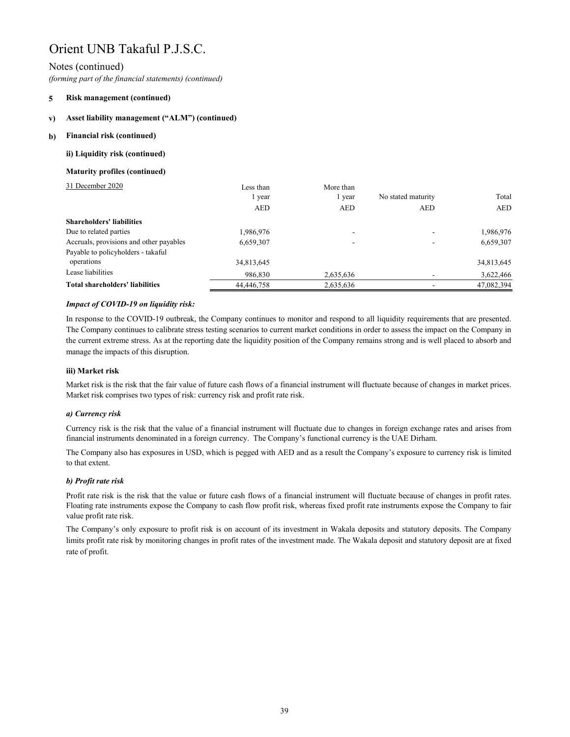# Orient UNB Takaful P.J.S.C.

Notes (continued)

*(forming part of the financial statements) (continued)*

**5 Risk management (continued)**

**v) Asset liability management ("ALM") (continued)**

**b) Financial risk (continued)**

**ii) Liquidity risk (continued)**

**Maturity profiles (continued)**

| 31 December 2020 | Less than 1 year | More than 1 year | No stated maturity | Total |
|---|---|---|---|---|
| | AED | AED | AED | AED |
| **Shareholders' liabilities** | | | | |
| Due to related parties | 1,986,976 | - | - | 1,986,976 |
| Accruals, provisions and other payables | 6,659,307 | - | - | 6,659,307 |
| Payable to policyholders - takaful operations | 34,813,645 | | | 34,813,645 |
| Lease liabilities | 986,830 | 2,635,636 | - | 3,622,466 |
| **Total shareholders' liabilities** | 44,446,758 | 2,635,636 | - | 47,082,394 |

***Impact of COVID-19 on liquidity risk:***

In response to the COVID-19 outbreak, the Company continues to monitor and respond to all liquidity requirements that are presented. The Company continues to calibrate stress testing scenarios to current market conditions in order to assess the impact on the Company in the current extreme stress. As at the reporting date the liquidity position of the Company remains strong and is well placed to absorb and manage the impacts of this disruption.

**iii) Market risk**

Market risk is the risk that the fair value of future cash flows of a financial instrument will fluctuate because of changes in market prices. Market risk comprises two types of risk: currency risk and profit rate risk.

***a) Currency risk***

Currency risk is the risk that the value of a financial instrument will fluctuate due to changes in foreign exchange rates and arises from financial instruments denominated in a foreign currency. The Company's functional currency is the UAE Dirham.

The Company also has exposures in USD, which is pegged with AED and as a result the Company's exposure to currency risk is limited to that extent.

***b) Profit rate risk***

Profit rate risk is the risk that the value or future cash flows of a financial instrument will fluctuate because of changes in profit rates. Floating rate instruments expose the Company to cash flow profit risk, whereas fixed profit rate instruments expose the Company to fair value profit rate risk.

The Company's only exposure to profit risk is on account of its investment in Wakala deposits and statutory deposits. The Company limits profit rate risk by monitoring changes in profit rates of the investment made. The Wakala deposit and statutory deposit are at fixed rate of profit.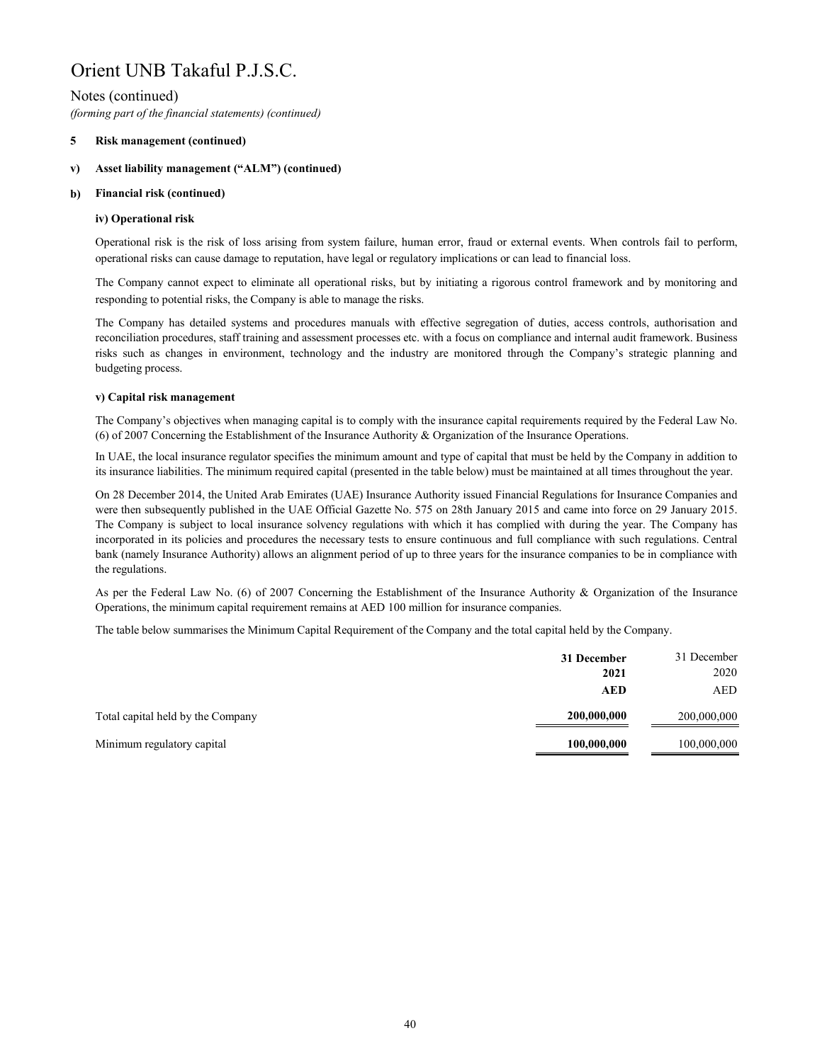# Orient UNB Takaful P.J.S.C.

Notes (continued)

*(forming part of the financial statements) (continued)*

**5 Risk management (continued)**

**v) Asset liability management ("ALM") (continued)**

**b) Financial risk (continued)**

**iv) Operational risk**

Operational risk is the risk of loss arising from system failure, human error, fraud or external events. When controls fail to perform, operational risks can cause damage to reputation, have legal or regulatory implications or can lead to financial loss.

The Company cannot expect to eliminate all operational risks, but by initiating a rigorous control framework and by monitoring and responding to potential risks, the Company is able to manage the risks.

The Company has detailed systems and procedures manuals with effective segregation of duties, access controls, authorisation and reconciliation procedures, staff training and assessment processes etc. with a focus on compliance and internal audit framework. Business risks such as changes in environment, technology and the industry are monitored through the Company's strategic planning and budgeting process.

**v) Capital risk management**

The Company's objectives when managing capital is to comply with the insurance capital requirements required by the Federal Law No. (6) of 2007 Concerning the Establishment of the Insurance Authority & Organization of the Insurance Operations.

In UAE, the local insurance regulator specifies the minimum amount and type of capital that must be held by the Company in addition to its insurance liabilities. The minimum required capital (presented in the table below) must be maintained at all times throughout the year.

On 28 December 2014, the United Arab Emirates (UAE) Insurance Authority issued Financial Regulations for Insurance Companies and were then subsequently published in the UAE Official Gazette No. 575 on 28th January 2015 and came into force on 29 January 2015. The Company is subject to local insurance solvency regulations with which it has complied with during the year. The Company has incorporated in its policies and procedures the necessary tests to ensure continuous and full compliance with such regulations. Central bank (namely Insurance Authority) allows an alignment period of up to three years for the insurance companies to be in compliance with the regulations.

As per the Federal Law No. (6) of 2007 Concerning the Establishment of the Insurance Authority & Organization of the Insurance Operations, the minimum capital requirement remains at AED 100 million for insurance companies.

The table below summarises the Minimum Capital Requirement of the Company and the total capital held by the Company.

| | **31 December 2021 AED** | 31 December 2020 AED |
|---|---|---|
| Total capital held by the Company | **200,000,000** | 200,000,000 |
| Minimum regulatory capital | **100,000,000** | 100,000,000 |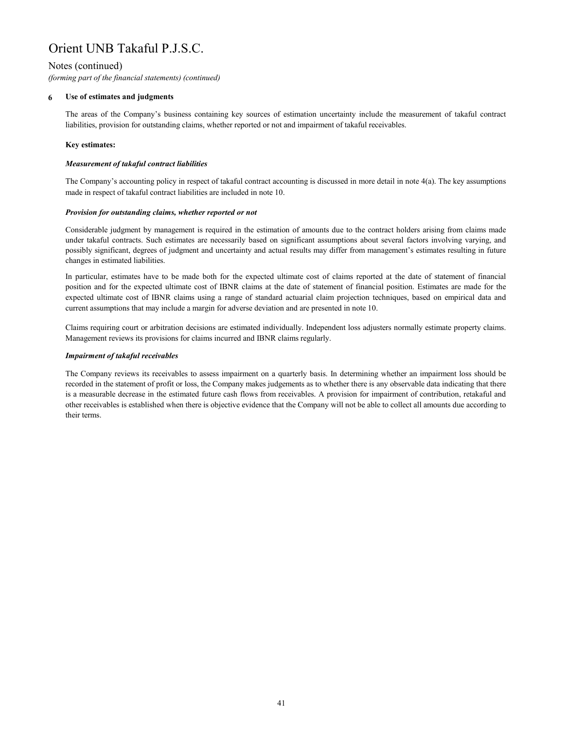# Orient UNB Takaful P.J.S.C.

Notes (continued)

*(forming part of the financial statements) (continued)*

## 6 Use of estimates and judgments

The areas of the Company's business containing key sources of estimation uncertainty include the measurement of takaful contract liabilities, provision for outstanding claims, whether reported or not and impairment of takaful receivables.

**Key estimates:**

***Measurement of takaful contract liabilities***

The Company's accounting policy in respect of takaful contract accounting is discussed in more detail in note 4(a). The key assumptions made in respect of takaful contract liabilities are included in note 10.

***Provision for outstanding claims, whether reported or not***

Considerable judgment by management is required in the estimation of amounts due to the contract holders arising from claims made under takaful contracts. Such estimates are necessarily based on significant assumptions about several factors involving varying, and possibly significant, degrees of judgment and uncertainty and actual results may differ from management's estimates resulting in future changes in estimated liabilities.

In particular, estimates have to be made both for the expected ultimate cost of claims reported at the date of statement of financial position and for the expected ultimate cost of IBNR claims at the date of statement of financial position. Estimates are made for the expected ultimate cost of IBNR claims using a range of standard actuarial claim projection techniques, based on empirical data and current assumptions that may include a margin for adverse deviation and are presented in note 10.

Claims requiring court or arbitration decisions are estimated individually. Independent loss adjusters normally estimate property claims. Management reviews its provisions for claims incurred and IBNR claims regularly.

***Impairment of takaful receivables***

The Company reviews its receivables to assess impairment on a quarterly basis. In determining whether an impairment loss should be recorded in the statement of profit or loss, the Company makes judgements as to whether there is any observable data indicating that there is a measurable decrease in the estimated future cash flows from receivables. A provision for impairment of contribution, retakaful and other receivables is established when there is objective evidence that the Company will not be able to collect all amounts due according to their terms.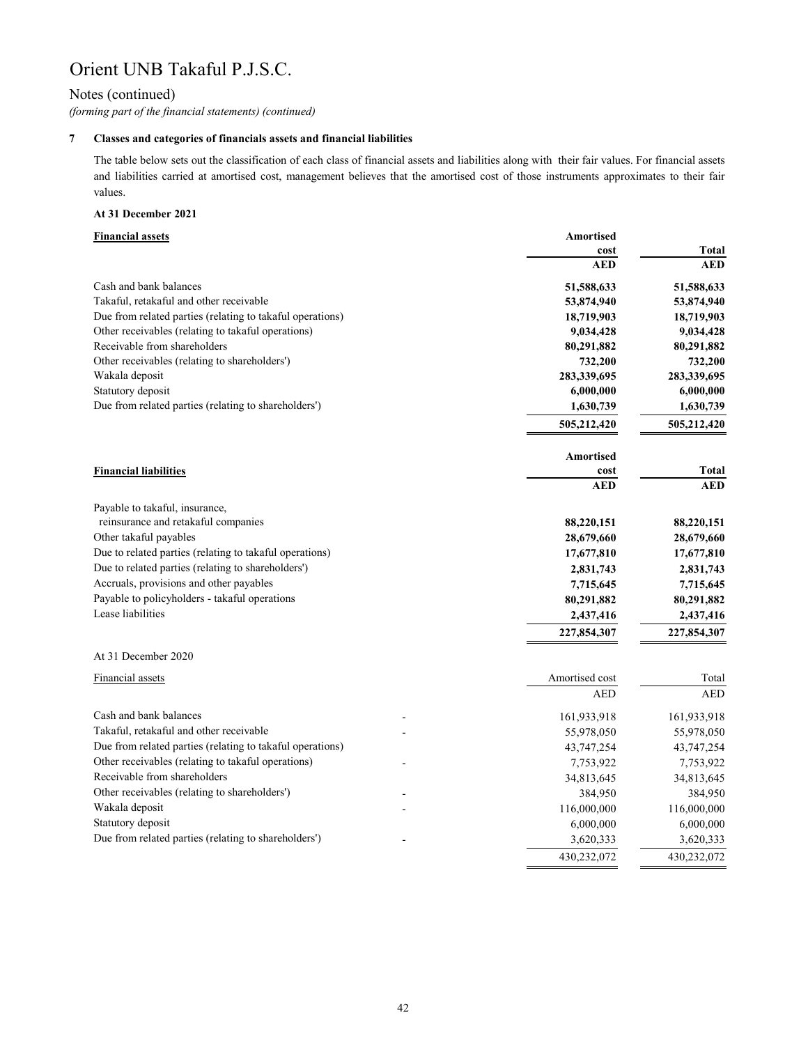# Orient UNB Takaful P.J.S.C.

## Notes (continued)

*(forming part of the financial statements) (continued)*

### 7 Classes and categories of financials assets and financial liabilities

The table below sets out the classification of each class of financial assets and liabilities along with their fair values. For financial assets and liabilities carried at amortised cost, management believes that the amortised cost of those instruments approximates to their fair values.

**At 31 December 2021**

| **Financial assets** | **Amortised cost** | **Total** |
|---|---|---|
| | **AED** | **AED** |
| Cash and bank balances | **51,588,633** | **51,588,633** |
| Takaful, retakaful and other receivable | **53,874,940** | **53,874,940** |
| Due from related parties (relating to takaful operations) | **18,719,903** | **18,719,903** |
| Other receivables (relating to takaful operations) | **9,034,428** | **9,034,428** |
| Receivable from shareholders | **80,291,882** | **80,291,882** |
| Other receivables (relating to shareholders') | **732,200** | **732,200** |
| Wakala deposit | **283,339,695** | **283,339,695** |
| Statutory deposit | **6,000,000** | **6,000,000** |
| Due from related parties (relating to shareholders') | **1,630,739** | **1,630,739** |
| | **505,212,420** | **505,212,420** |

| **Financial liabilities** | **Amortised cost** | **Total** |
|---|---|---|
| | **AED** | **AED** |
| Payable to takaful, insurance, reinsurance and retakaful companies | **88,220,151** | **88,220,151** |
| Other takaful payables | **28,679,660** | **28,679,660** |
| Due to related parties (relating to takaful operations) | **17,677,810** | **17,677,810** |
| Due to related parties (relating to shareholders') | **2,831,743** | **2,831,743** |
| Accruals, provisions and other payables | **7,715,645** | **7,715,645** |
| Payable to policyholders - takaful operations | **80,291,882** | **80,291,882** |
| Lease liabilities | **2,437,416** | **2,437,416** |
| | **227,854,307** | **227,854,307** |

At 31 December 2020

| Financial assets | | Amortised cost | Total |
|---|---|---|---|
| | | AED | AED |
| Cash and bank balances | - | 161,933,918 | 161,933,918 |
| Takaful, retakaful and other receivable | - | 55,978,050 | 55,978,050 |
| Due from related parties (relating to takaful operations) | | 43,747,254 | 43,747,254 |
| Other receivables (relating to takaful operations) | - | 7,753,922 | 7,753,922 |
| Receivable from shareholders | | 34,813,645 | 34,813,645 |
| Other receivables (relating to shareholders') | - | 384,950 | 384,950 |
| Wakala deposit | - | 116,000,000 | 116,000,000 |
| Statutory deposit | | 6,000,000 | 6,000,000 |
| Due from related parties (relating to shareholders') | - | 3,620,333 | 3,620,333 |
| | | 430,232,072 | 430,232,072 |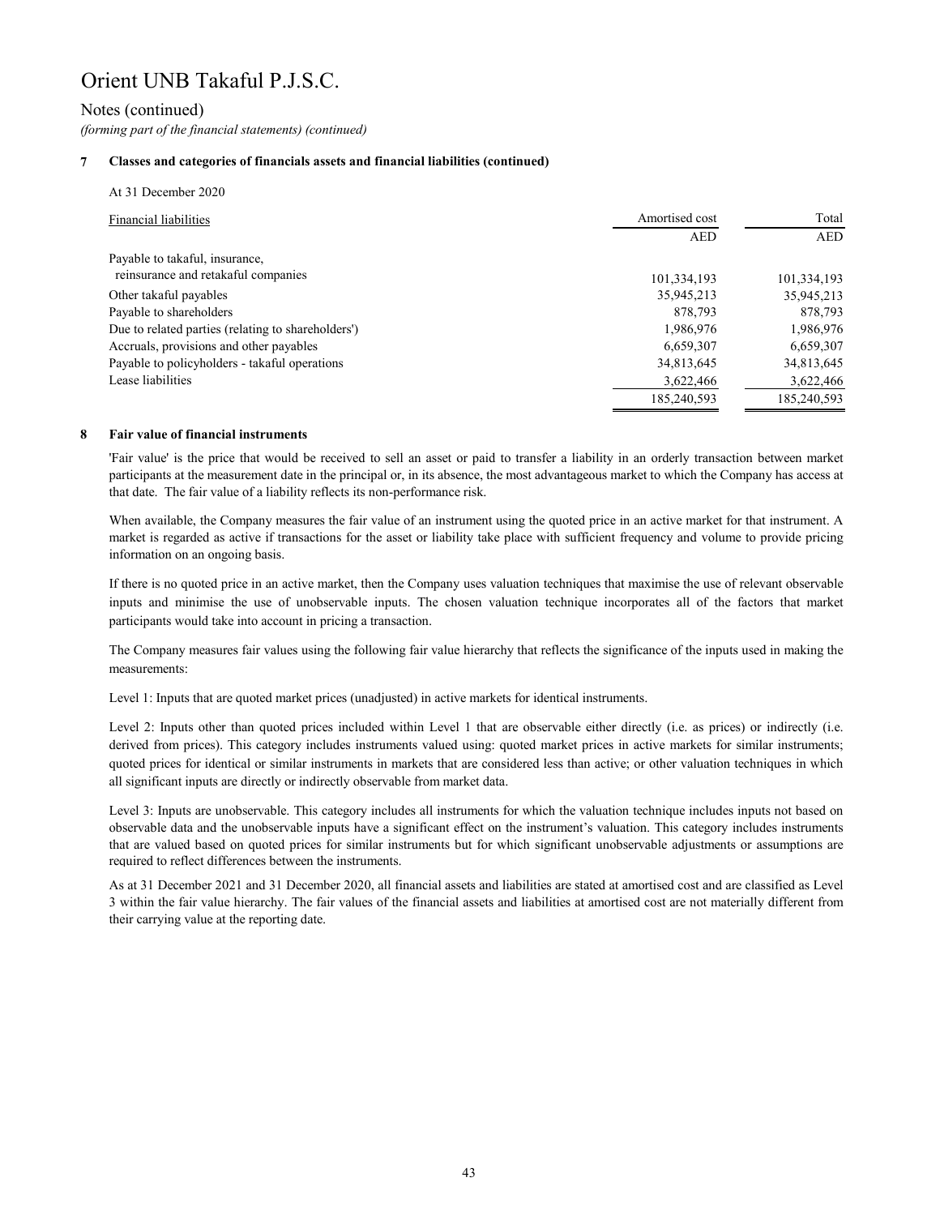# Orient UNB Takaful P.J.S.C.

## Notes (continued)

*(forming part of the financial statements) (continued)*

### 7 Classes and categories of financials assets and financial liabilities (continued)

At 31 December 2020

| Financial liabilities | Amortised cost | Total |
|---|---|---|
| | AED | AED |
| Payable to takaful, insurance, reinsurance and retakaful companies | 101,334,193 | 101,334,193 |
| Other takaful payables | 35,945,213 | 35,945,213 |
| Payable to shareholders | 878,793 | 878,793 |
| Due to related parties (relating to shareholders') | 1,986,976 | 1,986,976 |
| Accruals, provisions and other payables | 6,659,307 | 6,659,307 |
| Payable to policyholders - takaful operations | 34,813,645 | 34,813,645 |
| Lease liabilities | 3,622,466 | 3,622,466 |
| | 185,240,593 | 185,240,593 |

### 8 Fair value of financial instruments

'Fair value' is the price that would be received to sell an asset or paid to transfer a liability in an orderly transaction between market participants at the measurement date in the principal or, in its absence, the most advantageous market to which the Company has access at that date. The fair value of a liability reflects its non-performance risk.

When available, the Company measures the fair value of an instrument using the quoted price in an active market for that instrument. A market is regarded as active if transactions for the asset or liability take place with sufficient frequency and volume to provide pricing information on an ongoing basis.

If there is no quoted price in an active market, then the Company uses valuation techniques that maximise the use of relevant observable inputs and minimise the use of unobservable inputs. The chosen valuation technique incorporates all of the factors that market participants would take into account in pricing a transaction.

The Company measures fair values using the following fair value hierarchy that reflects the significance of the inputs used in making the measurements:

Level 1: Inputs that are quoted market prices (unadjusted) in active markets for identical instruments.

Level 2: Inputs other than quoted prices included within Level 1 that are observable either directly (i.e. as prices) or indirectly (i.e. derived from prices). This category includes instruments valued using: quoted market prices in active markets for similar instruments; quoted prices for identical or similar instruments in markets that are considered less than active; or other valuation techniques in which all significant inputs are directly or indirectly observable from market data.

Level 3: Inputs are unobservable. This category includes all instruments for which the valuation technique includes inputs not based on observable data and the unobservable inputs have a significant effect on the instrument's valuation. This category includes instruments that are valued based on quoted prices for similar instruments but for which significant unobservable adjustments or assumptions are required to reflect differences between the instruments.

As at 31 December 2021 and 31 December 2020, all financial assets and liabilities are stated at amortised cost and are classified as Level 3 within the fair value hierarchy. The fair values of the financial assets and liabilities at amortised cost are not materially different from their carrying value at the reporting date.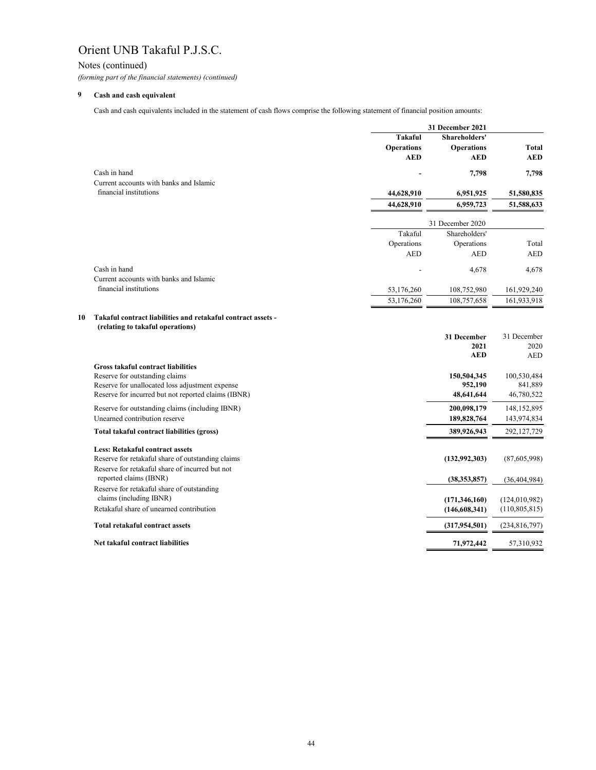# Orient UNB Takaful P.J.S.C.

Notes (continued)

*(forming part of the financial statements) (continued)*

## 9 Cash and cash equivalent

Cash and cash equivalents included in the statement of cash flows comprise the following statement of financial position amounts:

| | **31 December 2021** | | |
|---|---|---|---|
| | **Takaful Operations AED** | **Shareholders' Operations AED** | **Total AED** |
| Cash in hand | **-** | **7,798** | **7,798** |
| Current accounts with banks and Islamic financial institutions | **44,628,910** | **6,951,925** | **51,580,835** |
| | **44,628,910** | **6,959,723** | **51,588,633** |

| | 31 December 2020 | | |
|---|---|---|---|
| | Takaful Operations AED | Shareholders' Operations AED | Total AED |
| Cash in hand | - | 4,678 | 4,678 |
| Current accounts with banks and Islamic financial institutions | 53,176,260 | 108,752,980 | 161,929,240 |
| | 53,176,260 | 108,757,658 | 161,933,918 |

## 10 Takaful contract liabilities and retakaful contract assets - (relating to takaful operations)

| | **31 December 2021 AED** | 31 December 2020 AED |
|---|---|---|
| **Gross takaful contract liabilities** | | |
| Reserve for outstanding claims | **150,504,345** | 100,530,484 |
| Reserve for unallocated loss adjustment expense | **952,190** | 841,889 |
| Reserve for incurred but not reported claims (IBNR) | **48,641,644** | 46,780,522 |
| Reserve for outstanding claims (including IBNR) | **200,098,179** | 148,152,895 |
| Unearned contribution reserve | **189,828,764** | 143,974,834 |
| **Total takaful contract liabilities (gross)** | **389,926,943** | 292,127,729 |
| **Less: Retakaful contract assets** | | |
| Reserve for retakaful share of outstanding claims | **(132,992,303)** | (87,605,998) |
| Reserve for retakaful share of incurred but not reported claims (IBNR) | **(38,353,857)** | (36,404,984) |
| Reserve for retakaful share of outstanding claims (including IBNR) | **(171,346,160)** | (124,010,982) |
| Retakaful share of unearned contribution | **(146,608,341)** | (110,805,815) |
| **Total retakaful contract assets** | **(317,954,501)** | (234,816,797) |
| **Net takaful contract liabilities** | **71,972,442** | 57,310,932 |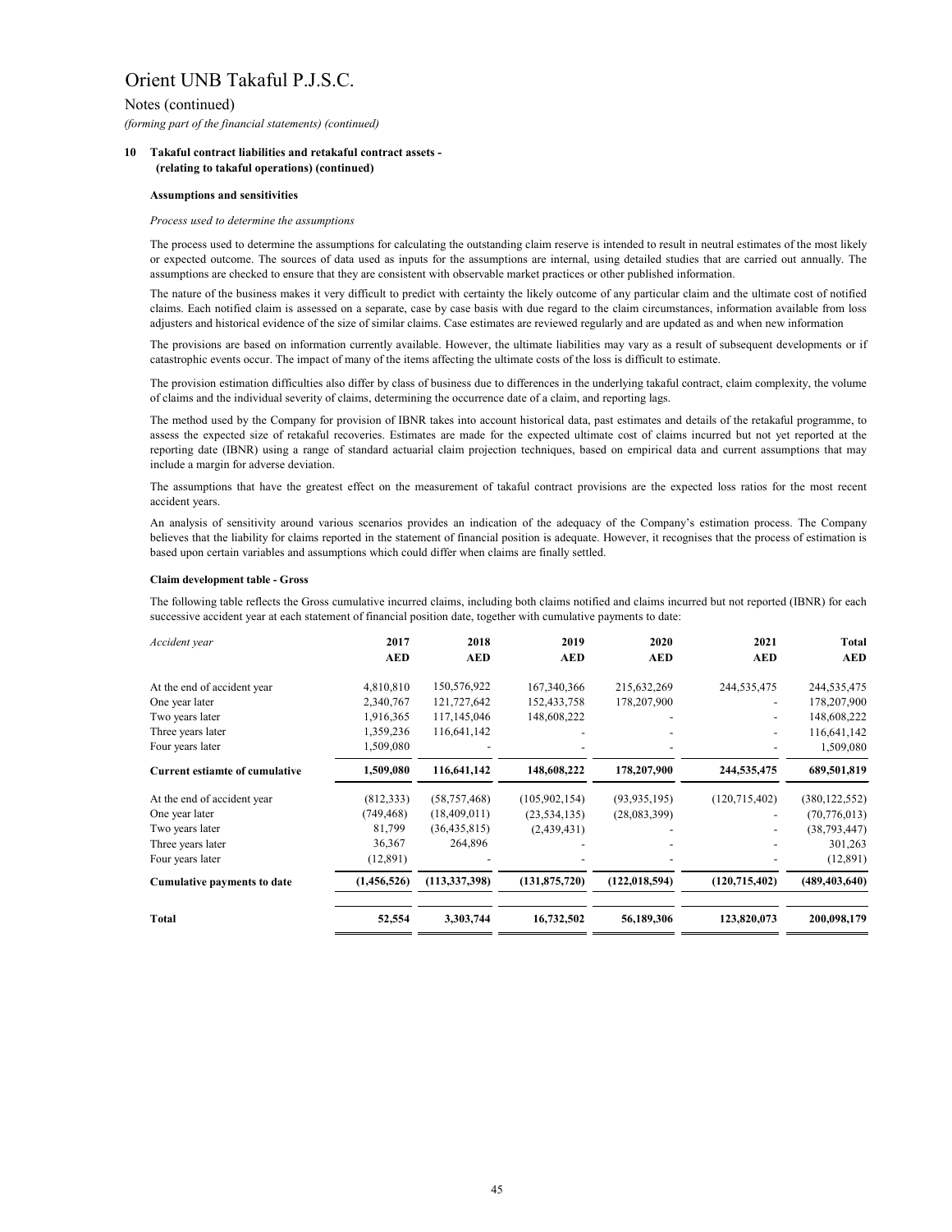# Orient UNB Takaful P.J.S.C.

Notes (continued)

*(forming part of the financial statements) (continued)*

**10 Takaful contract liabilities and retakaful contract assets - (relating to takaful operations) (continued)**

**Assumptions and sensitivities**

*Process used to determine the assumptions*

The process used to determine the assumptions for calculating the outstanding claim reserve is intended to result in neutral estimates of the most likely or expected outcome. The sources of data used as inputs for the assumptions are internal, using detailed studies that are carried out annually. The assumptions are checked to ensure that they are consistent with observable market practices or other published information.

The nature of the business makes it very difficult to predict with certainty the likely outcome of any particular claim and the ultimate cost of notified claims. Each notified claim is assessed on a separate, case by case basis with due regard to the claim circumstances, information available from loss adjusters and historical evidence of the size of similar claims. Case estimates are reviewed regularly and are updated as and when new information

The provisions are based on information currently available. However, the ultimate liabilities may vary as a result of subsequent developments or if catastrophic events occur. The impact of many of the items affecting the ultimate costs of the loss is difficult to estimate.

The provision estimation difficulties also differ by class of business due to differences in the underlying takaful contract, claim complexity, the volume of claims and the individual severity of claims, determining the occurrence date of a claim, and reporting lags.

The method used by the Company for provision of IBNR takes into account historical data, past estimates and details of the retakaful programme, to assess the expected size of retakaful recoveries. Estimates are made for the expected ultimate cost of claims incurred but not yet reported at the reporting date (IBNR) using a range of standard actuarial claim projection techniques, based on empirical data and current assumptions that may include a margin for adverse deviation.

The assumptions that have the greatest effect on the measurement of takaful contract provisions are the expected loss ratios for the most recent accident years.

An analysis of sensitivity around various scenarios provides an indication of the adequacy of the Company's estimation process. The Company believes that the liability for claims reported in the statement of financial position is adequate. However, it recognises that the process of estimation is based upon certain variables and assumptions which could differ when claims are finally settled.

**Claim development table - Gross**

The following table reflects the Gross cumulative incurred claims, including both claims notified and claims incurred but not reported (IBNR) for each successive accident year at each statement of financial position date, together with cumulative payments to date:

| *Accident year* | **2017** | **2018** | **2019** | **2020** | **2021** | **Total** |
|---|---|---|---|---|---|---|
| | **AED** | **AED** | **AED** | **AED** | **AED** | **AED** |
| At the end of accident year | 4,810,810 | 150,576,922 | 167,340,366 | 215,632,269 | 244,535,475 | 244,535,475 |
| One year later | 2,340,767 | 121,727,642 | 152,433,758 | 178,207,900 | - | 178,207,900 |
| Two years later | 1,916,365 | 117,145,046 | 148,608,222 | - | - | 148,608,222 |
| Three years later | 1,359,236 | 116,641,142 | - | - | - | 116,641,142 |
| Four years later | 1,509,080 | - | - | - | - | 1,509,080 |
| **Current estiamte of cumulative** | **1,509,080** | **116,641,142** | **148,608,222** | **178,207,900** | **244,535,475** | **689,501,819** |
| At the end of accident year | (812,333) | (58,757,468) | (105,902,154) | (93,935,195) | (120,715,402) | (380,122,552) |
| One year later | (749,468) | (18,409,011) | (23,534,135) | (28,083,399) | - | (70,776,013) |
| Two years later | 81,799 | (36,435,815) | (2,439,431) | - | - | (38,793,447) |
| Three years later | 36,367 | 264,896 | - | - | - | 301,263 |
| Four years later | (12,891) | - | - | - | - | (12,891) |
| **Cumulative payments to date** | **(1,456,526)** | **(113,337,398)** | **(131,875,720)** | **(122,018,594)** | **(120,715,402)** | **(489,403,640)** |
| **Total** | **52,554** | **3,303,744** | **16,732,502** | **56,189,306** | **123,820,073** | **200,098,179** |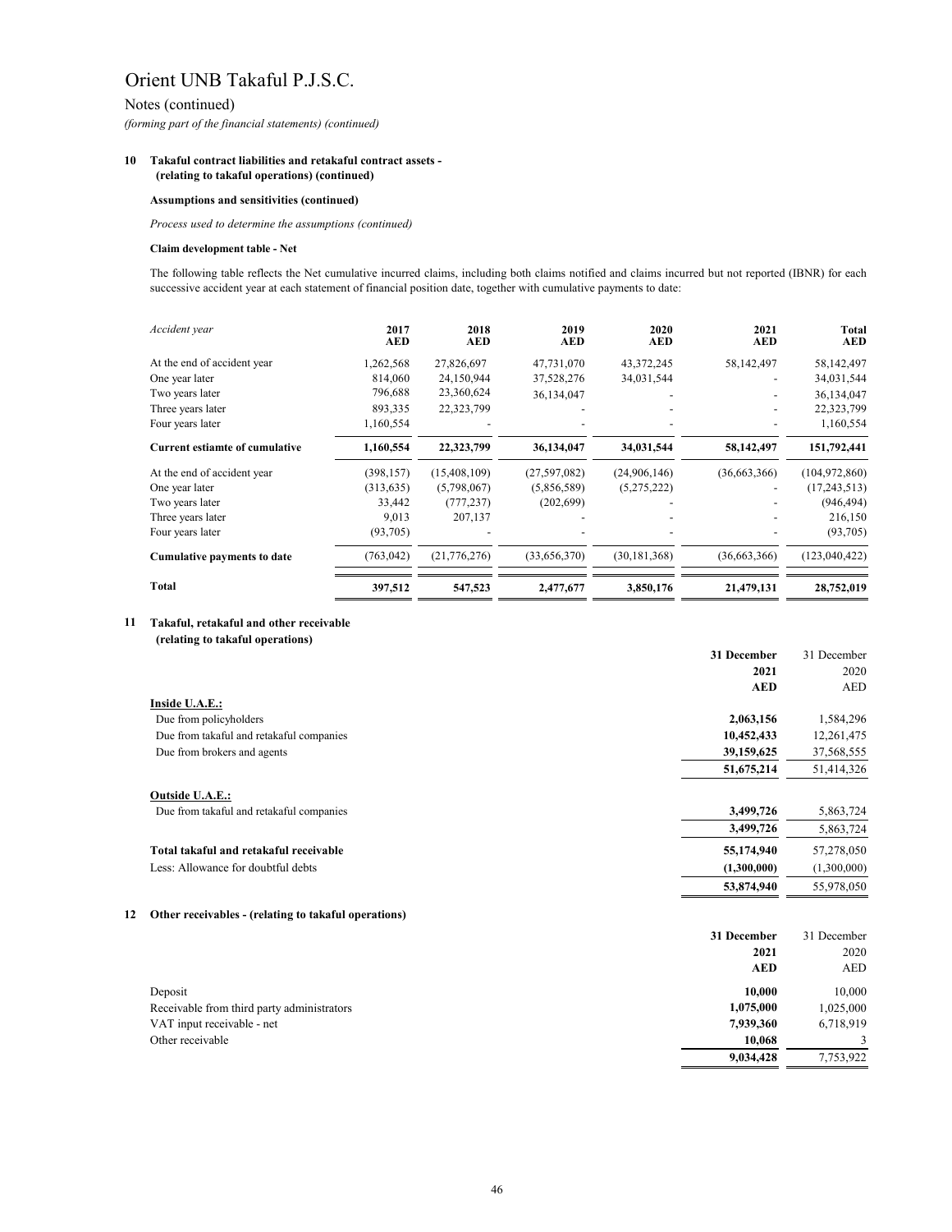# Orient UNB Takaful P.J.S.C.

Notes (continued)

*(forming part of the financial statements) (continued)*

**10 Takaful contract liabilities and retakaful contract assets - (relating to takaful operations) (continued)**

**Assumptions and sensitivities (continued)**

*Process used to determine the assumptions (continued)*

**Claim development table - Net**

The following table reflects the Net cumulative incurred claims, including both claims notified and claims incurred but not reported (IBNR) for each successive accident year at each statement of financial position date, together with cumulative payments to date:

| *Accident year* | **2017 AED** | **2018 AED** | **2019 AED** | **2020 AED** | **2021 AED** | **Total AED** |
|---|---|---|---|---|---|---|
| At the end of accident year | 1,262,568 | 27,826,697 | 47,731,070 | 43,372,245 | 58,142,497 | 58,142,497 |
| One year later | 814,060 | 24,150,944 | 37,528,276 | 34,031,544 | - | 34,031,544 |
| Two years later | 796,688 | 23,360,624 | 36,134,047 | - | - | 36,134,047 |
| Three years later | 893,335 | 22,323,799 | - | - | - | 22,323,799 |
| Four years later | 1,160,554 | - | - | - | - | 1,160,554 |
| **Current estiamte of cumulative** | **1,160,554** | **22,323,799** | **36,134,047** | **34,031,544** | **58,142,497** | **151,792,441** |
| At the end of accident year | (398,157) | (15,408,109) | (27,597,082) | (24,906,146) | (36,663,366) | (104,972,860) |
| One year later | (313,635) | (5,798,067) | (5,856,589) | (5,275,222) | - | (17,243,513) |
| Two years later | 33,442 | (777,237) | (202,699) | - | - | (946,494) |
| Three years later | 9,013 | 207,137 | - | - | - | 216,150 |
| Four years later | (93,705) | - | - | - | - | (93,705) |
| **Cumulative payments to date** | (763,042) | (21,776,276) | (33,656,370) | (30,181,368) | (36,663,366) | (123,040,422) |
| **Total** | **397,512** | **547,523** | **2,477,677** | **3,850,176** | **21,479,131** | **28,752,019** |

**11 Takaful, retakaful and other receivable (relating to takaful operations)**

| | **31 December 2021 AED** | 31 December 2020 AED |
|---|---|---|
| **Inside U.A.E.:** | | |
| Due from policyholders | **2,063,156** | 1,584,296 |
| Due from takaful and retakaful companies | **10,452,433** | 12,261,475 |
| Due from brokers and agents | **39,159,625** | 37,568,555 |
| | **51,675,214** | 51,414,326 |
| **Outside U.A.E.:** | | |
| Due from takaful and retakaful companies | **3,499,726** | 5,863,724 |
| | **3,499,726** | 5,863,724 |
| **Total takaful and retakaful receivable** | **55,174,940** | 57,278,050 |
| Less: Allowance for doubtful debts | **(1,300,000)** | (1,300,000) |
| | **53,874,940** | 55,978,050 |

**12 Other receivables - (relating to takaful operations)**

| | **31 December 2021 AED** | 31 December 2020 AED |
|---|---|---|
| Deposit | **10,000** | 10,000 |
| Receivable from third party administrators | **1,075,000** | 1,025,000 |
| VAT input receivable - net | **7,939,360** | 6,718,919 |
| Other receivable | **10,068** | 3 |
| | **9,034,428** | 7,753,922 |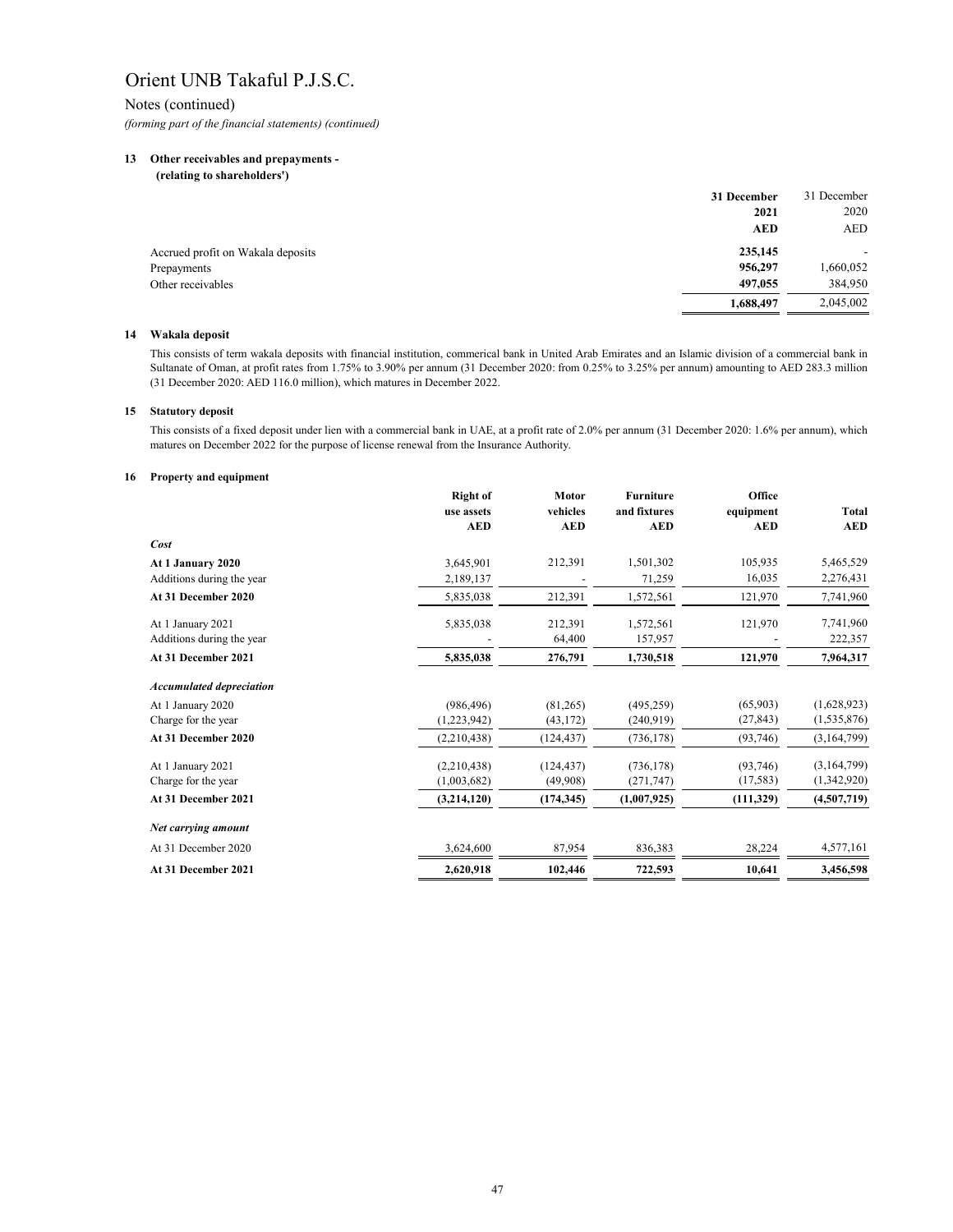# Orient UNB Takaful P.J.S.C.

Notes (continued)

*(forming part of the financial statements) (continued)*

## 13 Other receivables and prepayments - (relating to shareholders')

| | **31 December 2021 AED** | 31 December 2020 AED |
|---|---|---|
| Accrued profit on Wakala deposits | **235,145** | - |
| Prepayments | **956,297** | 1,660,052 |
| Other receivables | **497,055** | 384,950 |
| | **1,688,497** | 2,045,002 |

## 14 Wakala deposit

This consists of term wakala deposits with financial institution, commerical bank in United Arab Emirates and an Islamic division of a commercial bank in Sultanate of Oman, at profit rates from 1.75% to 3.90% per annum (31 December 2020: from 0.25% to 3.25% per annum) amounting to AED 283.3 million (31 December 2020: AED 116.0 million), which matures in December 2022.

## 15 Statutory deposit

This consists of a fixed deposit under lien with a commercial bank in UAE, at a profit rate of 2.0% per annum (31 December 2020: 1.6% per annum), which matures on December 2022 for the purpose of license renewal from the Insurance Authority.

## 16 Property and equipment

| | **Right of use assets AED** | **Motor vehicles AED** | **Furniture and fixtures AED** | **Office equipment AED** | **Total AED** |
|---|---|---|---|---|---|
| ***Cost*** | | | | | |
| **At 1 January 2020** | 3,645,901 | 212,391 | 1,501,302 | 105,935 | 5,465,529 |
| Additions during the year | 2,189,137 | - | 71,259 | 16,035 | 2,276,431 |
| **At 31 December 2020** | 5,835,038 | 212,391 | 1,572,561 | 121,970 | 7,741,960 |
| At 1 January 2021 | 5,835,038 | 212,391 | 1,572,561 | 121,970 | 7,741,960 |
| Additions during the year | - | 64,400 | 157,957 | - | 222,357 |
| **At 31 December 2021** | **5,835,038** | **276,791** | **1,730,518** | **121,970** | **7,964,317** |
| ***Accumulated depreciation*** | | | | | |
| At 1 January 2020 | (986,496) | (81,265) | (495,259) | (65,903) | (1,628,923) |
| Charge for the year | (1,223,942) | (43,172) | (240,919) | (27,843) | (1,535,876) |
| **At 31 December 2020** | (2,210,438) | (124,437) | (736,178) | (93,746) | (3,164,799) |
| At 1 January 2021 | (2,210,438) | (124,437) | (736,178) | (93,746) | (3,164,799) |
| Charge for the year | (1,003,682) | (49,908) | (271,747) | (17,583) | (1,342,920) |
| **At 31 December 2021** | **(3,214,120)** | **(174,345)** | **(1,007,925)** | **(111,329)** | **(4,507,719)** |
| ***Net carrying amount*** | | | | | |
| At 31 December 2020 | 3,624,600 | 87,954 | 836,383 | 28,224 | 4,577,161 |
| **At 31 December 2021** | **2,620,918** | **102,446** | **722,593** | **10,641** | **3,456,598** |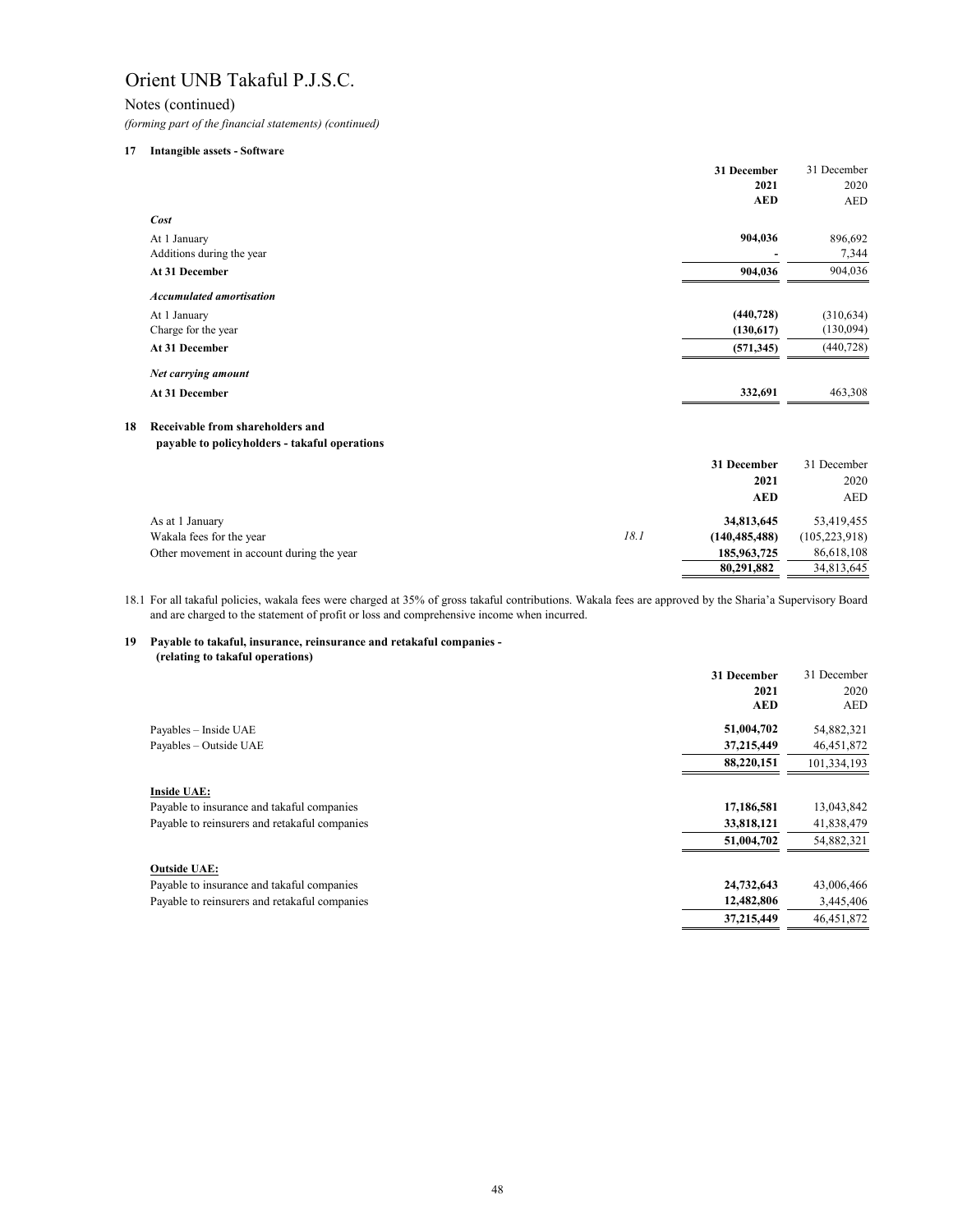# Orient UNB Takaful P.J.S.C.

## Notes (continued)

*(forming part of the financial statements) (continued)*

### 17 Intangible assets - Software

| | 31 December 2021 AED | 31 December 2020 AED |
|---|---|---|
| ***Cost*** | | |
| At 1 January | **904,036** | 896,692 |
| Additions during the year | **-** | 7,344 |
| **At 31 December** | **904,036** | 904,036 |
| ***Accumulated amortisation*** | | |
| At 1 January | **(440,728)** | (310,634) |
| Charge for the year | **(130,617)** | (130,094) |
| **At 31 December** | **(571,345)** | (440,728) |
| ***Net carrying amount*** | | |
| **At 31 December** | **332,691** | 463,308 |

### 18 Receivable from shareholders and payable to policyholders - takaful operations

| | | 31 December 2021 AED | 31 December 2020 AED |
|---|---|---|---|
| As at 1 January | | **34,813,645** | 53,419,455 |
| Wakala fees for the year | *18.1* | **(140,485,488)** | (105,223,918) |
| Other movement in account during the year | | **185,963,725** | 86,618,108 |
| | | **80,291,882** | 34,813,645 |

18.1 For all takaful policies, wakala fees were charged at 35% of gross takaful contributions. Wakala fees are approved by the Sharia'a Supervisory Board and are charged to the statement of profit or loss and comprehensive income when incurred.

### 19 Payable to takaful, insurance, reinsurance and retakaful companies - (relating to takaful operations)

| | 31 December 2021 AED | 31 December 2020 AED |
|---|---|---|
| Payables – Inside UAE | **51,004,702** | 54,882,321 |
| Payables – Outside UAE | **37,215,449** | 46,451,872 |
| | **88,220,151** | 101,334,193 |
| **Inside UAE:** | | |
| Payable to insurance and takaful companies | **17,186,581** | 13,043,842 |
| Payable to reinsurers and retakaful companies | **33,818,121** | 41,838,479 |
| | **51,004,702** | 54,882,321 |
| **Outside UAE:** | | |
| Payable to insurance and takaful companies | **24,732,643** | 43,006,466 |
| Payable to reinsurers and retakaful companies | **12,482,806** | 3,445,406 |
| | **37,215,449** | 46,451,872 |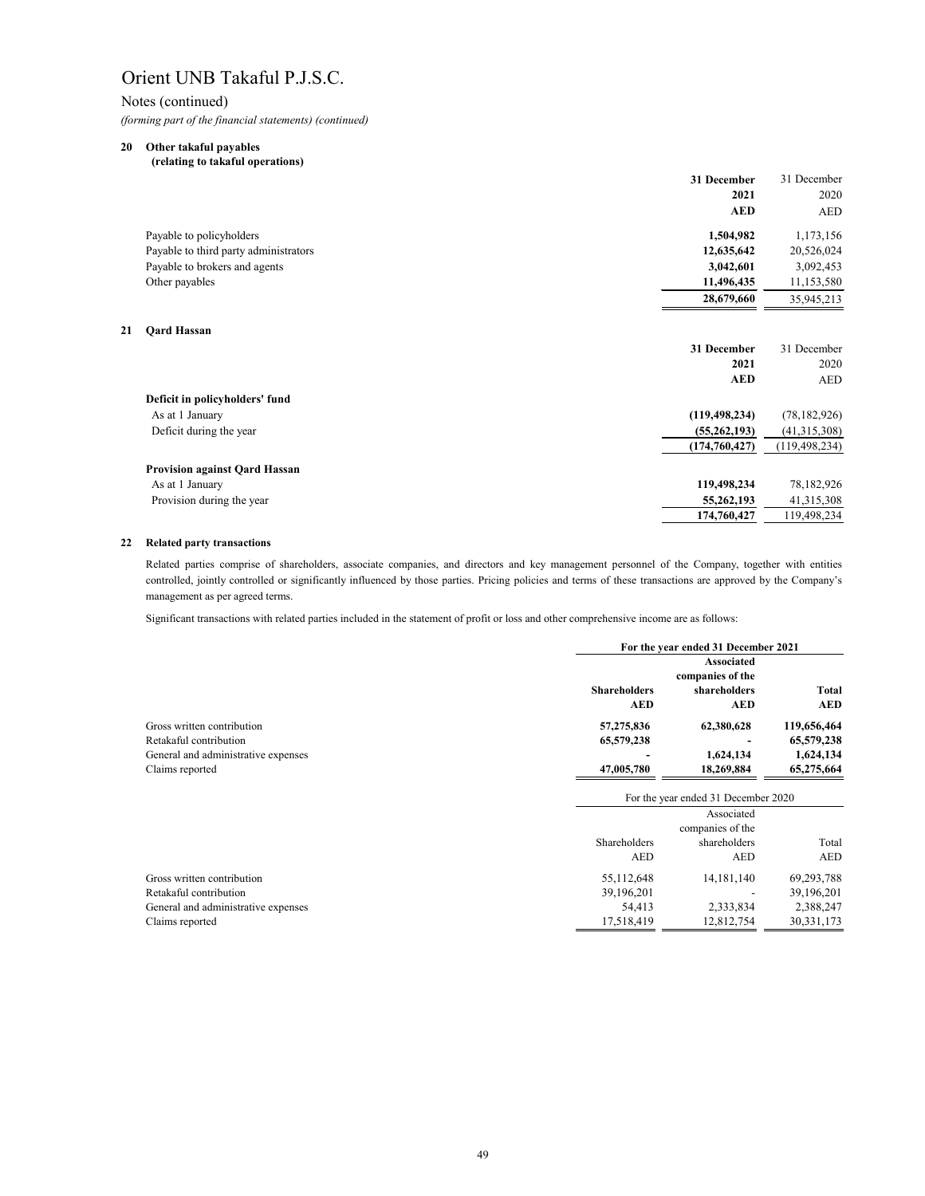# Orient UNB Takaful P.J.S.C.

Notes (continued)

*(forming part of the financial statements) (continued)*

## 20 Other takaful payables (relating to takaful operations)

| | 31 December 2021 AED | 31 December 2020 AED |
|---|---|---|
| Payable to policyholders | **1,504,982** | 1,173,156 |
| Payable to third party administrators | **12,635,642** | 20,526,024 |
| Payable to brokers and agents | **3,042,601** | 3,092,453 |
| Other payables | **11,496,435** | 11,153,580 |
| | **28,679,660** | 35,945,213 |

## 21 Qard Hassan

| | 31 December 2021 AED | 31 December 2020 AED |
|---|---|---|
| **Deficit in policyholders' fund** | | |
| As at 1 January | **(119,498,234)** | (78,182,926) |
| Deficit during the year | **(55,262,193)** | (41,315,308) |
| | **(174,760,427)** | (119,498,234) |
| **Provision against Qard Hassan** | | |
| As at 1 January | **119,498,234** | 78,182,926 |
| Provision during the year | **55,262,193** | 41,315,308 |
| | **174,760,427** | 119,498,234 |

## 22 Related party transactions

Related parties comprise of shareholders, associate companies, and directors and key management personnel of the Company, together with entities controlled, jointly controlled or significantly influenced by those parties. Pricing policies and terms of these transactions are approved by the Company's management as per agreed terms.

Significant transactions with related parties included in the statement of profit or loss and other comprehensive income are as follows:

| | **For the year ended 31 December 2021** | | |
|---|---|---|---|
| | **Shareholders AED** | **Associated companies of the shareholders AED** | **Total AED** |
| Gross written contribution | **57,275,836** | **62,380,628** | **119,656,464** |
| Retakaful contribution | **65,579,238** | **-** | **65,579,238** |
| General and administrative expenses | **-** | **1,624,134** | **1,624,134** |
| Claims reported | **47,005,780** | **18,269,884** | **65,275,664** |

| | For the year ended 31 December 2020 | | |
|---|---|---|---|
| | Shareholders AED | Associated companies of the shareholders AED | Total AED |
| Gross written contribution | 55,112,648 | 14,181,140 | 69,293,788 |
| Retakaful contribution | 39,196,201 | - | 39,196,201 |
| General and administrative expenses | 54,413 | 2,333,834 | 2,388,247 |
| Claims reported | 17,518,419 | 12,812,754 | 30,331,173 |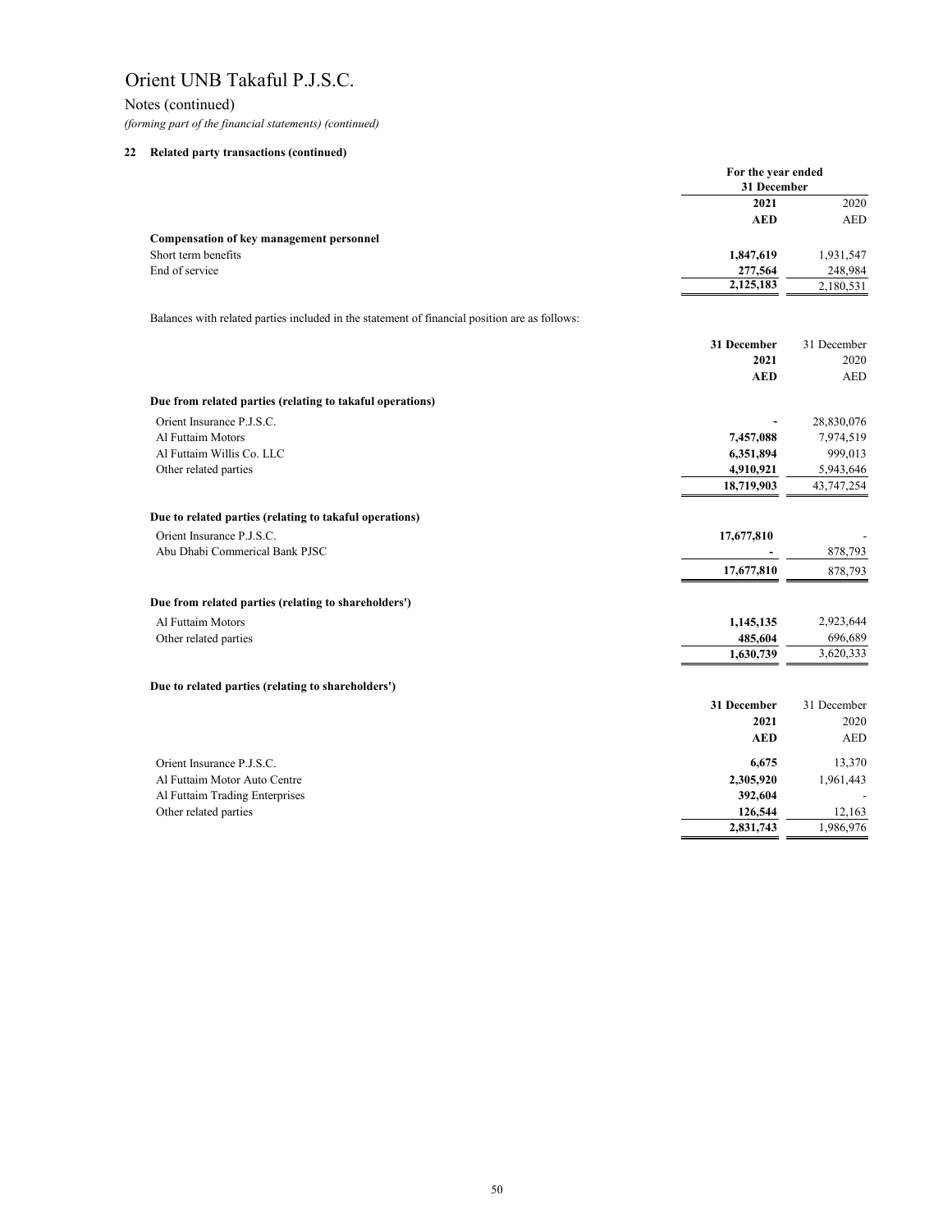# Orient UNB Takaful P.J.S.C.

Notes (continued)

*(forming part of the financial statements) (continued)*

### 22 Related party transactions (continued)

| | For the year ended 31 December | |
|---|---|---|
| | **2021** | 2020 |
| | **AED** | AED |
| **Compensation of key management personnel** | | |
| Short term benefits | **1,847,619** | 1,931,547 |
| End of service | **277,564** | 248,984 |
| | **2,125,183** | 2,180,531 |

Balances with related parties included in the statement of financial position are as follows:

| | **31 December 2021** | 31 December 2020 |
|---|---|---|
| | **AED** | AED |
| **Due from related parties (relating to takaful operations)** | | |
| Orient Insurance P.J.S.C. | **-** | 28,830,076 |
| Al Futtaim Motors | **7,457,088** | 7,974,519 |
| Al Futtaim Willis Co. LLC | **6,351,894** | 999,013 |
| Other related parties | **4,910,921** | 5,943,646 |
| | **18,719,903** | 43,747,254 |
| **Due to related parties (relating to takaful operations)** | | |
| Orient Insurance P.J.S.C. | **17,677,810** | - |
| Abu Dhabi Commerical Bank PJSC | **-** | 878,793 |
| | **17,677,810** | 878,793 |
| **Due from related parties (relating to shareholders')** | | |
| Al Futtaim Motors | **1,145,135** | 2,923,644 |
| Other related parties | **485,604** | 696,689 |
| | **1,630,739** | 3,620,333 |

**Due to related parties (relating to shareholders')**

| | **31 December 2021** | 31 December 2020 |
|---|---|---|
| | **AED** | AED |
| Orient Insurance P.J.S.C. | **6,675** | 13,370 |
| Al Futtaim Motor Auto Centre | **2,305,920** | 1,961,443 |
| Al Futtaim Trading Enterprises | **392,604** | - |
| Other related parties | **126,544** | 12,163 |
| | **2,831,743** | 1,986,976 |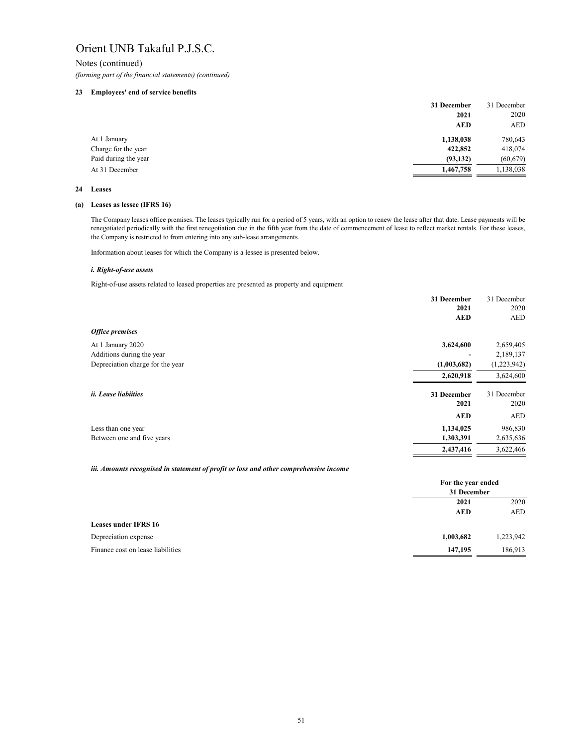# Orient UNB Takaful P.J.S.C.

Notes (continued)

*(forming part of the financial statements) (continued)*

## 23 Employees' end of service benefits

| | 31 December 2021 AED | 31 December 2020 AED |
|---|---|---|
| At 1 January | **1,138,038** | 780,643 |
| Charge for the year | **422,852** | 418,074 |
| Paid during the year | **(93,132)** | (60,679) |
| At 31 December | **1,467,758** | 1,138,038 |

## 24 Leases

### (a) Leases as lessee (IFRS 16)

The Company leases office premises. The leases typically run for a period of 5 years, with an option to renew the lease after that date. Lease payments will be renegotiated periodically with the first renegotiation due in the fifth year from the date of commencement of lease to reflect market rentals. For these leases, the Company is restricted to from entering into any sub-lease arrangements.

Information about leases for which the Company is a lessee is presented below.

#### *i. Right-of-use assets*

Right-of-use assets related to leased properties are presented as property and equipment

| | 31 December 2021 AED | 31 December 2020 AED |
|---|---|---|
| ***Office premises*** | | |
| At 1 January 2020 | **3,624,600** | 2,659,405 |
| Additions during the year | **-** | 2,189,137 |
| Depreciation charge for the year | **(1,003,682)** | (1,223,942) |
| | **2,620,918** | 3,624,600 |

#### *ii. Lease liabiities*

| | 31 December 2021 AED | 31 December 2020 AED |
|---|---|---|
| Less than one year | **1,134,025** | 986,830 |
| Between one and five years | **1,303,391** | 2,635,636 |
| | **2,437,416** | 3,622,466 |

#### *iii. Amounts recognised in statement of profit or loss and other comprehensive income*

| | For the year ended 31 December 2021 AED | 2020 AED |
|---|---|---|
| **Leases under IFRS 16** | | |
| Depreciation expense | **1,003,682** | 1,223,942 |
| Finance cost on lease liabilities | **147,195** | 186,913 |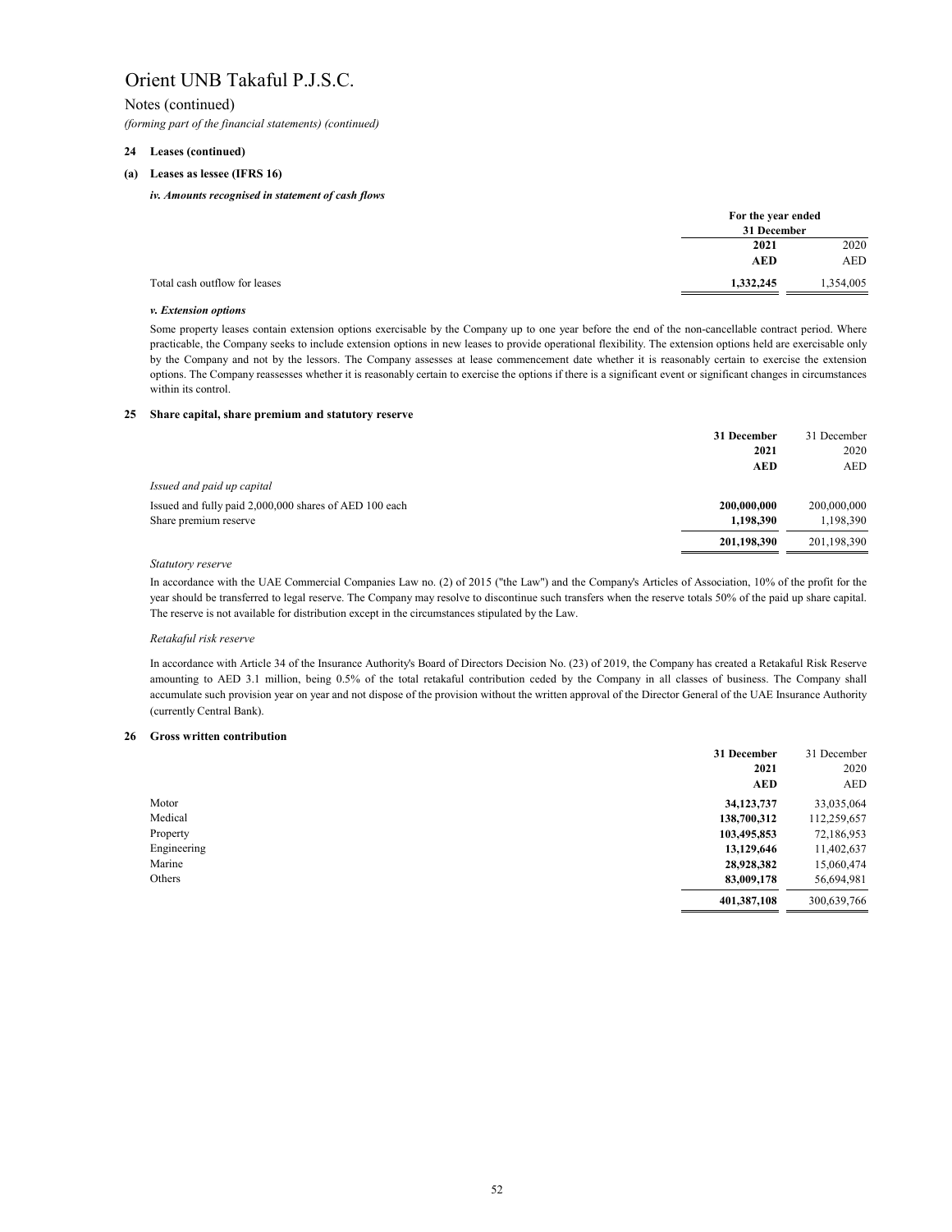# Orient UNB Takaful P.J.S.C.

Notes (continued)

*(forming part of the financial statements) (continued)*

**24 Leases (continued)**

**(a) Leases as lessee (IFRS 16)**

***iv. Amounts recognised in statement of cash flows***

| | For the year ended 31 December | |
|---|---|---|
| | **2021** | 2020 |
| | **AED** | AED |
| Total cash outflow for leases | **1,332,245** | 1,354,005 |

***v. Extension options***

Some property leases contain extension options exercisable by the Company up to one year before the end of the non-cancellable contract period. Where practicable, the Company seeks to include extension options in new leases to provide operational flexibility. The extension options held are exercisable only by the Company and not by the lessors. The Company assesses at lease commencement date whether it is reasonably certain to exercise the extension options. The Company reassesses whether it is reasonably certain to exercise the options if there is a significant event or significant changes in circumstances within its control.

**25 Share capital, share premium and statutory reserve**

| | **31 December 2021** | 31 December 2020 |
|---|---|---|
| | **AED** | AED |
| *Issued and paid up capital* | | |
| Issued and fully paid 2,000,000 shares of AED 100 each | **200,000,000** | 200,000,000 |
| Share premium reserve | **1,198,390** | 1,198,390 |
| | **201,198,390** | 201,198,390 |

*Statutory reserve*

In accordance with the UAE Commercial Companies Law no. (2) of 2015 ("the Law") and the Company's Articles of Association, 10% of the profit for the year should be transferred to legal reserve. The Company may resolve to discontinue such transfers when the reserve totals 50% of the paid up share capital. The reserve is not available for distribution except in the circumstances stipulated by the Law.

*Retakaful risk reserve*

In accordance with Article 34 of the Insurance Authority's Board of Directors Decision No. (23) of 2019, the Company has created a Retakaful Risk Reserve amounting to AED 3.1 million, being 0.5% of the total retakaful contribution ceded by the Company in all classes of business. The Company shall accumulate such provision year on year and not dispose of the provision without the written approval of the Director General of the UAE Insurance Authority (currently Central Bank).

**26 Gross written contribution**

| | **31 December 2021** | 31 December 2020 |
|---|---|---|
| | **AED** | AED |
| Motor | **34,123,737** | 33,035,064 |
| Medical | **138,700,312** | 112,259,657 |
| Property | **103,495,853** | 72,186,953 |
| Engineering | **13,129,646** | 11,402,637 |
| Marine | **28,928,382** | 15,060,474 |
| Others | **83,009,178** | 56,694,981 |
| | **401,387,108** | 300,639,766 |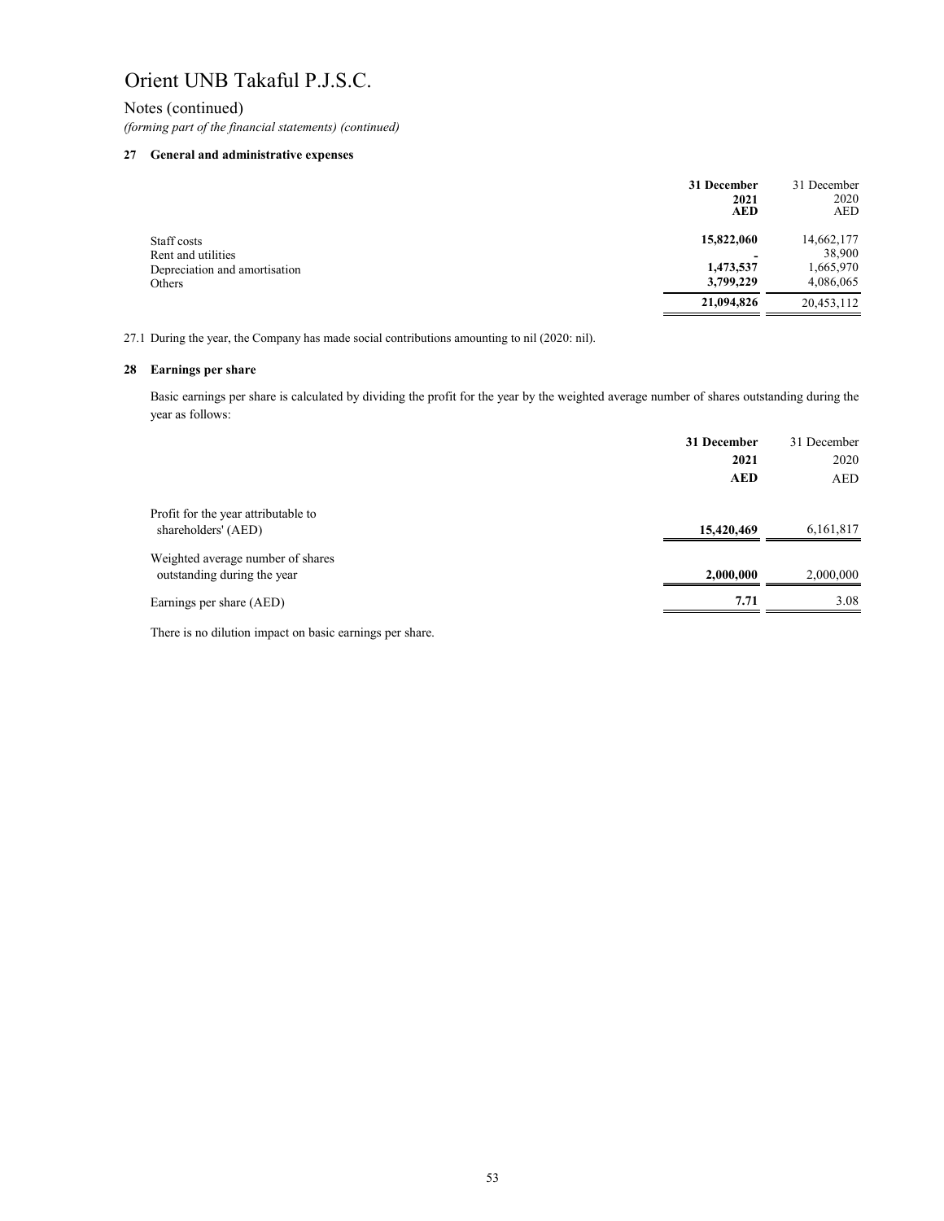# Orient UNB Takaful P.J.S.C.

## Notes (continued)

*(forming part of the financial statements) (continued)*

### 27 General and administrative expenses

| | **31 December 2021 AED** | 31 December 2020 AED |
|---|---|---|
| Staff costs | **15,822,060** | 14,662,177 |
| Rent and utilities | **-** | 38,900 |
| Depreciation and amortisation | **1,473,537** | 1,665,970 |
| Others | **3,799,229** | 4,086,065 |
| | **21,094,826** | 20,453,112 |

27.1 During the year, the Company has made social contributions amounting to nil (2020: nil).

### 28 Earnings per share

Basic earnings per share is calculated by dividing the profit for the year by the weighted average number of shares outstanding during the year as follows:

| | **31 December 2021 AED** | 31 December 2020 AED |
|---|---|---|
| Profit for the year attributable to shareholders' (AED) | **15,420,469** | 6,161,817 |
| Weighted average number of shares outstanding during the year | **2,000,000** | 2,000,000 |
| Earnings per share (AED) | **7.71** | 3.08 |

There is no dilution impact on basic earnings per share.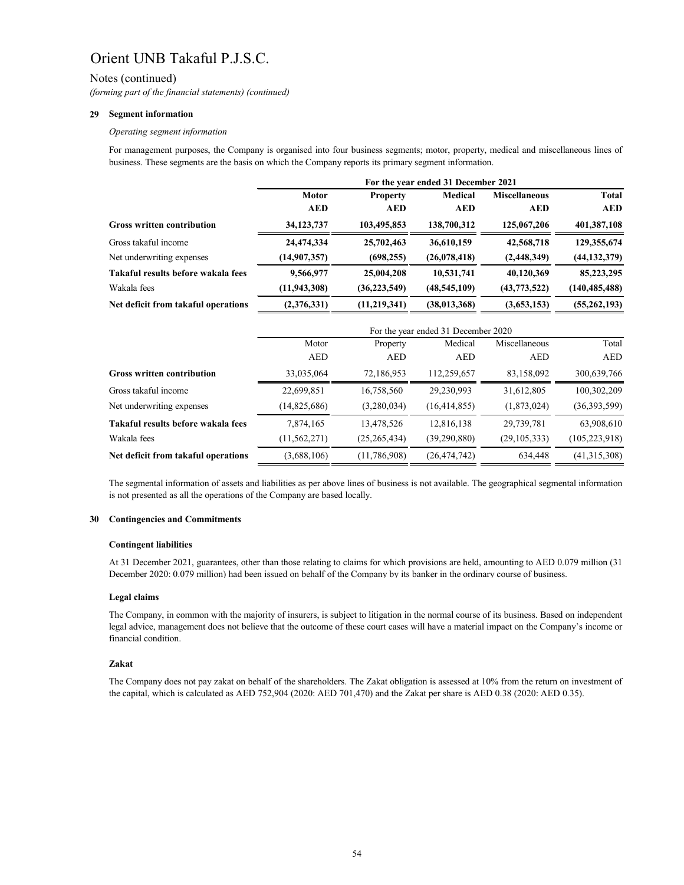# Orient UNB Takaful P.J.S.C.

## Notes (continued)

*(forming part of the financial statements) (continued)*

### 29 Segment information

*Operating segment information*

For management purposes, the Company is organised into four business segments; motor, property, medical and miscellaneous lines of business. These segments are the basis on which the Company reports its primary segment information.

| | For the year ended 31 December 2021 | | | | |
|---|---|---|---|---|---|
| | **Motor** | **Property** | **Medical** | **Miscellaneous** | **Total** |
| | **AED** | **AED** | **AED** | **AED** | **AED** |
| **Gross written contribution** | **34,123,737** | **103,495,853** | **138,700,312** | **125,067,206** | **401,387,108** |
| Gross takaful income | **24,474,334** | **25,702,463** | **36,610,159** | **42,568,718** | **129,355,674** |
| Net underwriting expenses | **(14,907,357)** | **(698,255)** | **(26,078,418)** | **(2,448,349)** | **(44,132,379)** |
| **Takaful results before wakala fees** | **9,566,977** | **25,004,208** | **10,531,741** | **40,120,369** | **85,223,295** |
| Wakala fees | **(11,943,308)** | **(36,223,549)** | **(48,545,109)** | **(43,773,522)** | **(140,485,488)** |
| **Net deficit from takaful operations** | **(2,376,331)** | **(11,219,341)** | **(38,013,368)** | **(3,653,153)** | **(55,262,193)** |

| | For the year ended 31 December 2020 | | | | |
|---|---|---|---|---|---|
| | Motor | Property | Medical | Miscellaneous | Total |
| | AED | AED | AED | AED | AED |
| **Gross written contribution** | 33,035,064 | 72,186,953 | 112,259,657 | 83,158,092 | 300,639,766 |
| Gross takaful income | 22,699,851 | 16,758,560 | 29,230,993 | 31,612,805 | 100,302,209 |
| Net underwriting expenses | (14,825,686) | (3,280,034) | (16,414,855) | (1,873,024) | (36,393,599) |
| **Takaful results before wakala fees** | 7,874,165 | 13,478,526 | 12,816,138 | 29,739,781 | 63,908,610 |
| Wakala fees | (11,562,271) | (25,265,434) | (39,290,880) | (29,105,333) | (105,223,918) |
| **Net deficit from takaful operations** | (3,688,106) | (11,786,908) | (26,474,742) | 634,448 | (41,315,308) |

The segmental information of assets and liabilities as per above lines of business is not available. The geographical segmental information is not presented as all the operations of the Company are based locally.

### 30 Contingencies and Commitments

**Contingent liabilities**

At 31 December 2021, guarantees, other than those relating to claims for which provisions are held, amounting to AED 0.079 million (31 December 2020: 0.079 million) had been issued on behalf of the Company by its banker in the ordinary course of business.

**Legal claims**

The Company, in common with the majority of insurers, is subject to litigation in the normal course of its business. Based on independent legal advice, management does not believe that the outcome of these court cases will have a material impact on the Company's income or financial condition.

**Zakat**

The Company does not pay zakat on behalf of the shareholders. The Zakat obligation is assessed at 10% from the return on investment of the capital, which is calculated as AED 752,904 (2020: AED 701,470) and the Zakat per share is AED 0.38 (2020: AED 0.35).